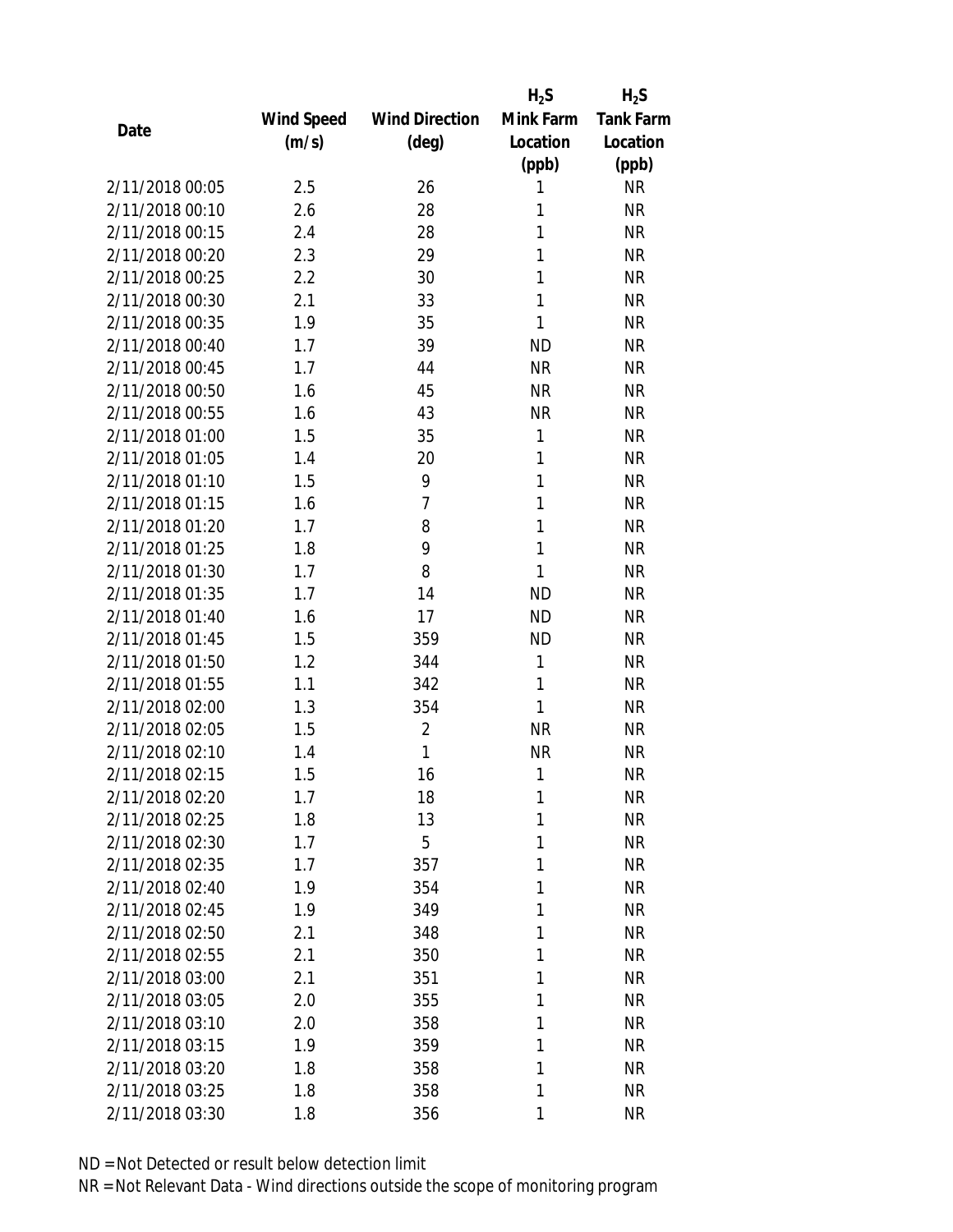| Date | Wind Speed (m/s) | Wind Direction (deg) | $H_2S$ Mink Farm Location (ppb) | $H_2S$ Tank Farm Location (ppb) |
|---|---|---|---|---|
| 2/11/2018 00:05 | 2.5 | 26 | 1 | NR |
| 2/11/2018 00:10 | 2.6 | 28 | 1 | NR |
| 2/11/2018 00:15 | 2.4 | 28 | 1 | NR |
| 2/11/2018 00:20 | 2.3 | 29 | 1 | NR |
| 2/11/2018 00:25 | 2.2 | 30 | 1 | NR |
| 2/11/2018 00:30 | 2.1 | 33 | 1 | NR |
| 2/11/2018 00:35 | 1.9 | 35 | 1 | NR |
| 2/11/2018 00:40 | 1.7 | 39 | ND | NR |
| 2/11/2018 00:45 | 1.7 | 44 | NR | NR |
| 2/11/2018 00:50 | 1.6 | 45 | NR | NR |
| 2/11/2018 00:55 | 1.6 | 43 | NR | NR |
| 2/11/2018 01:00 | 1.5 | 35 | 1 | NR |
| 2/11/2018 01:05 | 1.4 | 20 | 1 | NR |
| 2/11/2018 01:10 | 1.5 | 9 | 1 | NR |
| 2/11/2018 01:15 | 1.6 | 7 | 1 | NR |
| 2/11/2018 01:20 | 1.7 | 8 | 1 | NR |
| 2/11/2018 01:25 | 1.8 | 9 | 1 | NR |
| 2/11/2018 01:30 | 1.7 | 8 | 1 | NR |
| 2/11/2018 01:35 | 1.7 | 14 | ND | NR |
| 2/11/2018 01:40 | 1.6 | 17 | ND | NR |
| 2/11/2018 01:45 | 1.5 | 359 | ND | NR |
| 2/11/2018 01:50 | 1.2 | 344 | 1 | NR |
| 2/11/2018 01:55 | 1.1 | 342 | 1 | NR |
| 2/11/2018 02:00 | 1.3 | 354 | 1 | NR |
| 2/11/2018 02:05 | 1.5 | 2 | NR | NR |
| 2/11/2018 02:10 | 1.4 | 1 | NR | NR |
| 2/11/2018 02:15 | 1.5 | 16 | 1 | NR |
| 2/11/2018 02:20 | 1.7 | 18 | 1 | NR |
| 2/11/2018 02:25 | 1.8 | 13 | 1 | NR |
| 2/11/2018 02:30 | 1.7 | 5 | 1 | NR |
| 2/11/2018 02:35 | 1.7 | 357 | 1 | NR |
| 2/11/2018 02:40 | 1.9 | 354 | 1 | NR |
| 2/11/2018 02:45 | 1.9 | 349 | 1 | NR |
| 2/11/2018 02:50 | 2.1 | 348 | 1 | NR |
| 2/11/2018 02:55 | 2.1 | 350 | 1 | NR |
| 2/11/2018 03:00 | 2.1 | 351 | 1 | NR |
| 2/11/2018 03:05 | 2.0 | 355 | 1 | NR |
| 2/11/2018 03:10 | 2.0 | 358 | 1 | NR |
| 2/11/2018 03:15 | 1.9 | 359 | 1 | NR |
| 2/11/2018 03:20 | 1.8 | 358 | 1 | NR |
| 2/11/2018 03:25 | 1.8 | 358 | 1 | NR |
| 2/11/2018 03:30 | 1.8 | 356 | 1 | NR |

ND = Not Detected or result below detection limit

NR = Not Relevant Data - Wind directions outside the scope of monitoring program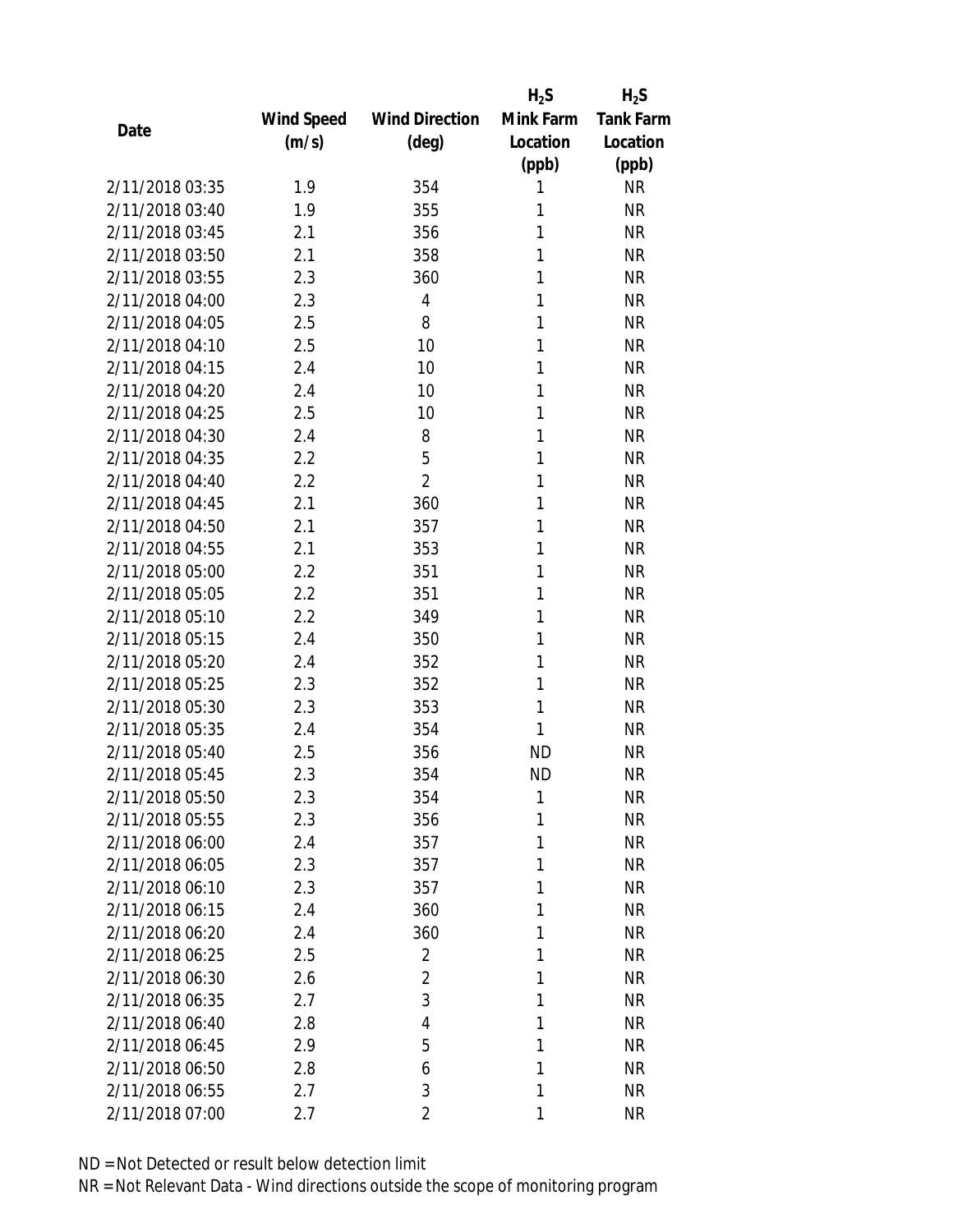| Date | Wind Speed (m/s) | Wind Direction (deg) | $H_2S$ Mink Farm Location (ppb) | $H_2S$ Tank Farm Location (ppb) |
|---|---|---|---|---|
| 2/11/2018 03:35 | 1.9 | 354 | 1 | NR |
| 2/11/2018 03:40 | 1.9 | 355 | 1 | NR |
| 2/11/2018 03:45 | 2.1 | 356 | 1 | NR |
| 2/11/2018 03:50 | 2.1 | 358 | 1 | NR |
| 2/11/2018 03:55 | 2.3 | 360 | 1 | NR |
| 2/11/2018 04:00 | 2.3 | 4 | 1 | NR |
| 2/11/2018 04:05 | 2.5 | 8 | 1 | NR |
| 2/11/2018 04:10 | 2.5 | 10 | 1 | NR |
| 2/11/2018 04:15 | 2.4 | 10 | 1 | NR |
| 2/11/2018 04:20 | 2.4 | 10 | 1 | NR |
| 2/11/2018 04:25 | 2.5 | 10 | 1 | NR |
| 2/11/2018 04:30 | 2.4 | 8 | 1 | NR |
| 2/11/2018 04:35 | 2.2 | 5 | 1 | NR |
| 2/11/2018 04:40 | 2.2 | 2 | 1 | NR |
| 2/11/2018 04:45 | 2.1 | 360 | 1 | NR |
| 2/11/2018 04:50 | 2.1 | 357 | 1 | NR |
| 2/11/2018 04:55 | 2.1 | 353 | 1 | NR |
| 2/11/2018 05:00 | 2.2 | 351 | 1 | NR |
| 2/11/2018 05:05 | 2.2 | 351 | 1 | NR |
| 2/11/2018 05:10 | 2.2 | 349 | 1 | NR |
| 2/11/2018 05:15 | 2.4 | 350 | 1 | NR |
| 2/11/2018 05:20 | 2.4 | 352 | 1 | NR |
| 2/11/2018 05:25 | 2.3 | 352 | 1 | NR |
| 2/11/2018 05:30 | 2.3 | 353 | 1 | NR |
| 2/11/2018 05:35 | 2.4 | 354 | 1 | NR |
| 2/11/2018 05:40 | 2.5 | 356 | ND | NR |
| 2/11/2018 05:45 | 2.3 | 354 | ND | NR |
| 2/11/2018 05:50 | 2.3 | 354 | 1 | NR |
| 2/11/2018 05:55 | 2.3 | 356 | 1 | NR |
| 2/11/2018 06:00 | 2.4 | 357 | 1 | NR |
| 2/11/2018 06:05 | 2.3 | 357 | 1 | NR |
| 2/11/2018 06:10 | 2.3 | 357 | 1 | NR |
| 2/11/2018 06:15 | 2.4 | 360 | 1 | NR |
| 2/11/2018 06:20 | 2.4 | 360 | 1 | NR |
| 2/11/2018 06:25 | 2.5 | 2 | 1 | NR |
| 2/11/2018 06:30 | 2.6 | 2 | 1 | NR |
| 2/11/2018 06:35 | 2.7 | 3 | 1 | NR |
| 2/11/2018 06:40 | 2.8 | 4 | 1 | NR |
| 2/11/2018 06:45 | 2.9 | 5 | 1 | NR |
| 2/11/2018 06:50 | 2.8 | 6 | 1 | NR |
| 2/11/2018 06:55 | 2.7 | 3 | 1 | NR |
| 2/11/2018 07:00 | 2.7 | 2 | 1 | NR |

ND = Not Detected or result below detection limit

NR = Not Relevant Data - Wind directions outside the scope of monitoring program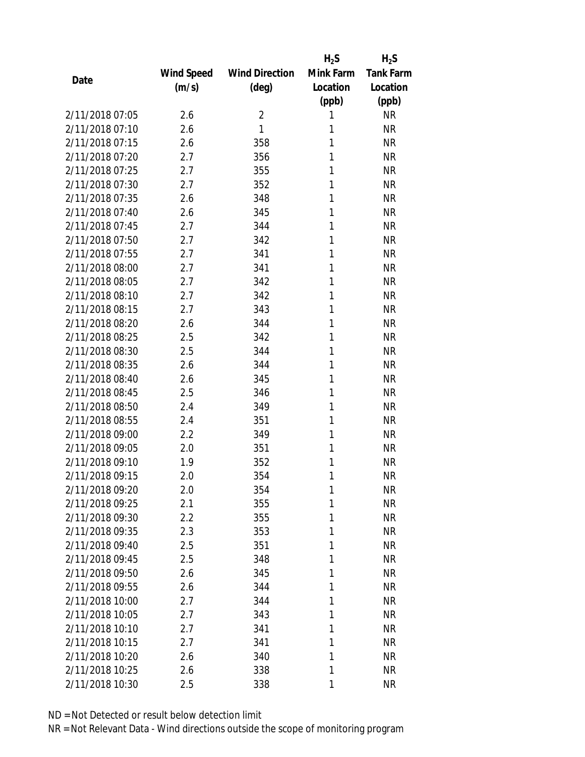| Date | Wind Speed (m/s) | Wind Direction (deg) | $H_2S$ Mink Farm Location (ppb) | $H_2S$ Tank Farm Location (ppb) |
|---|---|---|---|---|
| 2/11/2018 07:05 | 2.6 | 2 | 1 | NR |
| 2/11/2018 07:10 | 2.6 | 1 | 1 | NR |
| 2/11/2018 07:15 | 2.6 | 358 | 1 | NR |
| 2/11/2018 07:20 | 2.7 | 356 | 1 | NR |
| 2/11/2018 07:25 | 2.7 | 355 | 1 | NR |
| 2/11/2018 07:30 | 2.7 | 352 | 1 | NR |
| 2/11/2018 07:35 | 2.6 | 348 | 1 | NR |
| 2/11/2018 07:40 | 2.6 | 345 | 1 | NR |
| 2/11/2018 07:45 | 2.7 | 344 | 1 | NR |
| 2/11/2018 07:50 | 2.7 | 342 | 1 | NR |
| 2/11/2018 07:55 | 2.7 | 341 | 1 | NR |
| 2/11/2018 08:00 | 2.7 | 341 | 1 | NR |
| 2/11/2018 08:05 | 2.7 | 342 | 1 | NR |
| 2/11/2018 08:10 | 2.7 | 342 | 1 | NR |
| 2/11/2018 08:15 | 2.7 | 343 | 1 | NR |
| 2/11/2018 08:20 | 2.6 | 344 | 1 | NR |
| 2/11/2018 08:25 | 2.5 | 342 | 1 | NR |
| 2/11/2018 08:30 | 2.5 | 344 | 1 | NR |
| 2/11/2018 08:35 | 2.6 | 344 | 1 | NR |
| 2/11/2018 08:40 | 2.6 | 345 | 1 | NR |
| 2/11/2018 08:45 | 2.5 | 346 | 1 | NR |
| 2/11/2018 08:50 | 2.4 | 349 | 1 | NR |
| 2/11/2018 08:55 | 2.4 | 351 | 1 | NR |
| 2/11/2018 09:00 | 2.2 | 349 | 1 | NR |
| 2/11/2018 09:05 | 2.0 | 351 | 1 | NR |
| 2/11/2018 09:10 | 1.9 | 352 | 1 | NR |
| 2/11/2018 09:15 | 2.0 | 354 | 1 | NR |
| 2/11/2018 09:20 | 2.0 | 354 | 1 | NR |
| 2/11/2018 09:25 | 2.1 | 355 | 1 | NR |
| 2/11/2018 09:30 | 2.2 | 355 | 1 | NR |
| 2/11/2018 09:35 | 2.3 | 353 | 1 | NR |
| 2/11/2018 09:40 | 2.5 | 351 | 1 | NR |
| 2/11/2018 09:45 | 2.5 | 348 | 1 | NR |
| 2/11/2018 09:50 | 2.6 | 345 | 1 | NR |
| 2/11/2018 09:55 | 2.6 | 344 | 1 | NR |
| 2/11/2018 10:00 | 2.7 | 344 | 1 | NR |
| 2/11/2018 10:05 | 2.7 | 343 | 1 | NR |
| 2/11/2018 10:10 | 2.7 | 341 | 1 | NR |
| 2/11/2018 10:15 | 2.7 | 341 | 1 | NR |
| 2/11/2018 10:20 | 2.6 | 340 | 1 | NR |
| 2/11/2018 10:25 | 2.6 | 338 | 1 | NR |
| 2/11/2018 10:30 | 2.5 | 338 | 1 | NR |

ND = Not Detected or result below detection limit

NR = Not Relevant Data - Wind directions outside the scope of monitoring program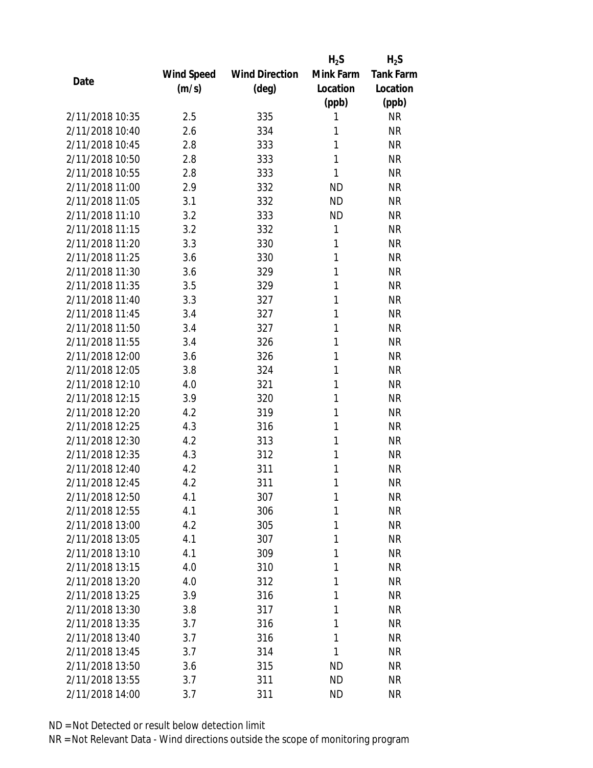| Date | Wind Speed (m/s) | Wind Direction (deg) | $H_2S$ Mink Farm Location (ppb) | $H_2S$ Tank Farm Location (ppb) |
|---|---|---|---|---|
| 2/11/2018 10:35 | 2.5 | 335 | 1 | NR |
| 2/11/2018 10:40 | 2.6 | 334 | 1 | NR |
| 2/11/2018 10:45 | 2.8 | 333 | 1 | NR |
| 2/11/2018 10:50 | 2.8 | 333 | 1 | NR |
| 2/11/2018 10:55 | 2.8 | 333 | 1 | NR |
| 2/11/2018 11:00 | 2.9 | 332 | ND | NR |
| 2/11/2018 11:05 | 3.1 | 332 | ND | NR |
| 2/11/2018 11:10 | 3.2 | 333 | ND | NR |
| 2/11/2018 11:15 | 3.2 | 332 | 1 | NR |
| 2/11/2018 11:20 | 3.3 | 330 | 1 | NR |
| 2/11/2018 11:25 | 3.6 | 330 | 1 | NR |
| 2/11/2018 11:30 | 3.6 | 329 | 1 | NR |
| 2/11/2018 11:35 | 3.5 | 329 | 1 | NR |
| 2/11/2018 11:40 | 3.3 | 327 | 1 | NR |
| 2/11/2018 11:45 | 3.4 | 327 | 1 | NR |
| 2/11/2018 11:50 | 3.4 | 327 | 1 | NR |
| 2/11/2018 11:55 | 3.4 | 326 | 1 | NR |
| 2/11/2018 12:00 | 3.6 | 326 | 1 | NR |
| 2/11/2018 12:05 | 3.8 | 324 | 1 | NR |
| 2/11/2018 12:10 | 4.0 | 321 | 1 | NR |
| 2/11/2018 12:15 | 3.9 | 320 | 1 | NR |
| 2/11/2018 12:20 | 4.2 | 319 | 1 | NR |
| 2/11/2018 12:25 | 4.3 | 316 | 1 | NR |
| 2/11/2018 12:30 | 4.2 | 313 | 1 | NR |
| 2/11/2018 12:35 | 4.3 | 312 | 1 | NR |
| 2/11/2018 12:40 | 4.2 | 311 | 1 | NR |
| 2/11/2018 12:45 | 4.2 | 311 | 1 | NR |
| 2/11/2018 12:50 | 4.1 | 307 | 1 | NR |
| 2/11/2018 12:55 | 4.1 | 306 | 1 | NR |
| 2/11/2018 13:00 | 4.2 | 305 | 1 | NR |
| 2/11/2018 13:05 | 4.1 | 307 | 1 | NR |
| 2/11/2018 13:10 | 4.1 | 309 | 1 | NR |
| 2/11/2018 13:15 | 4.0 | 310 | 1 | NR |
| 2/11/2018 13:20 | 4.0 | 312 | 1 | NR |
| 2/11/2018 13:25 | 3.9 | 316 | 1 | NR |
| 2/11/2018 13:30 | 3.8 | 317 | 1 | NR |
| 2/11/2018 13:35 | 3.7 | 316 | 1 | NR |
| 2/11/2018 13:40 | 3.7 | 316 | 1 | NR |
| 2/11/2018 13:45 | 3.7 | 314 | 1 | NR |
| 2/11/2018 13:50 | 3.6 | 315 | ND | NR |
| 2/11/2018 13:55 | 3.7 | 311 | ND | NR |
| 2/11/2018 14:00 | 3.7 | 311 | ND | NR |

ND = Not Detected or result below detection limit

NR = Not Relevant Data - Wind directions outside the scope of monitoring program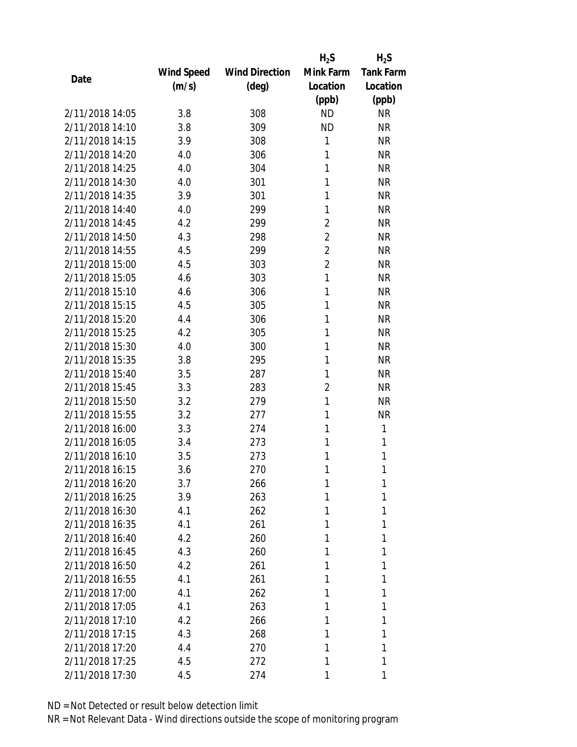| Date | Wind Speed (m/s) | Wind Direction (deg) | $H_2S$ Mink Farm Location (ppb) | $H_2S$ Tank Farm Location (ppb) |
|---|---|---|---|---|
| 2/11/2018 14:05 | 3.8 | 308 | ND | NR |
| 2/11/2018 14:10 | 3.8 | 309 | ND | NR |
| 2/11/2018 14:15 | 3.9 | 308 | 1 | NR |
| 2/11/2018 14:20 | 4.0 | 306 | 1 | NR |
| 2/11/2018 14:25 | 4.0 | 304 | 1 | NR |
| 2/11/2018 14:30 | 4.0 | 301 | 1 | NR |
| 2/11/2018 14:35 | 3.9 | 301 | 1 | NR |
| 2/11/2018 14:40 | 4.0 | 299 | 1 | NR |
| 2/11/2018 14:45 | 4.2 | 299 | 2 | NR |
| 2/11/2018 14:50 | 4.3 | 298 | 2 | NR |
| 2/11/2018 14:55 | 4.5 | 299 | 2 | NR |
| 2/11/2018 15:00 | 4.5 | 303 | 2 | NR |
| 2/11/2018 15:05 | 4.6 | 303 | 1 | NR |
| 2/11/2018 15:10 | 4.6 | 306 | 1 | NR |
| 2/11/2018 15:15 | 4.5 | 305 | 1 | NR |
| 2/11/2018 15:20 | 4.4 | 306 | 1 | NR |
| 2/11/2018 15:25 | 4.2 | 305 | 1 | NR |
| 2/11/2018 15:30 | 4.0 | 300 | 1 | NR |
| 2/11/2018 15:35 | 3.8 | 295 | 1 | NR |
| 2/11/2018 15:40 | 3.5 | 287 | 1 | NR |
| 2/11/2018 15:45 | 3.3 | 283 | 2 | NR |
| 2/11/2018 15:50 | 3.2 | 279 | 1 | NR |
| 2/11/2018 15:55 | 3.2 | 277 | 1 | NR |
| 2/11/2018 16:00 | 3.3 | 274 | 1 | 1 |
| 2/11/2018 16:05 | 3.4 | 273 | 1 | 1 |
| 2/11/2018 16:10 | 3.5 | 273 | 1 | 1 |
| 2/11/2018 16:15 | 3.6 | 270 | 1 | 1 |
| 2/11/2018 16:20 | 3.7 | 266 | 1 | 1 |
| 2/11/2018 16:25 | 3.9 | 263 | 1 | 1 |
| 2/11/2018 16:30 | 4.1 | 262 | 1 | 1 |
| 2/11/2018 16:35 | 4.1 | 261 | 1 | 1 |
| 2/11/2018 16:40 | 4.2 | 260 | 1 | 1 |
| 2/11/2018 16:45 | 4.3 | 260 | 1 | 1 |
| 2/11/2018 16:50 | 4.2 | 261 | 1 | 1 |
| 2/11/2018 16:55 | 4.1 | 261 | 1 | 1 |
| 2/11/2018 17:00 | 4.1 | 262 | 1 | 1 |
| 2/11/2018 17:05 | 4.1 | 263 | 1 | 1 |
| 2/11/2018 17:10 | 4.2 | 266 | 1 | 1 |
| 2/11/2018 17:15 | 4.3 | 268 | 1 | 1 |
| 2/11/2018 17:20 | 4.4 | 270 | 1 | 1 |
| 2/11/2018 17:25 | 4.5 | 272 | 1 | 1 |
| 2/11/2018 17:30 | 4.5 | 274 | 1 | 1 |

ND = Not Detected or result below detection limit

NR = Not Relevant Data - Wind directions outside the scope of monitoring program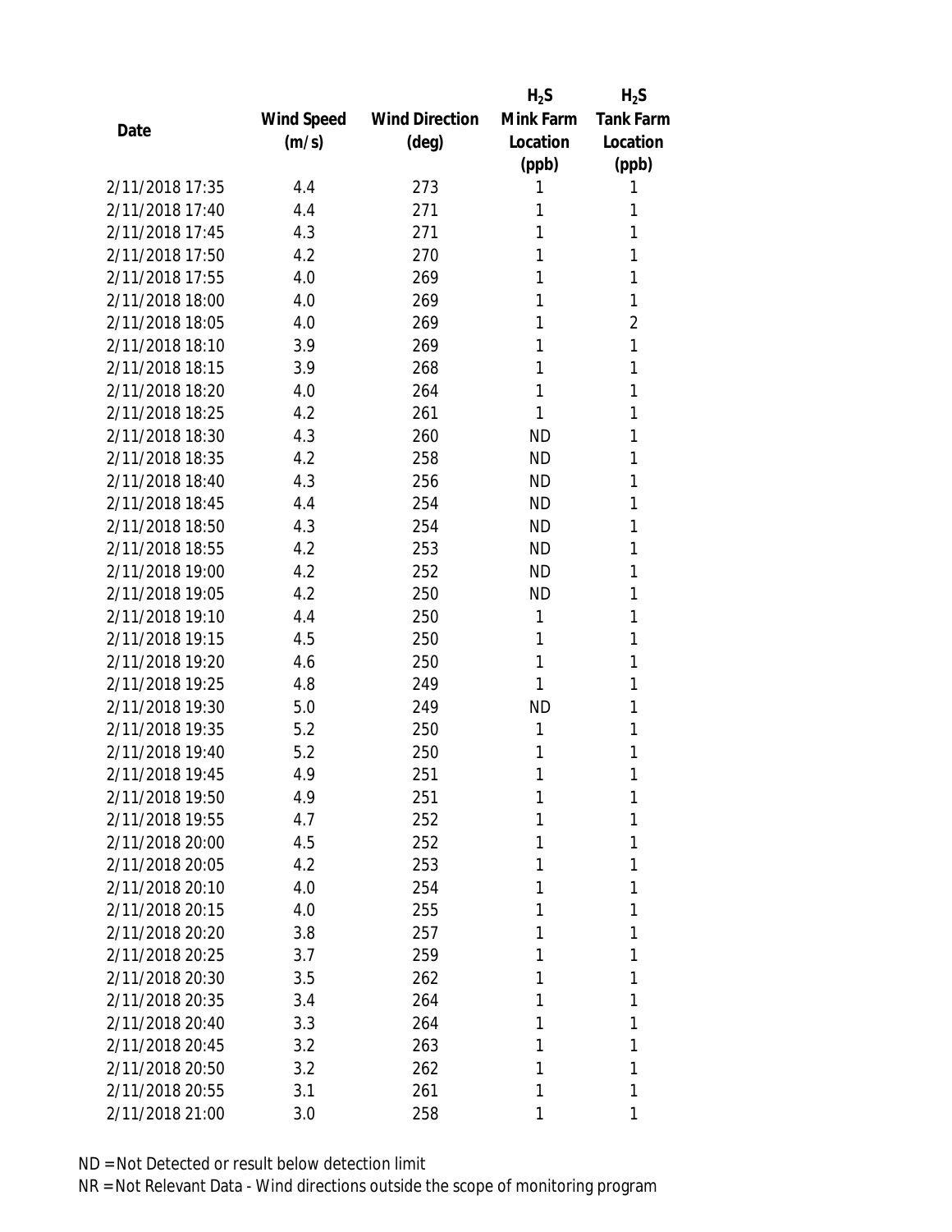| Date | Wind Speed (m/s) | Wind Direction (deg) | $H_2S$ Mink Farm Location (ppb) | $H_2S$ Tank Farm Location (ppb) |
|---|---|---|---|---|
| 2/11/2018 17:35 | 4.4 | 273 | 1 | 1 |
| 2/11/2018 17:40 | 4.4 | 271 | 1 | 1 |
| 2/11/2018 17:45 | 4.3 | 271 | 1 | 1 |
| 2/11/2018 17:50 | 4.2 | 270 | 1 | 1 |
| 2/11/2018 17:55 | 4.0 | 269 | 1 | 1 |
| 2/11/2018 18:00 | 4.0 | 269 | 1 | 1 |
| 2/11/2018 18:05 | 4.0 | 269 | 1 | 2 |
| 2/11/2018 18:10 | 3.9 | 269 | 1 | 1 |
| 2/11/2018 18:15 | 3.9 | 268 | 1 | 1 |
| 2/11/2018 18:20 | 4.0 | 264 | 1 | 1 |
| 2/11/2018 18:25 | 4.2 | 261 | 1 | 1 |
| 2/11/2018 18:30 | 4.3 | 260 | ND | 1 |
| 2/11/2018 18:35 | 4.2 | 258 | ND | 1 |
| 2/11/2018 18:40 | 4.3 | 256 | ND | 1 |
| 2/11/2018 18:45 | 4.4 | 254 | ND | 1 |
| 2/11/2018 18:50 | 4.3 | 254 | ND | 1 |
| 2/11/2018 18:55 | 4.2 | 253 | ND | 1 |
| 2/11/2018 19:00 | 4.2 | 252 | ND | 1 |
| 2/11/2018 19:05 | 4.2 | 250 | ND | 1 |
| 2/11/2018 19:10 | 4.4 | 250 | 1 | 1 |
| 2/11/2018 19:15 | 4.5 | 250 | 1 | 1 |
| 2/11/2018 19:20 | 4.6 | 250 | 1 | 1 |
| 2/11/2018 19:25 | 4.8 | 249 | 1 | 1 |
| 2/11/2018 19:30 | 5.0 | 249 | ND | 1 |
| 2/11/2018 19:35 | 5.2 | 250 | 1 | 1 |
| 2/11/2018 19:40 | 5.2 | 250 | 1 | 1 |
| 2/11/2018 19:45 | 4.9 | 251 | 1 | 1 |
| 2/11/2018 19:50 | 4.9 | 251 | 1 | 1 |
| 2/11/2018 19:55 | 4.7 | 252 | 1 | 1 |
| 2/11/2018 20:00 | 4.5 | 252 | 1 | 1 |
| 2/11/2018 20:05 | 4.2 | 253 | 1 | 1 |
| 2/11/2018 20:10 | 4.0 | 254 | 1 | 1 |
| 2/11/2018 20:15 | 4.0 | 255 | 1 | 1 |
| 2/11/2018 20:20 | 3.8 | 257 | 1 | 1 |
| 2/11/2018 20:25 | 3.7 | 259 | 1 | 1 |
| 2/11/2018 20:30 | 3.5 | 262 | 1 | 1 |
| 2/11/2018 20:35 | 3.4 | 264 | 1 | 1 |
| 2/11/2018 20:40 | 3.3 | 264 | 1 | 1 |
| 2/11/2018 20:45 | 3.2 | 263 | 1 | 1 |
| 2/11/2018 20:50 | 3.2 | 262 | 1 | 1 |
| 2/11/2018 20:55 | 3.1 | 261 | 1 | 1 |
| 2/11/2018 21:00 | 3.0 | 258 | 1 | 1 |

ND = Not Detected or result below detection limit

NR = Not Relevant Data - Wind directions outside the scope of monitoring program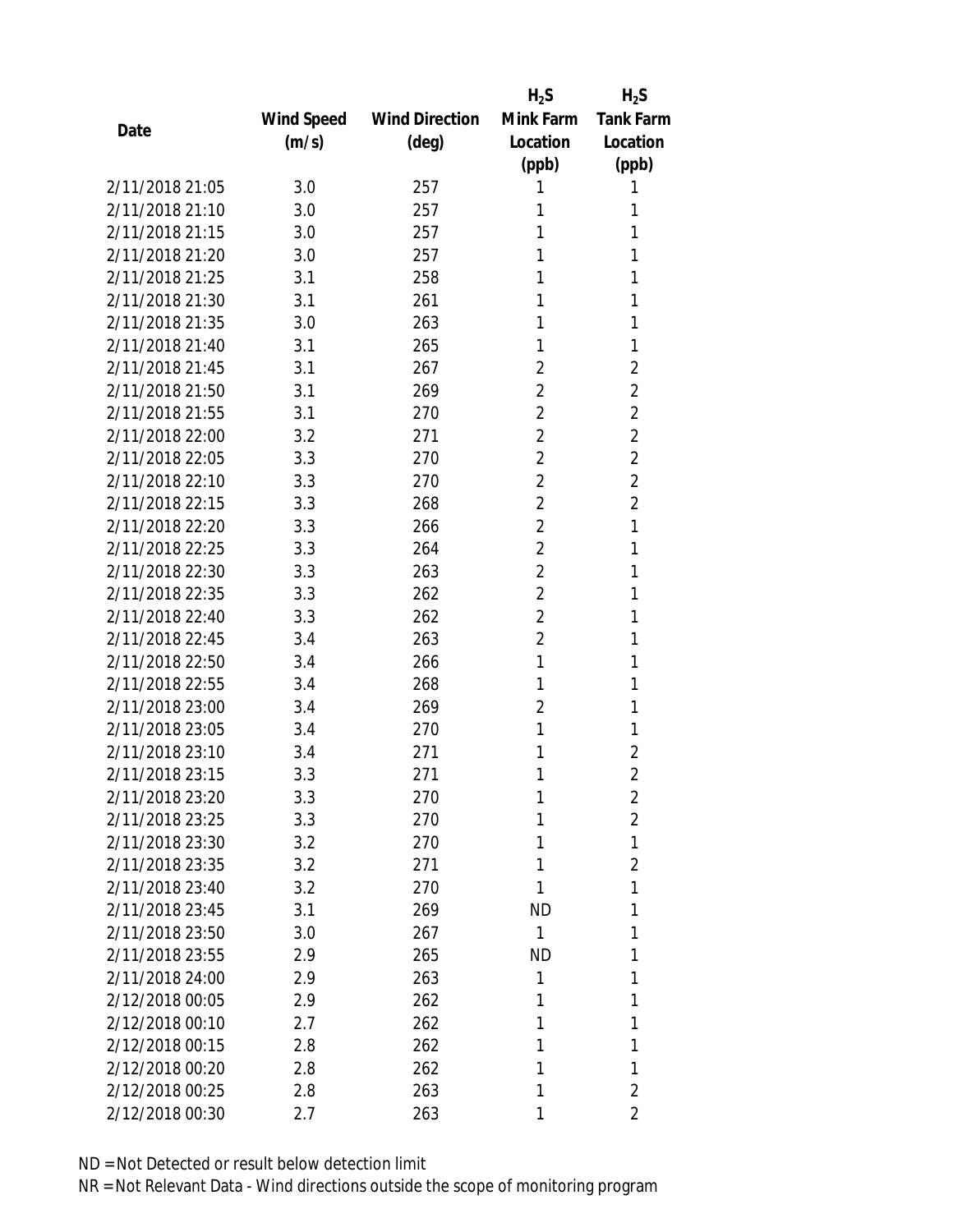| Date | Wind Speed (m/s) | Wind Direction (deg) | $H_2S$ Mink Farm Location (ppb) | $H_2S$ Tank Farm Location (ppb) |
|---|---|---|---|---|
| 2/11/2018 21:05 | 3.0 | 257 | 1 | 1 |
| 2/11/2018 21:10 | 3.0 | 257 | 1 | 1 |
| 2/11/2018 21:15 | 3.0 | 257 | 1 | 1 |
| 2/11/2018 21:20 | 3.0 | 257 | 1 | 1 |
| 2/11/2018 21:25 | 3.1 | 258 | 1 | 1 |
| 2/11/2018 21:30 | 3.1 | 261 | 1 | 1 |
| 2/11/2018 21:35 | 3.0 | 263 | 1 | 1 |
| 2/11/2018 21:40 | 3.1 | 265 | 1 | 1 |
| 2/11/2018 21:45 | 3.1 | 267 | 2 | 2 |
| 2/11/2018 21:50 | 3.1 | 269 | 2 | 2 |
| 2/11/2018 21:55 | 3.1 | 270 | 2 | 2 |
| 2/11/2018 22:00 | 3.2 | 271 | 2 | 2 |
| 2/11/2018 22:05 | 3.3 | 270 | 2 | 2 |
| 2/11/2018 22:10 | 3.3 | 270 | 2 | 2 |
| 2/11/2018 22:15 | 3.3 | 268 | 2 | 2 |
| 2/11/2018 22:20 | 3.3 | 266 | 2 | 1 |
| 2/11/2018 22:25 | 3.3 | 264 | 2 | 1 |
| 2/11/2018 22:30 | 3.3 | 263 | 2 | 1 |
| 2/11/2018 22:35 | 3.3 | 262 | 2 | 1 |
| 2/11/2018 22:40 | 3.3 | 262 | 2 | 1 |
| 2/11/2018 22:45 | 3.4 | 263 | 2 | 1 |
| 2/11/2018 22:50 | 3.4 | 266 | 1 | 1 |
| 2/11/2018 22:55 | 3.4 | 268 | 1 | 1 |
| 2/11/2018 23:00 | 3.4 | 269 | 2 | 1 |
| 2/11/2018 23:05 | 3.4 | 270 | 1 | 1 |
| 2/11/2018 23:10 | 3.4 | 271 | 1 | 2 |
| 2/11/2018 23:15 | 3.3 | 271 | 1 | 2 |
| 2/11/2018 23:20 | 3.3 | 270 | 1 | 2 |
| 2/11/2018 23:25 | 3.3 | 270 | 1 | 2 |
| 2/11/2018 23:30 | 3.2 | 270 | 1 | 1 |
| 2/11/2018 23:35 | 3.2 | 271 | 1 | 2 |
| 2/11/2018 23:40 | 3.2 | 270 | 1 | 1 |
| 2/11/2018 23:45 | 3.1 | 269 | ND | 1 |
| 2/11/2018 23:50 | 3.0 | 267 | 1 | 1 |
| 2/11/2018 23:55 | 2.9 | 265 | ND | 1 |
| 2/11/2018 24:00 | 2.9 | 263 | 1 | 1 |
| 2/12/2018 00:05 | 2.9 | 262 | 1 | 1 |
| 2/12/2018 00:10 | 2.7 | 262 | 1 | 1 |
| 2/12/2018 00:15 | 2.8 | 262 | 1 | 1 |
| 2/12/2018 00:20 | 2.8 | 262 | 1 | 1 |
| 2/12/2018 00:25 | 2.8 | 263 | 1 | 2 |
| 2/12/2018 00:30 | 2.7 | 263 | 1 | 2 |

ND = Not Detected or result below detection limit

NR = Not Relevant Data - Wind directions outside the scope of monitoring program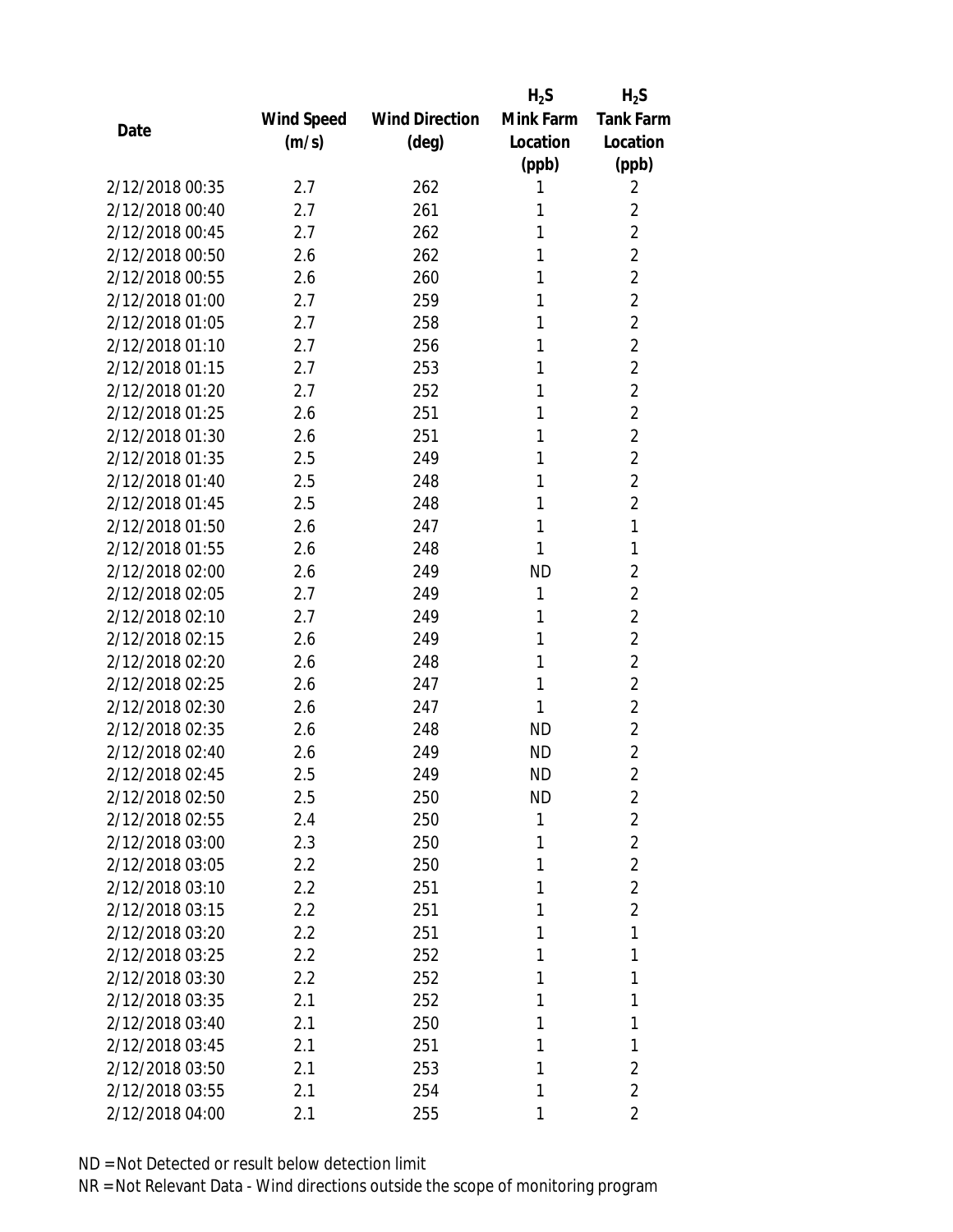| Date | Wind Speed (m/s) | Wind Direction (deg) | $H_2S$ Mink Farm Location (ppb) | $H_2S$ Tank Farm Location (ppb) |
|---|---|---|---|---|
| 2/12/2018 00:35 | 2.7 | 262 | 1 | 2 |
| 2/12/2018 00:40 | 2.7 | 261 | 1 | 2 |
| 2/12/2018 00:45 | 2.7 | 262 | 1 | 2 |
| 2/12/2018 00:50 | 2.6 | 262 | 1 | 2 |
| 2/12/2018 00:55 | 2.6 | 260 | 1 | 2 |
| 2/12/2018 01:00 | 2.7 | 259 | 1 | 2 |
| 2/12/2018 01:05 | 2.7 | 258 | 1 | 2 |
| 2/12/2018 01:10 | 2.7 | 256 | 1 | 2 |
| 2/12/2018 01:15 | 2.7 | 253 | 1 | 2 |
| 2/12/2018 01:20 | 2.7 | 252 | 1 | 2 |
| 2/12/2018 01:25 | 2.6 | 251 | 1 | 2 |
| 2/12/2018 01:30 | 2.6 | 251 | 1 | 2 |
| 2/12/2018 01:35 | 2.5 | 249 | 1 | 2 |
| 2/12/2018 01:40 | 2.5 | 248 | 1 | 2 |
| 2/12/2018 01:45 | 2.5 | 248 | 1 | 2 |
| 2/12/2018 01:50 | 2.6 | 247 | 1 | 1 |
| 2/12/2018 01:55 | 2.6 | 248 | 1 | 1 |
| 2/12/2018 02:00 | 2.6 | 249 | ND | 2 |
| 2/12/2018 02:05 | 2.7 | 249 | 1 | 2 |
| 2/12/2018 02:10 | 2.7 | 249 | 1 | 2 |
| 2/12/2018 02:15 | 2.6 | 249 | 1 | 2 |
| 2/12/2018 02:20 | 2.6 | 248 | 1 | 2 |
| 2/12/2018 02:25 | 2.6 | 247 | 1 | 2 |
| 2/12/2018 02:30 | 2.6 | 247 | 1 | 2 |
| 2/12/2018 02:35 | 2.6 | 248 | ND | 2 |
| 2/12/2018 02:40 | 2.6 | 249 | ND | 2 |
| 2/12/2018 02:45 | 2.5 | 249 | ND | 2 |
| 2/12/2018 02:50 | 2.5 | 250 | ND | 2 |
| 2/12/2018 02:55 | 2.4 | 250 | 1 | 2 |
| 2/12/2018 03:00 | 2.3 | 250 | 1 | 2 |
| 2/12/2018 03:05 | 2.2 | 250 | 1 | 2 |
| 2/12/2018 03:10 | 2.2 | 251 | 1 | 2 |
| 2/12/2018 03:15 | 2.2 | 251 | 1 | 2 |
| 2/12/2018 03:20 | 2.2 | 251 | 1 | 1 |
| 2/12/2018 03:25 | 2.2 | 252 | 1 | 1 |
| 2/12/2018 03:30 | 2.2 | 252 | 1 | 1 |
| 2/12/2018 03:35 | 2.1 | 252 | 1 | 1 |
| 2/12/2018 03:40 | 2.1 | 250 | 1 | 1 |
| 2/12/2018 03:45 | 2.1 | 251 | 1 | 1 |
| 2/12/2018 03:50 | 2.1 | 253 | 1 | 2 |
| 2/12/2018 03:55 | 2.1 | 254 | 1 | 2 |
| 2/12/2018 04:00 | 2.1 | 255 | 1 | 2 |

ND = Not Detected or result below detection limit

NR = Not Relevant Data - Wind directions outside the scope of monitoring program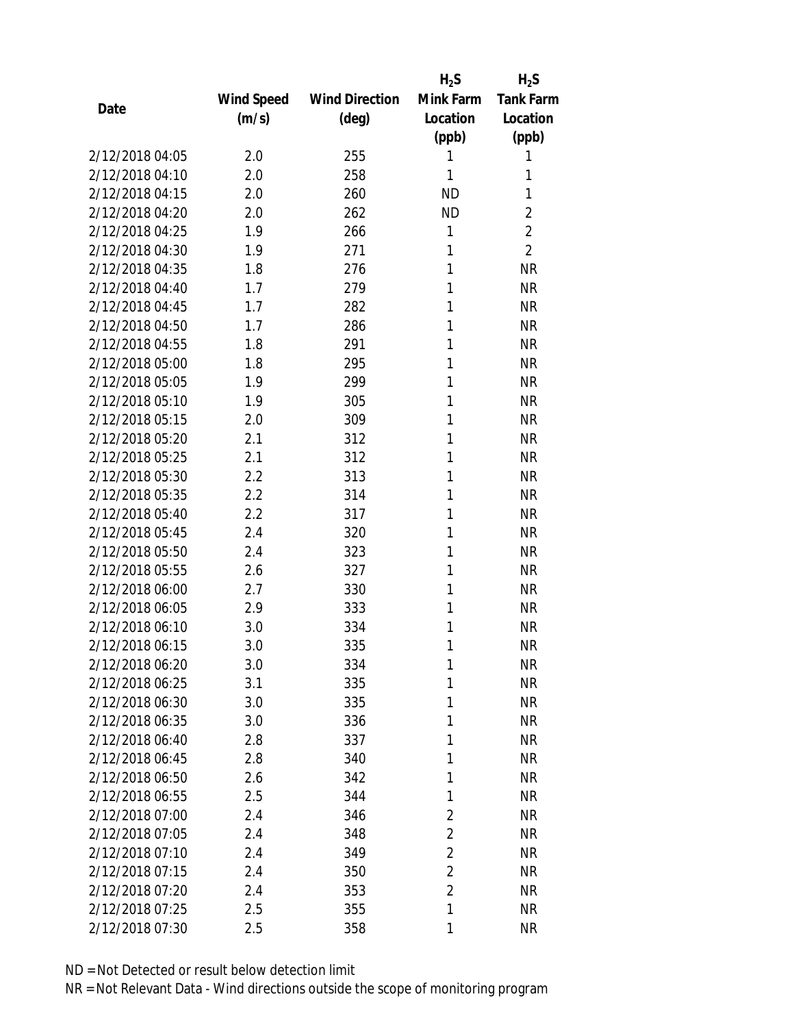| Date | Wind Speed (m/s) | Wind Direction (deg) | $H_2S$ Mink Farm Location (ppb) | $H_2S$ Tank Farm Location (ppb) |
|---|---|---|---|---|
| 2/12/2018 04:05 | 2.0 | 255 | 1 | 1 |
| 2/12/2018 04:10 | 2.0 | 258 | 1 | 1 |
| 2/12/2018 04:15 | 2.0 | 260 | ND | 1 |
| 2/12/2018 04:20 | 2.0 | 262 | ND | 2 |
| 2/12/2018 04:25 | 1.9 | 266 | 1 | 2 |
| 2/12/2018 04:30 | 1.9 | 271 | 1 | 2 |
| 2/12/2018 04:35 | 1.8 | 276 | 1 | NR |
| 2/12/2018 04:40 | 1.7 | 279 | 1 | NR |
| 2/12/2018 04:45 | 1.7 | 282 | 1 | NR |
| 2/12/2018 04:50 | 1.7 | 286 | 1 | NR |
| 2/12/2018 04:55 | 1.8 | 291 | 1 | NR |
| 2/12/2018 05:00 | 1.8 | 295 | 1 | NR |
| 2/12/2018 05:05 | 1.9 | 299 | 1 | NR |
| 2/12/2018 05:10 | 1.9 | 305 | 1 | NR |
| 2/12/2018 05:15 | 2.0 | 309 | 1 | NR |
| 2/12/2018 05:20 | 2.1 | 312 | 1 | NR |
| 2/12/2018 05:25 | 2.1 | 312 | 1 | NR |
| 2/12/2018 05:30 | 2.2 | 313 | 1 | NR |
| 2/12/2018 05:35 | 2.2 | 314 | 1 | NR |
| 2/12/2018 05:40 | 2.2 | 317 | 1 | NR |
| 2/12/2018 05:45 | 2.4 | 320 | 1 | NR |
| 2/12/2018 05:50 | 2.4 | 323 | 1 | NR |
| 2/12/2018 05:55 | 2.6 | 327 | 1 | NR |
| 2/12/2018 06:00 | 2.7 | 330 | 1 | NR |
| 2/12/2018 06:05 | 2.9 | 333 | 1 | NR |
| 2/12/2018 06:10 | 3.0 | 334 | 1 | NR |
| 2/12/2018 06:15 | 3.0 | 335 | 1 | NR |
| 2/12/2018 06:20 | 3.0 | 334 | 1 | NR |
| 2/12/2018 06:25 | 3.1 | 335 | 1 | NR |
| 2/12/2018 06:30 | 3.0 | 335 | 1 | NR |
| 2/12/2018 06:35 | 3.0 | 336 | 1 | NR |
| 2/12/2018 06:40 | 2.8 | 337 | 1 | NR |
| 2/12/2018 06:45 | 2.8 | 340 | 1 | NR |
| 2/12/2018 06:50 | 2.6 | 342 | 1 | NR |
| 2/12/2018 06:55 | 2.5 | 344 | 1 | NR |
| 2/12/2018 07:00 | 2.4 | 346 | 2 | NR |
| 2/12/2018 07:05 | 2.4 | 348 | 2 | NR |
| 2/12/2018 07:10 | 2.4 | 349 | 2 | NR |
| 2/12/2018 07:15 | 2.4 | 350 | 2 | NR |
| 2/12/2018 07:20 | 2.4 | 353 | 2 | NR |
| 2/12/2018 07:25 | 2.5 | 355 | 1 | NR |
| 2/12/2018 07:30 | 2.5 | 358 | 1 | NR |

ND = Not Detected or result below detection limit

NR = Not Relevant Data - Wind directions outside the scope of monitoring program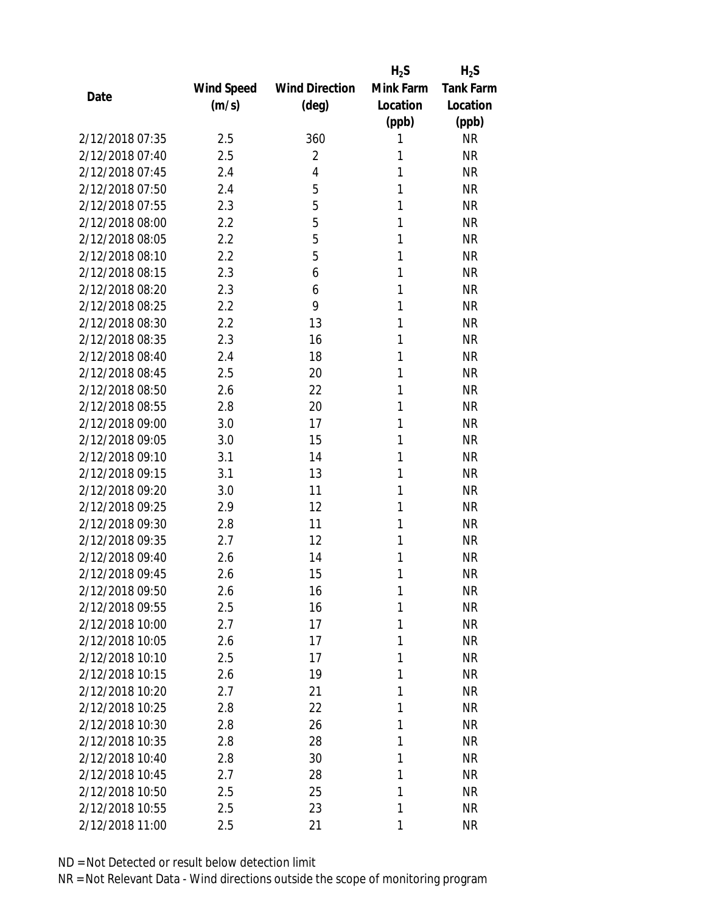| Date | Wind Speed (m/s) | Wind Direction (deg) | $H_2S$ Mink Farm Location (ppb) | $H_2S$ Tank Farm Location (ppb) |
|---|---|---|---|---|
| 2/12/2018 07:35 | 2.5 | 360 | 1 | NR |
| 2/12/2018 07:40 | 2.5 | 2 | 1 | NR |
| 2/12/2018 07:45 | 2.4 | 4 | 1 | NR |
| 2/12/2018 07:50 | 2.4 | 5 | 1 | NR |
| 2/12/2018 07:55 | 2.3 | 5 | 1 | NR |
| 2/12/2018 08:00 | 2.2 | 5 | 1 | NR |
| 2/12/2018 08:05 | 2.2 | 5 | 1 | NR |
| 2/12/2018 08:10 | 2.2 | 5 | 1 | NR |
| 2/12/2018 08:15 | 2.3 | 6 | 1 | NR |
| 2/12/2018 08:20 | 2.3 | 6 | 1 | NR |
| 2/12/2018 08:25 | 2.2 | 9 | 1 | NR |
| 2/12/2018 08:30 | 2.2 | 13 | 1 | NR |
| 2/12/2018 08:35 | 2.3 | 16 | 1 | NR |
| 2/12/2018 08:40 | 2.4 | 18 | 1 | NR |
| 2/12/2018 08:45 | 2.5 | 20 | 1 | NR |
| 2/12/2018 08:50 | 2.6 | 22 | 1 | NR |
| 2/12/2018 08:55 | 2.8 | 20 | 1 | NR |
| 2/12/2018 09:00 | 3.0 | 17 | 1 | NR |
| 2/12/2018 09:05 | 3.0 | 15 | 1 | NR |
| 2/12/2018 09:10 | 3.1 | 14 | 1 | NR |
| 2/12/2018 09:15 | 3.1 | 13 | 1 | NR |
| 2/12/2018 09:20 | 3.0 | 11 | 1 | NR |
| 2/12/2018 09:25 | 2.9 | 12 | 1 | NR |
| 2/12/2018 09:30 | 2.8 | 11 | 1 | NR |
| 2/12/2018 09:35 | 2.7 | 12 | 1 | NR |
| 2/12/2018 09:40 | 2.6 | 14 | 1 | NR |
| 2/12/2018 09:45 | 2.6 | 15 | 1 | NR |
| 2/12/2018 09:50 | 2.6 | 16 | 1 | NR |
| 2/12/2018 09:55 | 2.5 | 16 | 1 | NR |
| 2/12/2018 10:00 | 2.7 | 17 | 1 | NR |
| 2/12/2018 10:05 | 2.6 | 17 | 1 | NR |
| 2/12/2018 10:10 | 2.5 | 17 | 1 | NR |
| 2/12/2018 10:15 | 2.6 | 19 | 1 | NR |
| 2/12/2018 10:20 | 2.7 | 21 | 1 | NR |
| 2/12/2018 10:25 | 2.8 | 22 | 1 | NR |
| 2/12/2018 10:30 | 2.8 | 26 | 1 | NR |
| 2/12/2018 10:35 | 2.8 | 28 | 1 | NR |
| 2/12/2018 10:40 | 2.8 | 30 | 1 | NR |
| 2/12/2018 10:45 | 2.7 | 28 | 1 | NR |
| 2/12/2018 10:50 | 2.5 | 25 | 1 | NR |
| 2/12/2018 10:55 | 2.5 | 23 | 1 | NR |
| 2/12/2018 11:00 | 2.5 | 21 | 1 | NR |

ND = Not Detected or result below detection limit

NR = Not Relevant Data - Wind directions outside the scope of monitoring program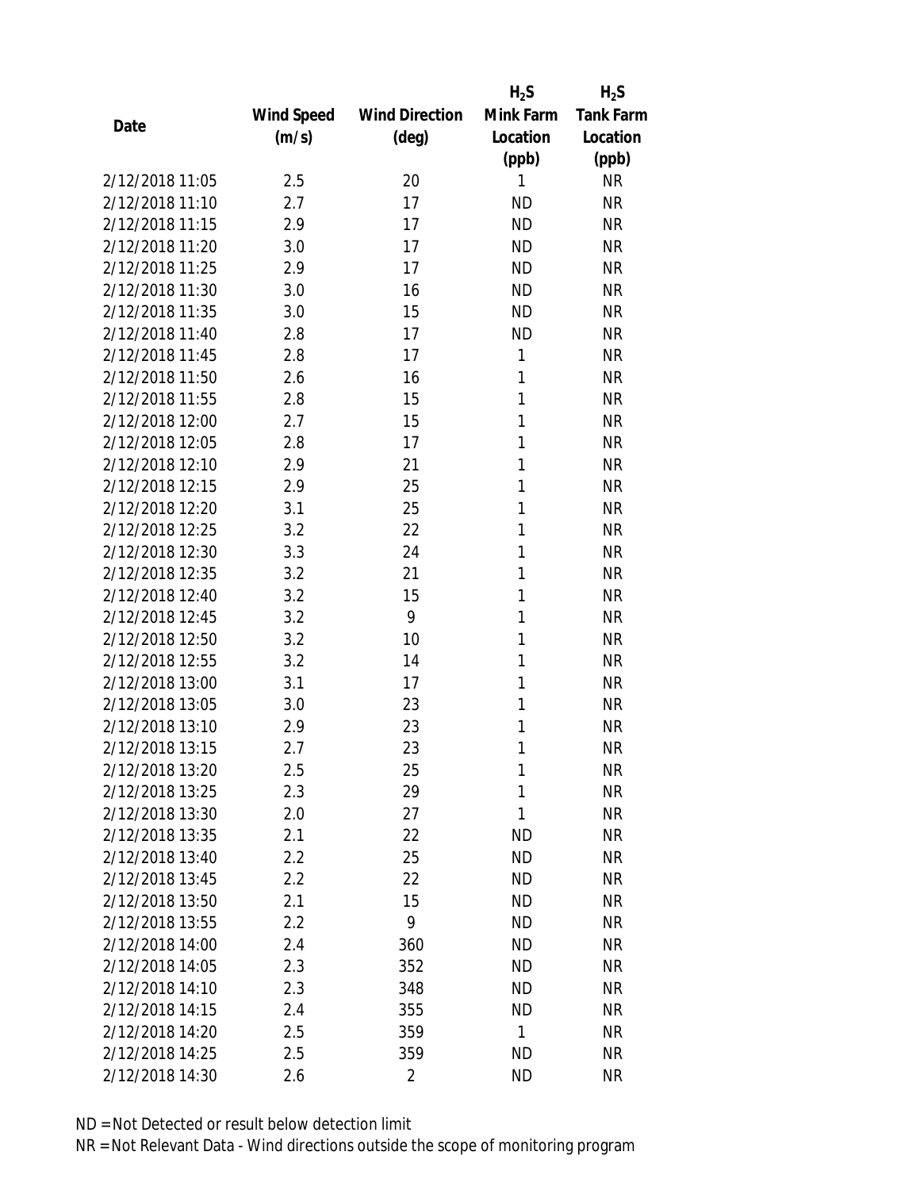| Date | Wind Speed (m/s) | Wind Direction (deg) | $H_2S$ Mink Farm Location (ppb) | $H_2S$ Tank Farm Location (ppb) |
|---|---|---|---|---|
| 2/12/2018 11:05 | 2.5 | 20 | 1 | NR |
| 2/12/2018 11:10 | 2.7 | 17 | ND | NR |
| 2/12/2018 11:15 | 2.9 | 17 | ND | NR |
| 2/12/2018 11:20 | 3.0 | 17 | ND | NR |
| 2/12/2018 11:25 | 2.9 | 17 | ND | NR |
| 2/12/2018 11:30 | 3.0 | 16 | ND | NR |
| 2/12/2018 11:35 | 3.0 | 15 | ND | NR |
| 2/12/2018 11:40 | 2.8 | 17 | ND | NR |
| 2/12/2018 11:45 | 2.8 | 17 | 1 | NR |
| 2/12/2018 11:50 | 2.6 | 16 | 1 | NR |
| 2/12/2018 11:55 | 2.8 | 15 | 1 | NR |
| 2/12/2018 12:00 | 2.7 | 15 | 1 | NR |
| 2/12/2018 12:05 | 2.8 | 17 | 1 | NR |
| 2/12/2018 12:10 | 2.9 | 21 | 1 | NR |
| 2/12/2018 12:15 | 2.9 | 25 | 1 | NR |
| 2/12/2018 12:20 | 3.1 | 25 | 1 | NR |
| 2/12/2018 12:25 | 3.2 | 22 | 1 | NR |
| 2/12/2018 12:30 | 3.3 | 24 | 1 | NR |
| 2/12/2018 12:35 | 3.2 | 21 | 1 | NR |
| 2/12/2018 12:40 | 3.2 | 15 | 1 | NR |
| 2/12/2018 12:45 | 3.2 | 9 | 1 | NR |
| 2/12/2018 12:50 | 3.2 | 10 | 1 | NR |
| 2/12/2018 12:55 | 3.2 | 14 | 1 | NR |
| 2/12/2018 13:00 | 3.1 | 17 | 1 | NR |
| 2/12/2018 13:05 | 3.0 | 23 | 1 | NR |
| 2/12/2018 13:10 | 2.9 | 23 | 1 | NR |
| 2/12/2018 13:15 | 2.7 | 23 | 1 | NR |
| 2/12/2018 13:20 | 2.5 | 25 | 1 | NR |
| 2/12/2018 13:25 | 2.3 | 29 | 1 | NR |
| 2/12/2018 13:30 | 2.0 | 27 | 1 | NR |
| 2/12/2018 13:35 | 2.1 | 22 | ND | NR |
| 2/12/2018 13:40 | 2.2 | 25 | ND | NR |
| 2/12/2018 13:45 | 2.2 | 22 | ND | NR |
| 2/12/2018 13:50 | 2.1 | 15 | ND | NR |
| 2/12/2018 13:55 | 2.2 | 9 | ND | NR |
| 2/12/2018 14:00 | 2.4 | 360 | ND | NR |
| 2/12/2018 14:05 | 2.3 | 352 | ND | NR |
| 2/12/2018 14:10 | 2.3 | 348 | ND | NR |
| 2/12/2018 14:15 | 2.4 | 355 | ND | NR |
| 2/12/2018 14:20 | 2.5 | 359 | 1 | NR |
| 2/12/2018 14:25 | 2.5 | 359 | ND | NR |
| 2/12/2018 14:30 | 2.6 | 2 | ND | NR |

ND = Not Detected or result below detection limit

NR = Not Relevant Data - Wind directions outside the scope of monitoring program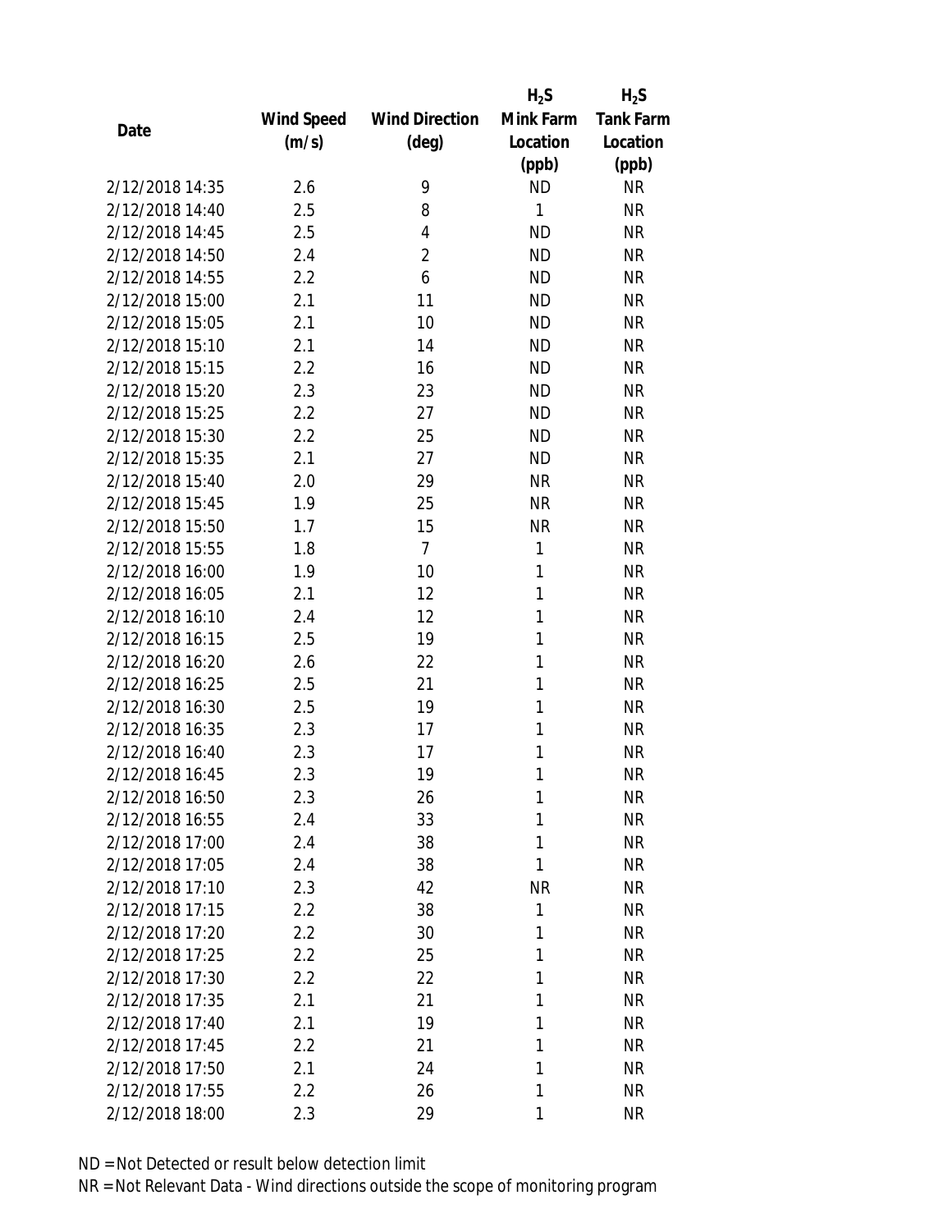| Date | Wind Speed (m/s) | Wind Direction (deg) | $H_2S$ Mink Farm Location (ppb) | $H_2S$ Tank Farm Location (ppb) |
|---|---|---|---|---|
| 2/12/2018 14:35 | 2.6 | 9 | ND | NR |
| 2/12/2018 14:40 | 2.5 | 8 | 1 | NR |
| 2/12/2018 14:45 | 2.5 | 4 | ND | NR |
| 2/12/2018 14:50 | 2.4 | 2 | ND | NR |
| 2/12/2018 14:55 | 2.2 | 6 | ND | NR |
| 2/12/2018 15:00 | 2.1 | 11 | ND | NR |
| 2/12/2018 15:05 | 2.1 | 10 | ND | NR |
| 2/12/2018 15:10 | 2.1 | 14 | ND | NR |
| 2/12/2018 15:15 | 2.2 | 16 | ND | NR |
| 2/12/2018 15:20 | 2.3 | 23 | ND | NR |
| 2/12/2018 15:25 | 2.2 | 27 | ND | NR |
| 2/12/2018 15:30 | 2.2 | 25 | ND | NR |
| 2/12/2018 15:35 | 2.1 | 27 | ND | NR |
| 2/12/2018 15:40 | 2.0 | 29 | NR | NR |
| 2/12/2018 15:45 | 1.9 | 25 | NR | NR |
| 2/12/2018 15:50 | 1.7 | 15 | NR | NR |
| 2/12/2018 15:55 | 1.8 | 7 | 1 | NR |
| 2/12/2018 16:00 | 1.9 | 10 | 1 | NR |
| 2/12/2018 16:05 | 2.1 | 12 | 1 | NR |
| 2/12/2018 16:10 | 2.4 | 12 | 1 | NR |
| 2/12/2018 16:15 | 2.5 | 19 | 1 | NR |
| 2/12/2018 16:20 | 2.6 | 22 | 1 | NR |
| 2/12/2018 16:25 | 2.5 | 21 | 1 | NR |
| 2/12/2018 16:30 | 2.5 | 19 | 1 | NR |
| 2/12/2018 16:35 | 2.3 | 17 | 1 | NR |
| 2/12/2018 16:40 | 2.3 | 17 | 1 | NR |
| 2/12/2018 16:45 | 2.3 | 19 | 1 | NR |
| 2/12/2018 16:50 | 2.3 | 26 | 1 | NR |
| 2/12/2018 16:55 | 2.4 | 33 | 1 | NR |
| 2/12/2018 17:00 | 2.4 | 38 | 1 | NR |
| 2/12/2018 17:05 | 2.4 | 38 | 1 | NR |
| 2/12/2018 17:10 | 2.3 | 42 | NR | NR |
| 2/12/2018 17:15 | 2.2 | 38 | 1 | NR |
| 2/12/2018 17:20 | 2.2 | 30 | 1 | NR |
| 2/12/2018 17:25 | 2.2 | 25 | 1 | NR |
| 2/12/2018 17:30 | 2.2 | 22 | 1 | NR |
| 2/12/2018 17:35 | 2.1 | 21 | 1 | NR |
| 2/12/2018 17:40 | 2.1 | 19 | 1 | NR |
| 2/12/2018 17:45 | 2.2 | 21 | 1 | NR |
| 2/12/2018 17:50 | 2.1 | 24 | 1 | NR |
| 2/12/2018 17:55 | 2.2 | 26 | 1 | NR |
| 2/12/2018 18:00 | 2.3 | 29 | 1 | NR |

ND = Not Detected or result below detection limit

NR = Not Relevant Data - Wind directions outside the scope of monitoring program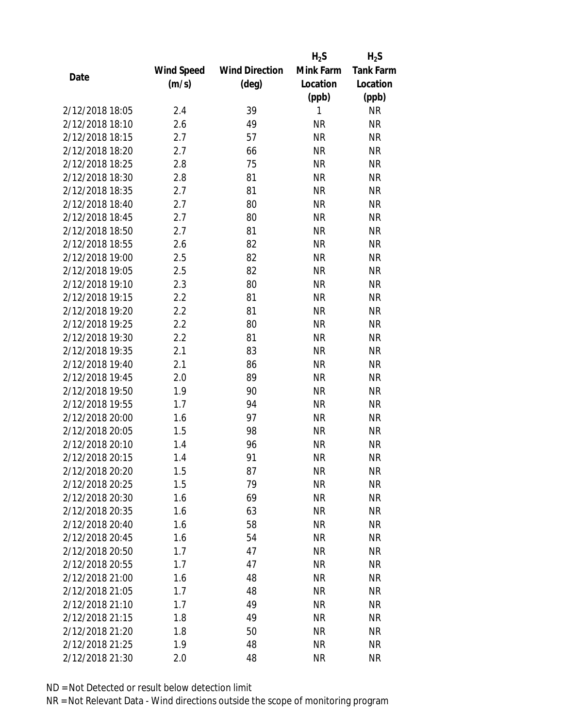| Date | Wind Speed (m/s) | Wind Direction (deg) | $H_2S$ Mink Farm Location (ppb) | $H_2S$ Tank Farm Location (ppb) |
|---|---|---|---|---|
| 2/12/2018 18:05 | 2.4 | 39 | 1 | NR |
| 2/12/2018 18:10 | 2.6 | 49 | NR | NR |
| 2/12/2018 18:15 | 2.7 | 57 | NR | NR |
| 2/12/2018 18:20 | 2.7 | 66 | NR | NR |
| 2/12/2018 18:25 | 2.8 | 75 | NR | NR |
| 2/12/2018 18:30 | 2.8 | 81 | NR | NR |
| 2/12/2018 18:35 | 2.7 | 81 | NR | NR |
| 2/12/2018 18:40 | 2.7 | 80 | NR | NR |
| 2/12/2018 18:45 | 2.7 | 80 | NR | NR |
| 2/12/2018 18:50 | 2.7 | 81 | NR | NR |
| 2/12/2018 18:55 | 2.6 | 82 | NR | NR |
| 2/12/2018 19:00 | 2.5 | 82 | NR | NR |
| 2/12/2018 19:05 | 2.5 | 82 | NR | NR |
| 2/12/2018 19:10 | 2.3 | 80 | NR | NR |
| 2/12/2018 19:15 | 2.2 | 81 | NR | NR |
| 2/12/2018 19:20 | 2.2 | 81 | NR | NR |
| 2/12/2018 19:25 | 2.2 | 80 | NR | NR |
| 2/12/2018 19:30 | 2.2 | 81 | NR | NR |
| 2/12/2018 19:35 | 2.1 | 83 | NR | NR |
| 2/12/2018 19:40 | 2.1 | 86 | NR | NR |
| 2/12/2018 19:45 | 2.0 | 89 | NR | NR |
| 2/12/2018 19:50 | 1.9 | 90 | NR | NR |
| 2/12/2018 19:55 | 1.7 | 94 | NR | NR |
| 2/12/2018 20:00 | 1.6 | 97 | NR | NR |
| 2/12/2018 20:05 | 1.5 | 98 | NR | NR |
| 2/12/2018 20:10 | 1.4 | 96 | NR | NR |
| 2/12/2018 20:15 | 1.4 | 91 | NR | NR |
| 2/12/2018 20:20 | 1.5 | 87 | NR | NR |
| 2/12/2018 20:25 | 1.5 | 79 | NR | NR |
| 2/12/2018 20:30 | 1.6 | 69 | NR | NR |
| 2/12/2018 20:35 | 1.6 | 63 | NR | NR |
| 2/12/2018 20:40 | 1.6 | 58 | NR | NR |
| 2/12/2018 20:45 | 1.6 | 54 | NR | NR |
| 2/12/2018 20:50 | 1.7 | 47 | NR | NR |
| 2/12/2018 20:55 | 1.7 | 47 | NR | NR |
| 2/12/2018 21:00 | 1.6 | 48 | NR | NR |
| 2/12/2018 21:05 | 1.7 | 48 | NR | NR |
| 2/12/2018 21:10 | 1.7 | 49 | NR | NR |
| 2/12/2018 21:15 | 1.8 | 49 | NR | NR |
| 2/12/2018 21:20 | 1.8 | 50 | NR | NR |
| 2/12/2018 21:25 | 1.9 | 48 | NR | NR |
| 2/12/2018 21:30 | 2.0 | 48 | NR | NR |

ND = Not Detected or result below detection limit

NR = Not Relevant Data - Wind directions outside the scope of monitoring program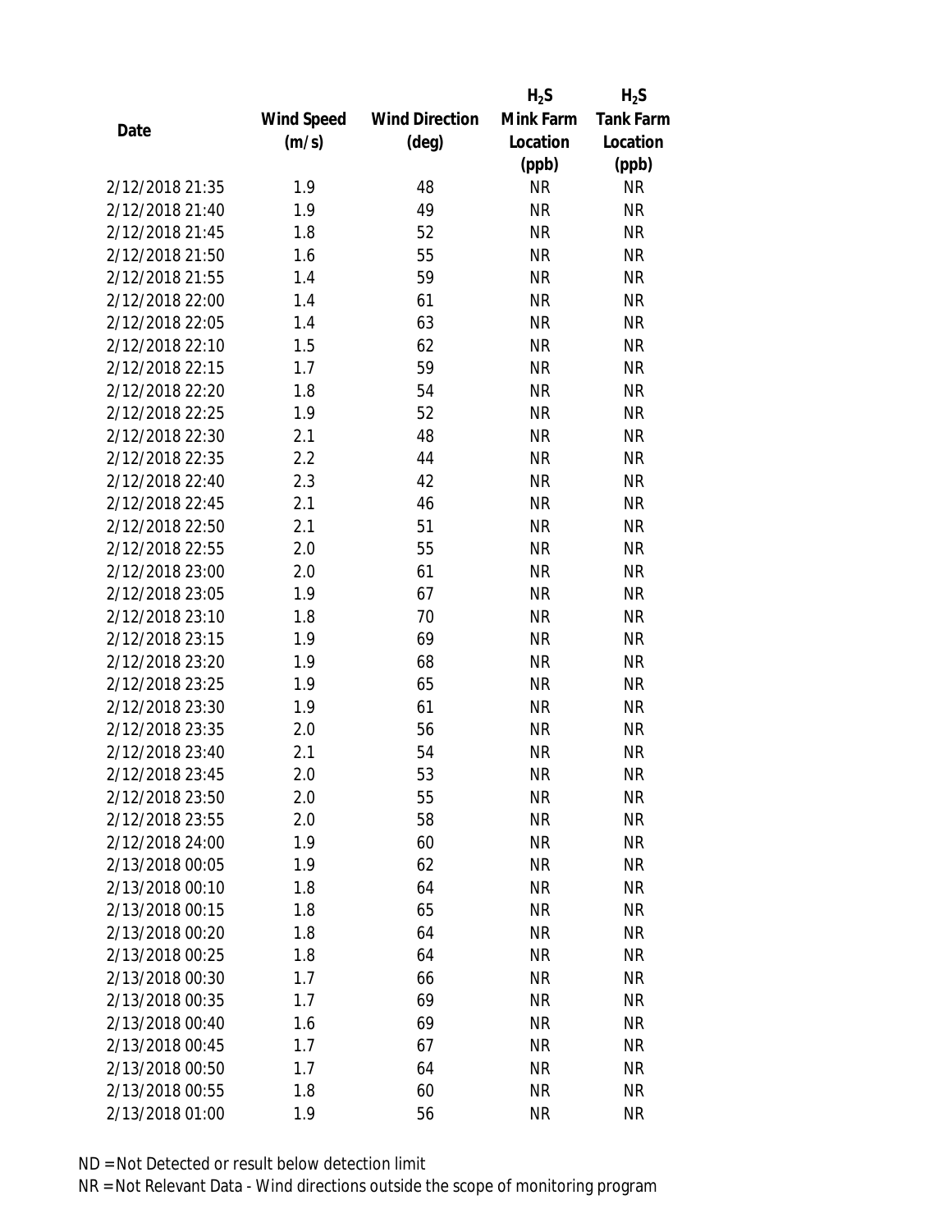| Date | Wind Speed (m/s) | Wind Direction (deg) | $H_2S$ Mink Farm Location (ppb) | $H_2S$ Tank Farm Location (ppb) |
|---|---|---|---|---|
| 2/12/2018 21:35 | 1.9 | 48 | NR | NR |
| 2/12/2018 21:40 | 1.9 | 49 | NR | NR |
| 2/12/2018 21:45 | 1.8 | 52 | NR | NR |
| 2/12/2018 21:50 | 1.6 | 55 | NR | NR |
| 2/12/2018 21:55 | 1.4 | 59 | NR | NR |
| 2/12/2018 22:00 | 1.4 | 61 | NR | NR |
| 2/12/2018 22:05 | 1.4 | 63 | NR | NR |
| 2/12/2018 22:10 | 1.5 | 62 | NR | NR |
| 2/12/2018 22:15 | 1.7 | 59 | NR | NR |
| 2/12/2018 22:20 | 1.8 | 54 | NR | NR |
| 2/12/2018 22:25 | 1.9 | 52 | NR | NR |
| 2/12/2018 22:30 | 2.1 | 48 | NR | NR |
| 2/12/2018 22:35 | 2.2 | 44 | NR | NR |
| 2/12/2018 22:40 | 2.3 | 42 | NR | NR |
| 2/12/2018 22:45 | 2.1 | 46 | NR | NR |
| 2/12/2018 22:50 | 2.1 | 51 | NR | NR |
| 2/12/2018 22:55 | 2.0 | 55 | NR | NR |
| 2/12/2018 23:00 | 2.0 | 61 | NR | NR |
| 2/12/2018 23:05 | 1.9 | 67 | NR | NR |
| 2/12/2018 23:10 | 1.8 | 70 | NR | NR |
| 2/12/2018 23:15 | 1.9 | 69 | NR | NR |
| 2/12/2018 23:20 | 1.9 | 68 | NR | NR |
| 2/12/2018 23:25 | 1.9 | 65 | NR | NR |
| 2/12/2018 23:30 | 1.9 | 61 | NR | NR |
| 2/12/2018 23:35 | 2.0 | 56 | NR | NR |
| 2/12/2018 23:40 | 2.1 | 54 | NR | NR |
| 2/12/2018 23:45 | 2.0 | 53 | NR | NR |
| 2/12/2018 23:50 | 2.0 | 55 | NR | NR |
| 2/12/2018 23:55 | 2.0 | 58 | NR | NR |
| 2/12/2018 24:00 | 1.9 | 60 | NR | NR |
| 2/13/2018 00:05 | 1.9 | 62 | NR | NR |
| 2/13/2018 00:10 | 1.8 | 64 | NR | NR |
| 2/13/2018 00:15 | 1.8 | 65 | NR | NR |
| 2/13/2018 00:20 | 1.8 | 64 | NR | NR |
| 2/13/2018 00:25 | 1.8 | 64 | NR | NR |
| 2/13/2018 00:30 | 1.7 | 66 | NR | NR |
| 2/13/2018 00:35 | 1.7 | 69 | NR | NR |
| 2/13/2018 00:40 | 1.6 | 69 | NR | NR |
| 2/13/2018 00:45 | 1.7 | 67 | NR | NR |
| 2/13/2018 00:50 | 1.7 | 64 | NR | NR |
| 2/13/2018 00:55 | 1.8 | 60 | NR | NR |
| 2/13/2018 01:00 | 1.9 | 56 | NR | NR |

ND = Not Detected or result below detection limit

NR = Not Relevant Data - Wind directions outside the scope of monitoring program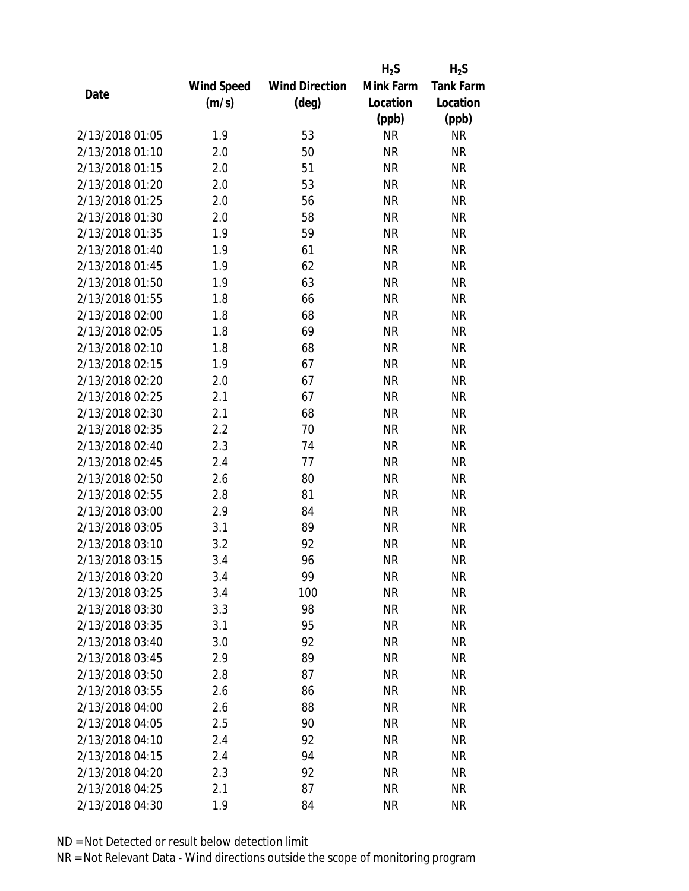| Date | Wind Speed (m/s) | Wind Direction (deg) | $H_2S$ Mink Farm Location (ppb) | $H_2S$ Tank Farm Location (ppb) |
|---|---|---|---|---|
| 2/13/2018 01:05 | 1.9 | 53 | NR | NR |
| 2/13/2018 01:10 | 2.0 | 50 | NR | NR |
| 2/13/2018 01:15 | 2.0 | 51 | NR | NR |
| 2/13/2018 01:20 | 2.0 | 53 | NR | NR |
| 2/13/2018 01:25 | 2.0 | 56 | NR | NR |
| 2/13/2018 01:30 | 2.0 | 58 | NR | NR |
| 2/13/2018 01:35 | 1.9 | 59 | NR | NR |
| 2/13/2018 01:40 | 1.9 | 61 | NR | NR |
| 2/13/2018 01:45 | 1.9 | 62 | NR | NR |
| 2/13/2018 01:50 | 1.9 | 63 | NR | NR |
| 2/13/2018 01:55 | 1.8 | 66 | NR | NR |
| 2/13/2018 02:00 | 1.8 | 68 | NR | NR |
| 2/13/2018 02:05 | 1.8 | 69 | NR | NR |
| 2/13/2018 02:10 | 1.8 | 68 | NR | NR |
| 2/13/2018 02:15 | 1.9 | 67 | NR | NR |
| 2/13/2018 02:20 | 2.0 | 67 | NR | NR |
| 2/13/2018 02:25 | 2.1 | 67 | NR | NR |
| 2/13/2018 02:30 | 2.1 | 68 | NR | NR |
| 2/13/2018 02:35 | 2.2 | 70 | NR | NR |
| 2/13/2018 02:40 | 2.3 | 74 | NR | NR |
| 2/13/2018 02:45 | 2.4 | 77 | NR | NR |
| 2/13/2018 02:50 | 2.6 | 80 | NR | NR |
| 2/13/2018 02:55 | 2.8 | 81 | NR | NR |
| 2/13/2018 03:00 | 2.9 | 84 | NR | NR |
| 2/13/2018 03:05 | 3.1 | 89 | NR | NR |
| 2/13/2018 03:10 | 3.2 | 92 | NR | NR |
| 2/13/2018 03:15 | 3.4 | 96 | NR | NR |
| 2/13/2018 03:20 | 3.4 | 99 | NR | NR |
| 2/13/2018 03:25 | 3.4 | 100 | NR | NR |
| 2/13/2018 03:30 | 3.3 | 98 | NR | NR |
| 2/13/2018 03:35 | 3.1 | 95 | NR | NR |
| 2/13/2018 03:40 | 3.0 | 92 | NR | NR |
| 2/13/2018 03:45 | 2.9 | 89 | NR | NR |
| 2/13/2018 03:50 | 2.8 | 87 | NR | NR |
| 2/13/2018 03:55 | 2.6 | 86 | NR | NR |
| 2/13/2018 04:00 | 2.6 | 88 | NR | NR |
| 2/13/2018 04:05 | 2.5 | 90 | NR | NR |
| 2/13/2018 04:10 | 2.4 | 92 | NR | NR |
| 2/13/2018 04:15 | 2.4 | 94 | NR | NR |
| 2/13/2018 04:20 | 2.3 | 92 | NR | NR |
| 2/13/2018 04:25 | 2.1 | 87 | NR | NR |
| 2/13/2018 04:30 | 1.9 | 84 | NR | NR |

ND = Not Detected or result below detection limit

NR = Not Relevant Data - Wind directions outside the scope of monitoring program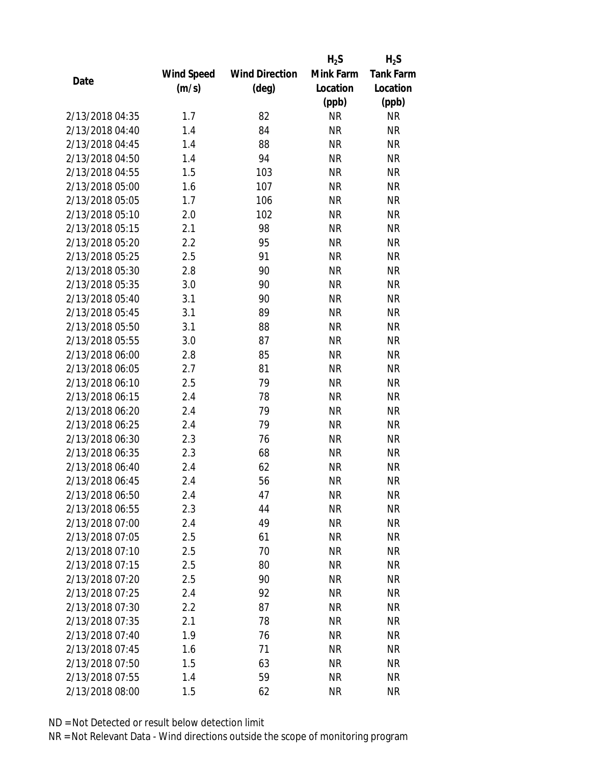| Date | Wind Speed (m/s) | Wind Direction (deg) | $H_2S$ Mink Farm Location (ppb) | $H_2S$ Tank Farm Location (ppb) |
|---|---|---|---|---|
| 2/13/2018 04:35 | 1.7 | 82 | NR | NR |
| 2/13/2018 04:40 | 1.4 | 84 | NR | NR |
| 2/13/2018 04:45 | 1.4 | 88 | NR | NR |
| 2/13/2018 04:50 | 1.4 | 94 | NR | NR |
| 2/13/2018 04:55 | 1.5 | 103 | NR | NR |
| 2/13/2018 05:00 | 1.6 | 107 | NR | NR |
| 2/13/2018 05:05 | 1.7 | 106 | NR | NR |
| 2/13/2018 05:10 | 2.0 | 102 | NR | NR |
| 2/13/2018 05:15 | 2.1 | 98 | NR | NR |
| 2/13/2018 05:20 | 2.2 | 95 | NR | NR |
| 2/13/2018 05:25 | 2.5 | 91 | NR | NR |
| 2/13/2018 05:30 | 2.8 | 90 | NR | NR |
| 2/13/2018 05:35 | 3.0 | 90 | NR | NR |
| 2/13/2018 05:40 | 3.1 | 90 | NR | NR |
| 2/13/2018 05:45 | 3.1 | 89 | NR | NR |
| 2/13/2018 05:50 | 3.1 | 88 | NR | NR |
| 2/13/2018 05:55 | 3.0 | 87 | NR | NR |
| 2/13/2018 06:00 | 2.8 | 85 | NR | NR |
| 2/13/2018 06:05 | 2.7 | 81 | NR | NR |
| 2/13/2018 06:10 | 2.5 | 79 | NR | NR |
| 2/13/2018 06:15 | 2.4 | 78 | NR | NR |
| 2/13/2018 06:20 | 2.4 | 79 | NR | NR |
| 2/13/2018 06:25 | 2.4 | 79 | NR | NR |
| 2/13/2018 06:30 | 2.3 | 76 | NR | NR |
| 2/13/2018 06:35 | 2.3 | 68 | NR | NR |
| 2/13/2018 06:40 | 2.4 | 62 | NR | NR |
| 2/13/2018 06:45 | 2.4 | 56 | NR | NR |
| 2/13/2018 06:50 | 2.4 | 47 | NR | NR |
| 2/13/2018 06:55 | 2.3 | 44 | NR | NR |
| 2/13/2018 07:00 | 2.4 | 49 | NR | NR |
| 2/13/2018 07:05 | 2.5 | 61 | NR | NR |
| 2/13/2018 07:10 | 2.5 | 70 | NR | NR |
| 2/13/2018 07:15 | 2.5 | 80 | NR | NR |
| 2/13/2018 07:20 | 2.5 | 90 | NR | NR |
| 2/13/2018 07:25 | 2.4 | 92 | NR | NR |
| 2/13/2018 07:30 | 2.2 | 87 | NR | NR |
| 2/13/2018 07:35 | 2.1 | 78 | NR | NR |
| 2/13/2018 07:40 | 1.9 | 76 | NR | NR |
| 2/13/2018 07:45 | 1.6 | 71 | NR | NR |
| 2/13/2018 07:50 | 1.5 | 63 | NR | NR |
| 2/13/2018 07:55 | 1.4 | 59 | NR | NR |
| 2/13/2018 08:00 | 1.5 | 62 | NR | NR |

ND = Not Detected or result below detection limit

NR = Not Relevant Data - Wind directions outside the scope of monitoring program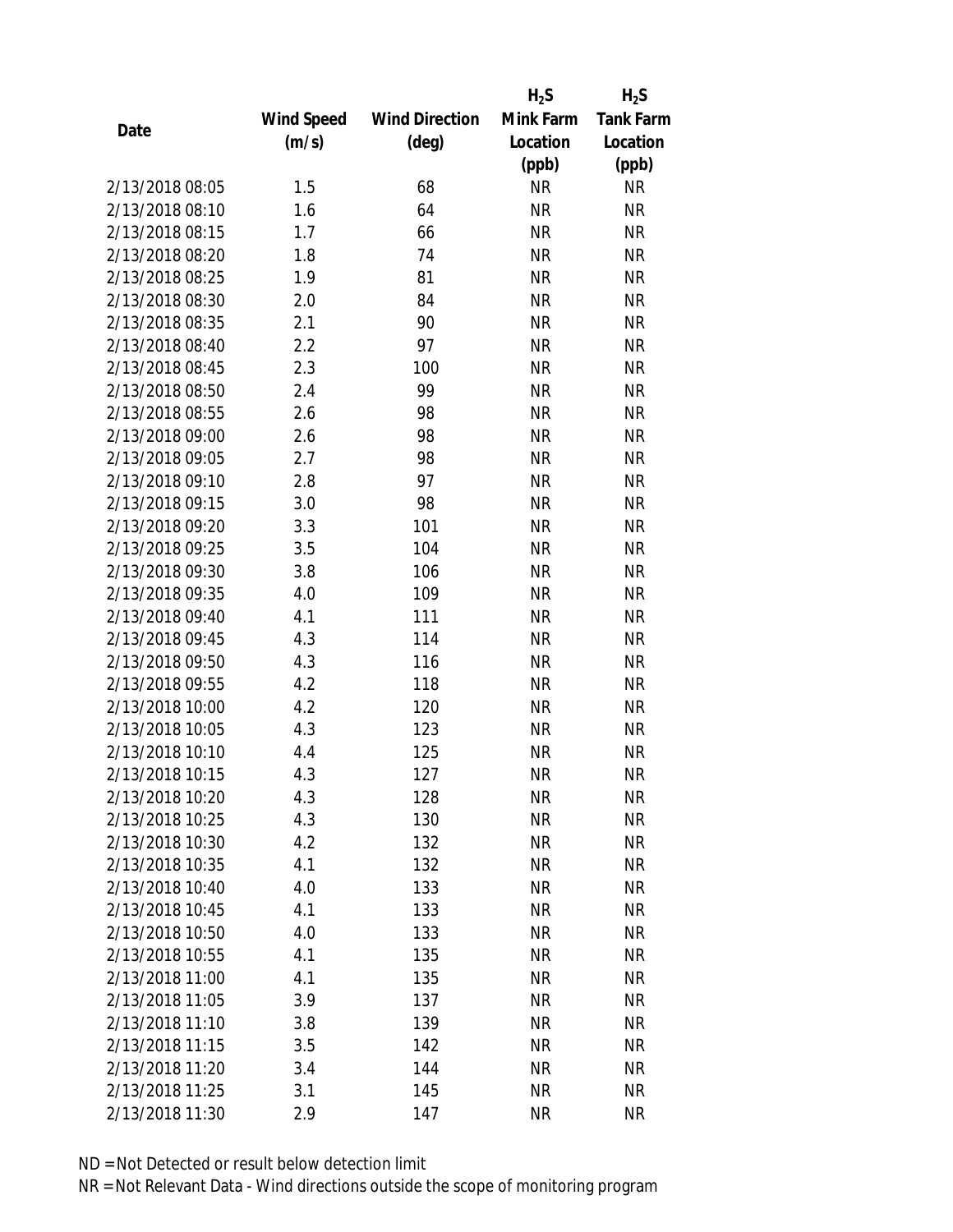| Date | Wind Speed (m/s) | Wind Direction (deg) | $H_2S$ Mink Farm Location (ppb) | $H_2S$ Tank Farm Location (ppb) |
|---|---|---|---|---|
| 2/13/2018 08:05 | 1.5 | 68 | NR | NR |
| 2/13/2018 08:10 | 1.6 | 64 | NR | NR |
| 2/13/2018 08:15 | 1.7 | 66 | NR | NR |
| 2/13/2018 08:20 | 1.8 | 74 | NR | NR |
| 2/13/2018 08:25 | 1.9 | 81 | NR | NR |
| 2/13/2018 08:30 | 2.0 | 84 | NR | NR |
| 2/13/2018 08:35 | 2.1 | 90 | NR | NR |
| 2/13/2018 08:40 | 2.2 | 97 | NR | NR |
| 2/13/2018 08:45 | 2.3 | 100 | NR | NR |
| 2/13/2018 08:50 | 2.4 | 99 | NR | NR |
| 2/13/2018 08:55 | 2.6 | 98 | NR | NR |
| 2/13/2018 09:00 | 2.6 | 98 | NR | NR |
| 2/13/2018 09:05 | 2.7 | 98 | NR | NR |
| 2/13/2018 09:10 | 2.8 | 97 | NR | NR |
| 2/13/2018 09:15 | 3.0 | 98 | NR | NR |
| 2/13/2018 09:20 | 3.3 | 101 | NR | NR |
| 2/13/2018 09:25 | 3.5 | 104 | NR | NR |
| 2/13/2018 09:30 | 3.8 | 106 | NR | NR |
| 2/13/2018 09:35 | 4.0 | 109 | NR | NR |
| 2/13/2018 09:40 | 4.1 | 111 | NR | NR |
| 2/13/2018 09:45 | 4.3 | 114 | NR | NR |
| 2/13/2018 09:50 | 4.3 | 116 | NR | NR |
| 2/13/2018 09:55 | 4.2 | 118 | NR | NR |
| 2/13/2018 10:00 | 4.2 | 120 | NR | NR |
| 2/13/2018 10:05 | 4.3 | 123 | NR | NR |
| 2/13/2018 10:10 | 4.4 | 125 | NR | NR |
| 2/13/2018 10:15 | 4.3 | 127 | NR | NR |
| 2/13/2018 10:20 | 4.3 | 128 | NR | NR |
| 2/13/2018 10:25 | 4.3 | 130 | NR | NR |
| 2/13/2018 10:30 | 4.2 | 132 | NR | NR |
| 2/13/2018 10:35 | 4.1 | 132 | NR | NR |
| 2/13/2018 10:40 | 4.0 | 133 | NR | NR |
| 2/13/2018 10:45 | 4.1 | 133 | NR | NR |
| 2/13/2018 10:50 | 4.0 | 133 | NR | NR |
| 2/13/2018 10:55 | 4.1 | 135 | NR | NR |
| 2/13/2018 11:00 | 4.1 | 135 | NR | NR |
| 2/13/2018 11:05 | 3.9 | 137 | NR | NR |
| 2/13/2018 11:10 | 3.8 | 139 | NR | NR |
| 2/13/2018 11:15 | 3.5 | 142 | NR | NR |
| 2/13/2018 11:20 | 3.4 | 144 | NR | NR |
| 2/13/2018 11:25 | 3.1 | 145 | NR | NR |
| 2/13/2018 11:30 | 2.9 | 147 | NR | NR |

ND = Not Detected or result below detection limit

NR = Not Relevant Data - Wind directions outside the scope of monitoring program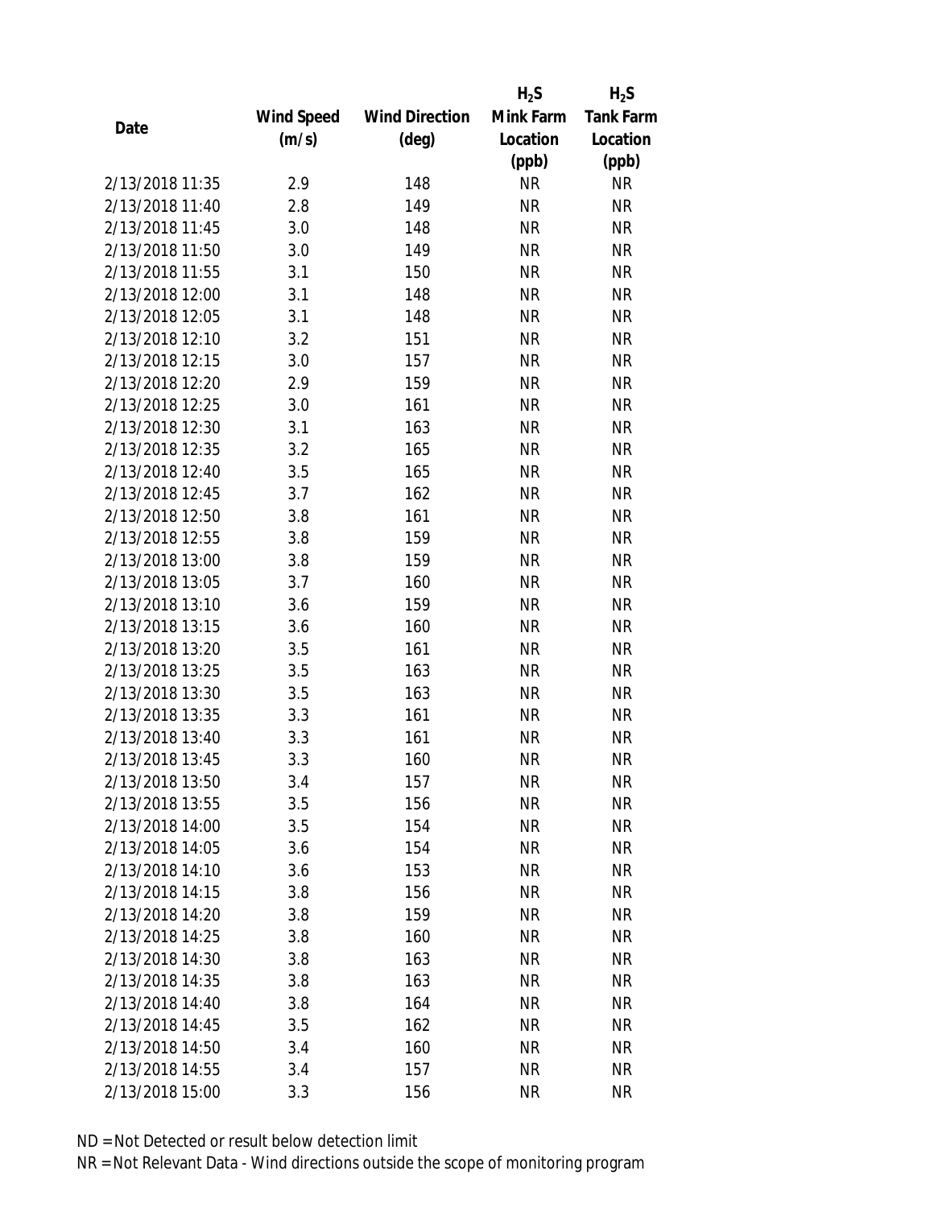| Date | Wind Speed (m/s) | Wind Direction (deg) | $H_2S$ Mink Farm Location (ppb) | $H_2S$ Tank Farm Location (ppb) |
|---|---|---|---|---|
| 2/13/2018 11:35 | 2.9 | 148 | NR | NR |
| 2/13/2018 11:40 | 2.8 | 149 | NR | NR |
| 2/13/2018 11:45 | 3.0 | 148 | NR | NR |
| 2/13/2018 11:50 | 3.0 | 149 | NR | NR |
| 2/13/2018 11:55 | 3.1 | 150 | NR | NR |
| 2/13/2018 12:00 | 3.1 | 148 | NR | NR |
| 2/13/2018 12:05 | 3.1 | 148 | NR | NR |
| 2/13/2018 12:10 | 3.2 | 151 | NR | NR |
| 2/13/2018 12:15 | 3.0 | 157 | NR | NR |
| 2/13/2018 12:20 | 2.9 | 159 | NR | NR |
| 2/13/2018 12:25 | 3.0 | 161 | NR | NR |
| 2/13/2018 12:30 | 3.1 | 163 | NR | NR |
| 2/13/2018 12:35 | 3.2 | 165 | NR | NR |
| 2/13/2018 12:40 | 3.5 | 165 | NR | NR |
| 2/13/2018 12:45 | 3.7 | 162 | NR | NR |
| 2/13/2018 12:50 | 3.8 | 161 | NR | NR |
| 2/13/2018 12:55 | 3.8 | 159 | NR | NR |
| 2/13/2018 13:00 | 3.8 | 159 | NR | NR |
| 2/13/2018 13:05 | 3.7 | 160 | NR | NR |
| 2/13/2018 13:10 | 3.6 | 159 | NR | NR |
| 2/13/2018 13:15 | 3.6 | 160 | NR | NR |
| 2/13/2018 13:20 | 3.5 | 161 | NR | NR |
| 2/13/2018 13:25 | 3.5 | 163 | NR | NR |
| 2/13/2018 13:30 | 3.5 | 163 | NR | NR |
| 2/13/2018 13:35 | 3.3 | 161 | NR | NR |
| 2/13/2018 13:40 | 3.3 | 161 | NR | NR |
| 2/13/2018 13:45 | 3.3 | 160 | NR | NR |
| 2/13/2018 13:50 | 3.4 | 157 | NR | NR |
| 2/13/2018 13:55 | 3.5 | 156 | NR | NR |
| 2/13/2018 14:00 | 3.5 | 154 | NR | NR |
| 2/13/2018 14:05 | 3.6 | 154 | NR | NR |
| 2/13/2018 14:10 | 3.6 | 153 | NR | NR |
| 2/13/2018 14:15 | 3.8 | 156 | NR | NR |
| 2/13/2018 14:20 | 3.8 | 159 | NR | NR |
| 2/13/2018 14:25 | 3.8 | 160 | NR | NR |
| 2/13/2018 14:30 | 3.8 | 163 | NR | NR |
| 2/13/2018 14:35 | 3.8 | 163 | NR | NR |
| 2/13/2018 14:40 | 3.8 | 164 | NR | NR |
| 2/13/2018 14:45 | 3.5 | 162 | NR | NR |
| 2/13/2018 14:50 | 3.4 | 160 | NR | NR |
| 2/13/2018 14:55 | 3.4 | 157 | NR | NR |
| 2/13/2018 15:00 | 3.3 | 156 | NR | NR |

ND = Not Detected or result below detection limit

NR = Not Relevant Data - Wind directions outside the scope of monitoring program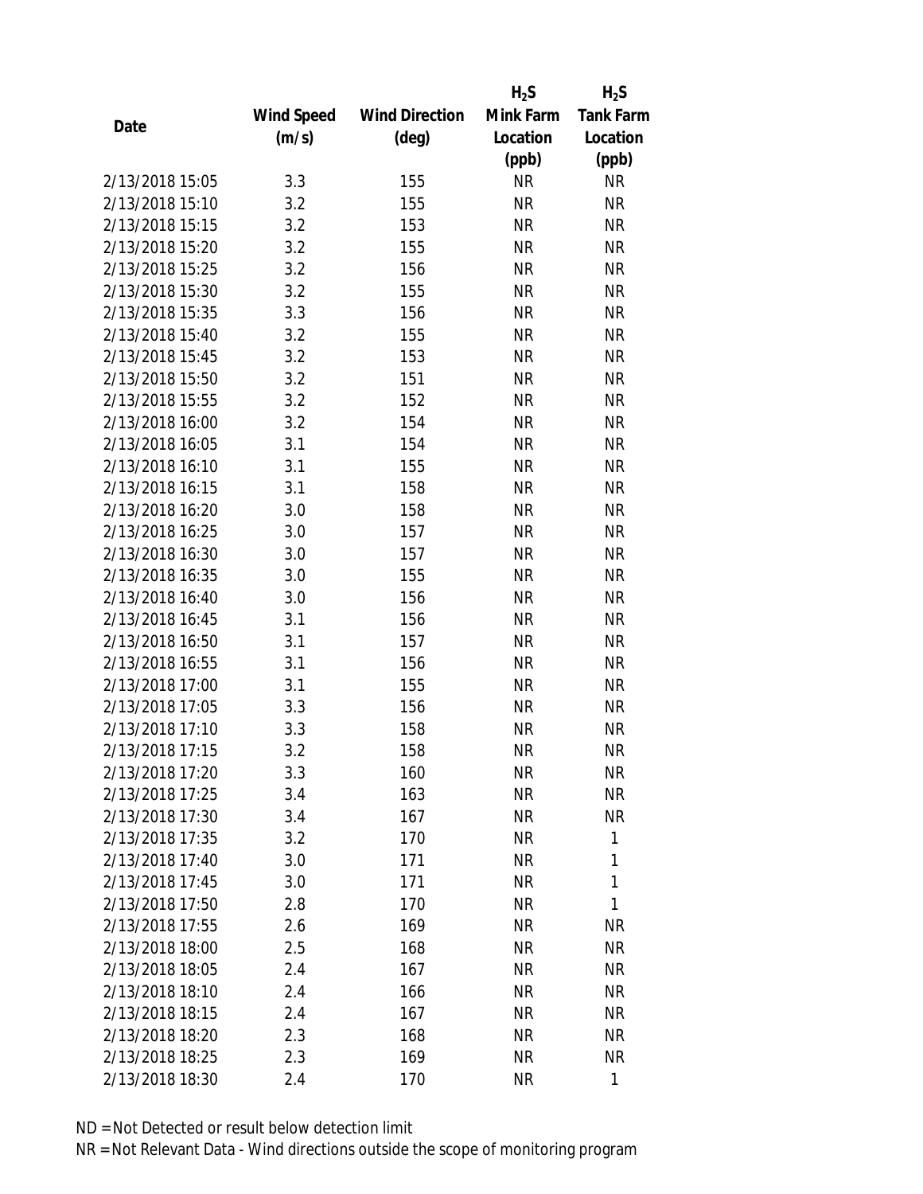| Date | Wind Speed (m/s) | Wind Direction (deg) | $H_2S$ Mink Farm Location (ppb) | $H_2S$ Tank Farm Location (ppb) |
|---|---|---|---|---|
| 2/13/2018 15:05 | 3.3 | 155 | NR | NR |
| 2/13/2018 15:10 | 3.2 | 155 | NR | NR |
| 2/13/2018 15:15 | 3.2 | 153 | NR | NR |
| 2/13/2018 15:20 | 3.2 | 155 | NR | NR |
| 2/13/2018 15:25 | 3.2 | 156 | NR | NR |
| 2/13/2018 15:30 | 3.2 | 155 | NR | NR |
| 2/13/2018 15:35 | 3.3 | 156 | NR | NR |
| 2/13/2018 15:40 | 3.2 | 155 | NR | NR |
| 2/13/2018 15:45 | 3.2 | 153 | NR | NR |
| 2/13/2018 15:50 | 3.2 | 151 | NR | NR |
| 2/13/2018 15:55 | 3.2 | 152 | NR | NR |
| 2/13/2018 16:00 | 3.2 | 154 | NR | NR |
| 2/13/2018 16:05 | 3.1 | 154 | NR | NR |
| 2/13/2018 16:10 | 3.1 | 155 | NR | NR |
| 2/13/2018 16:15 | 3.1 | 158 | NR | NR |
| 2/13/2018 16:20 | 3.0 | 158 | NR | NR |
| 2/13/2018 16:25 | 3.0 | 157 | NR | NR |
| 2/13/2018 16:30 | 3.0 | 157 | NR | NR |
| 2/13/2018 16:35 | 3.0 | 155 | NR | NR |
| 2/13/2018 16:40 | 3.0 | 156 | NR | NR |
| 2/13/2018 16:45 | 3.1 | 156 | NR | NR |
| 2/13/2018 16:50 | 3.1 | 157 | NR | NR |
| 2/13/2018 16:55 | 3.1 | 156 | NR | NR |
| 2/13/2018 17:00 | 3.1 | 155 | NR | NR |
| 2/13/2018 17:05 | 3.3 | 156 | NR | NR |
| 2/13/2018 17:10 | 3.3 | 158 | NR | NR |
| 2/13/2018 17:15 | 3.2 | 158 | NR | NR |
| 2/13/2018 17:20 | 3.3 | 160 | NR | NR |
| 2/13/2018 17:25 | 3.4 | 163 | NR | NR |
| 2/13/2018 17:30 | 3.4 | 167 | NR | NR |
| 2/13/2018 17:35 | 3.2 | 170 | NR | 1 |
| 2/13/2018 17:40 | 3.0 | 171 | NR | 1 |
| 2/13/2018 17:45 | 3.0 | 171 | NR | 1 |
| 2/13/2018 17:50 | 2.8 | 170 | NR | 1 |
| 2/13/2018 17:55 | 2.6 | 169 | NR | NR |
| 2/13/2018 18:00 | 2.5 | 168 | NR | NR |
| 2/13/2018 18:05 | 2.4 | 167 | NR | NR |
| 2/13/2018 18:10 | 2.4 | 166 | NR | NR |
| 2/13/2018 18:15 | 2.4 | 167 | NR | NR |
| 2/13/2018 18:20 | 2.3 | 168 | NR | NR |
| 2/13/2018 18:25 | 2.3 | 169 | NR | NR |
| 2/13/2018 18:30 | 2.4 | 170 | NR | 1 |

ND = Not Detected or result below detection limit

NR = Not Relevant Data - Wind directions outside the scope of monitoring program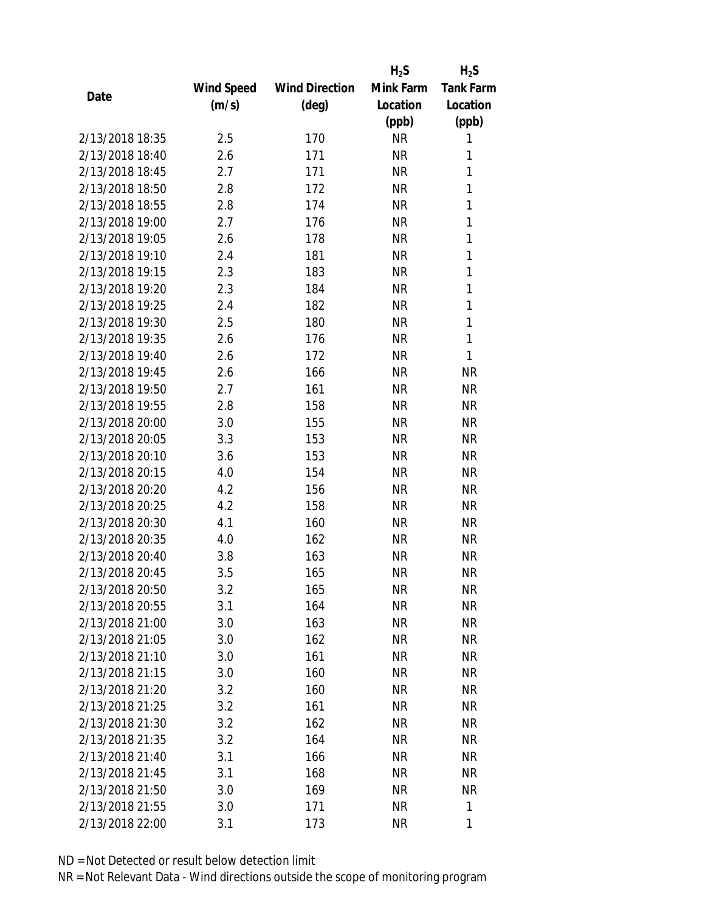| Date | Wind Speed (m/s) | Wind Direction (deg) | $H_2S$ Mink Farm Location (ppb) | $H_2S$ Tank Farm Location (ppb) |
|---|---|---|---|---|
| 2/13/2018 18:35 | 2.5 | 170 | NR | 1 |
| 2/13/2018 18:40 | 2.6 | 171 | NR | 1 |
| 2/13/2018 18:45 | 2.7 | 171 | NR | 1 |
| 2/13/2018 18:50 | 2.8 | 172 | NR | 1 |
| 2/13/2018 18:55 | 2.8 | 174 | NR | 1 |
| 2/13/2018 19:00 | 2.7 | 176 | NR | 1 |
| 2/13/2018 19:05 | 2.6 | 178 | NR | 1 |
| 2/13/2018 19:10 | 2.4 | 181 | NR | 1 |
| 2/13/2018 19:15 | 2.3 | 183 | NR | 1 |
| 2/13/2018 19:20 | 2.3 | 184 | NR | 1 |
| 2/13/2018 19:25 | 2.4 | 182 | NR | 1 |
| 2/13/2018 19:30 | 2.5 | 180 | NR | 1 |
| 2/13/2018 19:35 | 2.6 | 176 | NR | 1 |
| 2/13/2018 19:40 | 2.6 | 172 | NR | 1 |
| 2/13/2018 19:45 | 2.6 | 166 | NR | NR |
| 2/13/2018 19:50 | 2.7 | 161 | NR | NR |
| 2/13/2018 19:55 | 2.8 | 158 | NR | NR |
| 2/13/2018 20:00 | 3.0 | 155 | NR | NR |
| 2/13/2018 20:05 | 3.3 | 153 | NR | NR |
| 2/13/2018 20:10 | 3.6 | 153 | NR | NR |
| 2/13/2018 20:15 | 4.0 | 154 | NR | NR |
| 2/13/2018 20:20 | 4.2 | 156 | NR | NR |
| 2/13/2018 20:25 | 4.2 | 158 | NR | NR |
| 2/13/2018 20:30 | 4.1 | 160 | NR | NR |
| 2/13/2018 20:35 | 4.0 | 162 | NR | NR |
| 2/13/2018 20:40 | 3.8 | 163 | NR | NR |
| 2/13/2018 20:45 | 3.5 | 165 | NR | NR |
| 2/13/2018 20:50 | 3.2 | 165 | NR | NR |
| 2/13/2018 20:55 | 3.1 | 164 | NR | NR |
| 2/13/2018 21:00 | 3.0 | 163 | NR | NR |
| 2/13/2018 21:05 | 3.0 | 162 | NR | NR |
| 2/13/2018 21:10 | 3.0 | 161 | NR | NR |
| 2/13/2018 21:15 | 3.0 | 160 | NR | NR |
| 2/13/2018 21:20 | 3.2 | 160 | NR | NR |
| 2/13/2018 21:25 | 3.2 | 161 | NR | NR |
| 2/13/2018 21:30 | 3.2 | 162 | NR | NR |
| 2/13/2018 21:35 | 3.2 | 164 | NR | NR |
| 2/13/2018 21:40 | 3.1 | 166 | NR | NR |
| 2/13/2018 21:45 | 3.1 | 168 | NR | NR |
| 2/13/2018 21:50 | 3.0 | 169 | NR | NR |
| 2/13/2018 21:55 | 3.0 | 171 | NR | 1 |
| 2/13/2018 22:00 | 3.1 | 173 | NR | 1 |

ND = Not Detected or result below detection limit

NR = Not Relevant Data - Wind directions outside the scope of monitoring program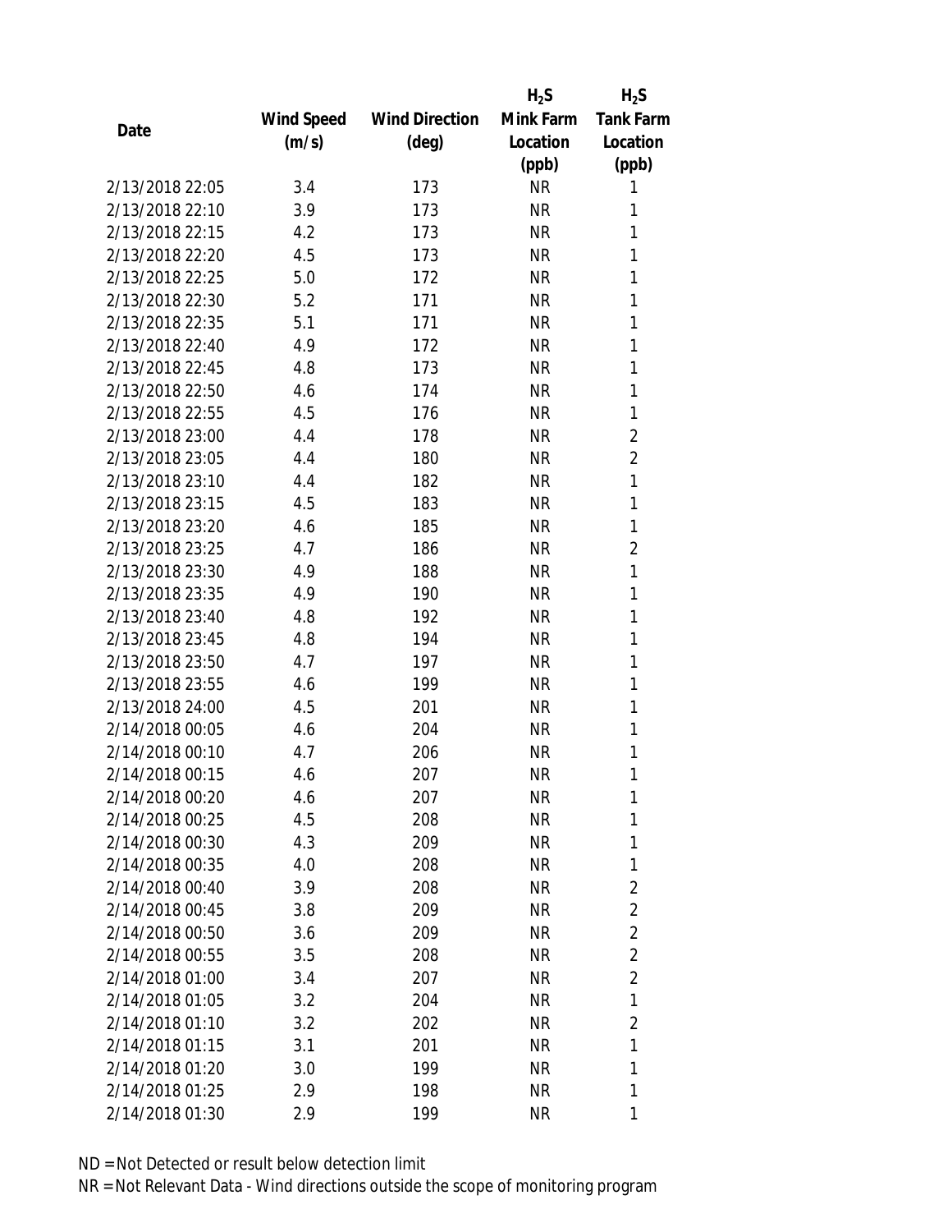| Date | Wind Speed (m/s) | Wind Direction (deg) | $H_2S$ Mink Farm Location (ppb) | $H_2S$ Tank Farm Location (ppb) |
|---|---|---|---|---|
| 2/13/2018 22:05 | 3.4 | 173 | NR | 1 |
| 2/13/2018 22:10 | 3.9 | 173 | NR | 1 |
| 2/13/2018 22:15 | 4.2 | 173 | NR | 1 |
| 2/13/2018 22:20 | 4.5 | 173 | NR | 1 |
| 2/13/2018 22:25 | 5.0 | 172 | NR | 1 |
| 2/13/2018 22:30 | 5.2 | 171 | NR | 1 |
| 2/13/2018 22:35 | 5.1 | 171 | NR | 1 |
| 2/13/2018 22:40 | 4.9 | 172 | NR | 1 |
| 2/13/2018 22:45 | 4.8 | 173 | NR | 1 |
| 2/13/2018 22:50 | 4.6 | 174 | NR | 1 |
| 2/13/2018 22:55 | 4.5 | 176 | NR | 1 |
| 2/13/2018 23:00 | 4.4 | 178 | NR | 2 |
| 2/13/2018 23:05 | 4.4 | 180 | NR | 2 |
| 2/13/2018 23:10 | 4.4 | 182 | NR | 1 |
| 2/13/2018 23:15 | 4.5 | 183 | NR | 1 |
| 2/13/2018 23:20 | 4.6 | 185 | NR | 1 |
| 2/13/2018 23:25 | 4.7 | 186 | NR | 2 |
| 2/13/2018 23:30 | 4.9 | 188 | NR | 1 |
| 2/13/2018 23:35 | 4.9 | 190 | NR | 1 |
| 2/13/2018 23:40 | 4.8 | 192 | NR | 1 |
| 2/13/2018 23:45 | 4.8 | 194 | NR | 1 |
| 2/13/2018 23:50 | 4.7 | 197 | NR | 1 |
| 2/13/2018 23:55 | 4.6 | 199 | NR | 1 |
| 2/13/2018 24:00 | 4.5 | 201 | NR | 1 |
| 2/14/2018 00:05 | 4.6 | 204 | NR | 1 |
| 2/14/2018 00:10 | 4.7 | 206 | NR | 1 |
| 2/14/2018 00:15 | 4.6 | 207 | NR | 1 |
| 2/14/2018 00:20 | 4.6 | 207 | NR | 1 |
| 2/14/2018 00:25 | 4.5 | 208 | NR | 1 |
| 2/14/2018 00:30 | 4.3 | 209 | NR | 1 |
| 2/14/2018 00:35 | 4.0 | 208 | NR | 1 |
| 2/14/2018 00:40 | 3.9 | 208 | NR | 2 |
| 2/14/2018 00:45 | 3.8 | 209 | NR | 2 |
| 2/14/2018 00:50 | 3.6 | 209 | NR | 2 |
| 2/14/2018 00:55 | 3.5 | 208 | NR | 2 |
| 2/14/2018 01:00 | 3.4 | 207 | NR | 2 |
| 2/14/2018 01:05 | 3.2 | 204 | NR | 1 |
| 2/14/2018 01:10 | 3.2 | 202 | NR | 2 |
| 2/14/2018 01:15 | 3.1 | 201 | NR | 1 |
| 2/14/2018 01:20 | 3.0 | 199 | NR | 1 |
| 2/14/2018 01:25 | 2.9 | 198 | NR | 1 |
| 2/14/2018 01:30 | 2.9 | 199 | NR | 1 |

ND = Not Detected or result below detection limit

NR = Not Relevant Data - Wind directions outside the scope of monitoring program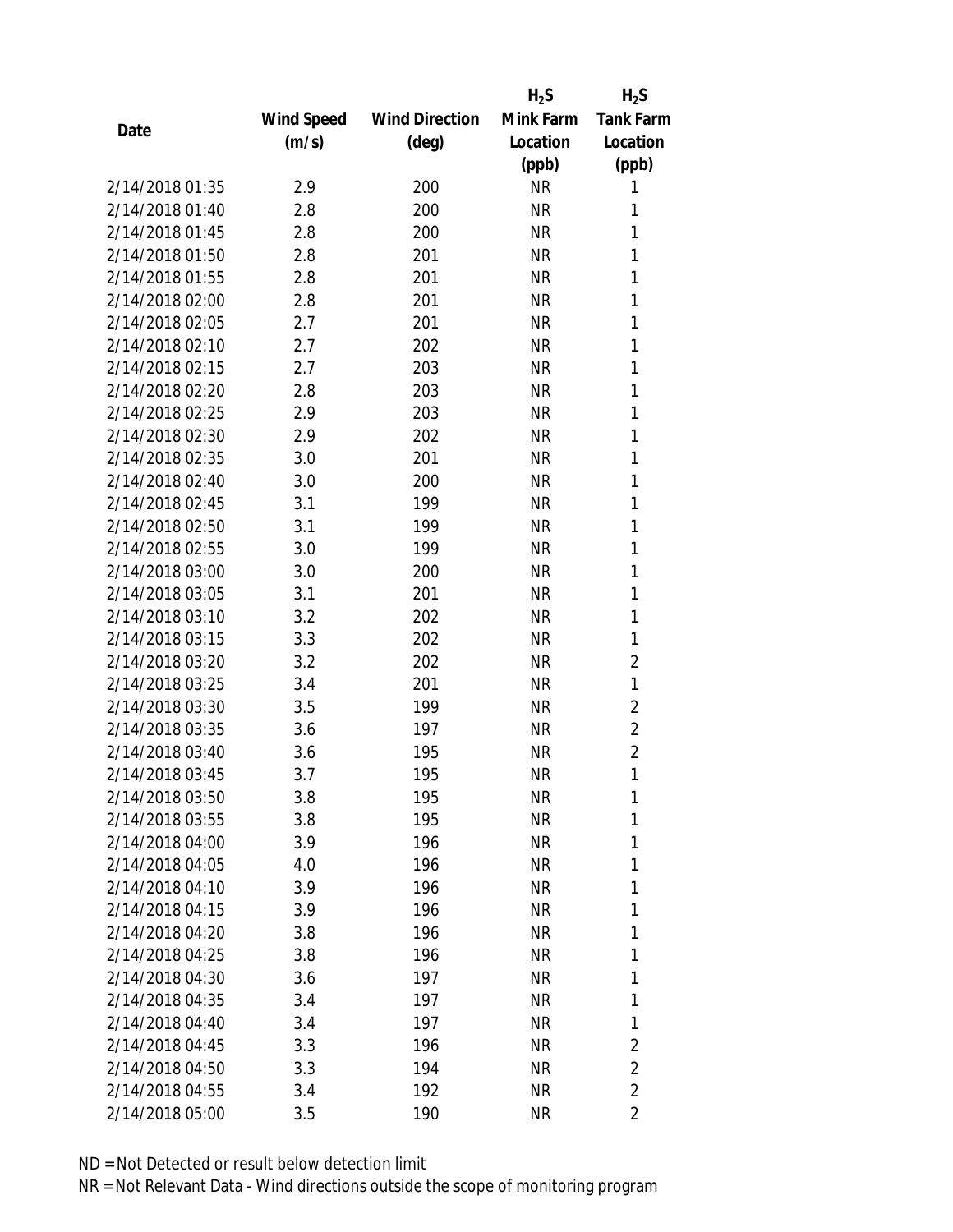| Date | Wind Speed (m/s) | Wind Direction (deg) | $H_2S$ Mink Farm Location (ppb) | $H_2S$ Tank Farm Location (ppb) |
|---|---|---|---|---|
| 2/14/2018 01:35 | 2.9 | 200 | NR | 1 |
| 2/14/2018 01:40 | 2.8 | 200 | NR | 1 |
| 2/14/2018 01:45 | 2.8 | 200 | NR | 1 |
| 2/14/2018 01:50 | 2.8 | 201 | NR | 1 |
| 2/14/2018 01:55 | 2.8 | 201 | NR | 1 |
| 2/14/2018 02:00 | 2.8 | 201 | NR | 1 |
| 2/14/2018 02:05 | 2.7 | 201 | NR | 1 |
| 2/14/2018 02:10 | 2.7 | 202 | NR | 1 |
| 2/14/2018 02:15 | 2.7 | 203 | NR | 1 |
| 2/14/2018 02:20 | 2.8 | 203 | NR | 1 |
| 2/14/2018 02:25 | 2.9 | 203 | NR | 1 |
| 2/14/2018 02:30 | 2.9 | 202 | NR | 1 |
| 2/14/2018 02:35 | 3.0 | 201 | NR | 1 |
| 2/14/2018 02:40 | 3.0 | 200 | NR | 1 |
| 2/14/2018 02:45 | 3.1 | 199 | NR | 1 |
| 2/14/2018 02:50 | 3.1 | 199 | NR | 1 |
| 2/14/2018 02:55 | 3.0 | 199 | NR | 1 |
| 2/14/2018 03:00 | 3.0 | 200 | NR | 1 |
| 2/14/2018 03:05 | 3.1 | 201 | NR | 1 |
| 2/14/2018 03:10 | 3.2 | 202 | NR | 1 |
| 2/14/2018 03:15 | 3.3 | 202 | NR | 1 |
| 2/14/2018 03:20 | 3.2 | 202 | NR | 2 |
| 2/14/2018 03:25 | 3.4 | 201 | NR | 1 |
| 2/14/2018 03:30 | 3.5 | 199 | NR | 2 |
| 2/14/2018 03:35 | 3.6 | 197 | NR | 2 |
| 2/14/2018 03:40 | 3.6 | 195 | NR | 2 |
| 2/14/2018 03:45 | 3.7 | 195 | NR | 1 |
| 2/14/2018 03:50 | 3.8 | 195 | NR | 1 |
| 2/14/2018 03:55 | 3.8 | 195 | NR | 1 |
| 2/14/2018 04:00 | 3.9 | 196 | NR | 1 |
| 2/14/2018 04:05 | 4.0 | 196 | NR | 1 |
| 2/14/2018 04:10 | 3.9 | 196 | NR | 1 |
| 2/14/2018 04:15 | 3.9 | 196 | NR | 1 |
| 2/14/2018 04:20 | 3.8 | 196 | NR | 1 |
| 2/14/2018 04:25 | 3.8 | 196 | NR | 1 |
| 2/14/2018 04:30 | 3.6 | 197 | NR | 1 |
| 2/14/2018 04:35 | 3.4 | 197 | NR | 1 |
| 2/14/2018 04:40 | 3.4 | 197 | NR | 1 |
| 2/14/2018 04:45 | 3.3 | 196 | NR | 2 |
| 2/14/2018 04:50 | 3.3 | 194 | NR | 2 |
| 2/14/2018 04:55 | 3.4 | 192 | NR | 2 |
| 2/14/2018 05:00 | 3.5 | 190 | NR | 2 |

ND = Not Detected or result below detection limit

NR = Not Relevant Data - Wind directions outside the scope of monitoring program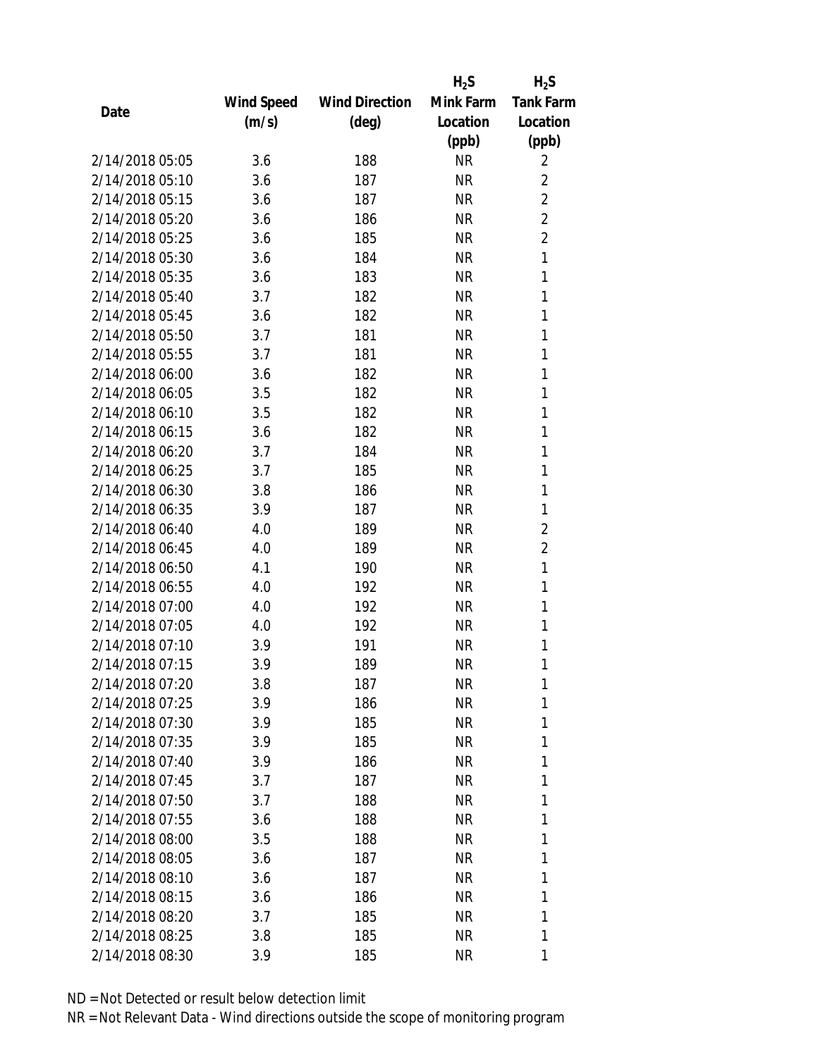| Date | Wind Speed (m/s) | Wind Direction (deg) | $H_2S$ Mink Farm Location (ppb) | $H_2S$ Tank Farm Location (ppb) |
|---|---|---|---|---|
| 2/14/2018 05:05 | 3.6 | 188 | NR | 2 |
| 2/14/2018 05:10 | 3.6 | 187 | NR | 2 |
| 2/14/2018 05:15 | 3.6 | 187 | NR | 2 |
| 2/14/2018 05:20 | 3.6 | 186 | NR | 2 |
| 2/14/2018 05:25 | 3.6 | 185 | NR | 2 |
| 2/14/2018 05:30 | 3.6 | 184 | NR | 1 |
| 2/14/2018 05:35 | 3.6 | 183 | NR | 1 |
| 2/14/2018 05:40 | 3.7 | 182 | NR | 1 |
| 2/14/2018 05:45 | 3.6 | 182 | NR | 1 |
| 2/14/2018 05:50 | 3.7 | 181 | NR | 1 |
| 2/14/2018 05:55 | 3.7 | 181 | NR | 1 |
| 2/14/2018 06:00 | 3.6 | 182 | NR | 1 |
| 2/14/2018 06:05 | 3.5 | 182 | NR | 1 |
| 2/14/2018 06:10 | 3.5 | 182 | NR | 1 |
| 2/14/2018 06:15 | 3.6 | 182 | NR | 1 |
| 2/14/2018 06:20 | 3.7 | 184 | NR | 1 |
| 2/14/2018 06:25 | 3.7 | 185 | NR | 1 |
| 2/14/2018 06:30 | 3.8 | 186 | NR | 1 |
| 2/14/2018 06:35 | 3.9 | 187 | NR | 1 |
| 2/14/2018 06:40 | 4.0 | 189 | NR | 2 |
| 2/14/2018 06:45 | 4.0 | 189 | NR | 2 |
| 2/14/2018 06:50 | 4.1 | 190 | NR | 1 |
| 2/14/2018 06:55 | 4.0 | 192 | NR | 1 |
| 2/14/2018 07:00 | 4.0 | 192 | NR | 1 |
| 2/14/2018 07:05 | 4.0 | 192 | NR | 1 |
| 2/14/2018 07:10 | 3.9 | 191 | NR | 1 |
| 2/14/2018 07:15 | 3.9 | 189 | NR | 1 |
| 2/14/2018 07:20 | 3.8 | 187 | NR | 1 |
| 2/14/2018 07:25 | 3.9 | 186 | NR | 1 |
| 2/14/2018 07:30 | 3.9 | 185 | NR | 1 |
| 2/14/2018 07:35 | 3.9 | 185 | NR | 1 |
| 2/14/2018 07:40 | 3.9 | 186 | NR | 1 |
| 2/14/2018 07:45 | 3.7 | 187 | NR | 1 |
| 2/14/2018 07:50 | 3.7 | 188 | NR | 1 |
| 2/14/2018 07:55 | 3.6 | 188 | NR | 1 |
| 2/14/2018 08:00 | 3.5 | 188 | NR | 1 |
| 2/14/2018 08:05 | 3.6 | 187 | NR | 1 |
| 2/14/2018 08:10 | 3.6 | 187 | NR | 1 |
| 2/14/2018 08:15 | 3.6 | 186 | NR | 1 |
| 2/14/2018 08:20 | 3.7 | 185 | NR | 1 |
| 2/14/2018 08:25 | 3.8 | 185 | NR | 1 |
| 2/14/2018 08:30 | 3.9 | 185 | NR | 1 |

ND = Not Detected or result below detection limit

NR = Not Relevant Data - Wind directions outside the scope of monitoring program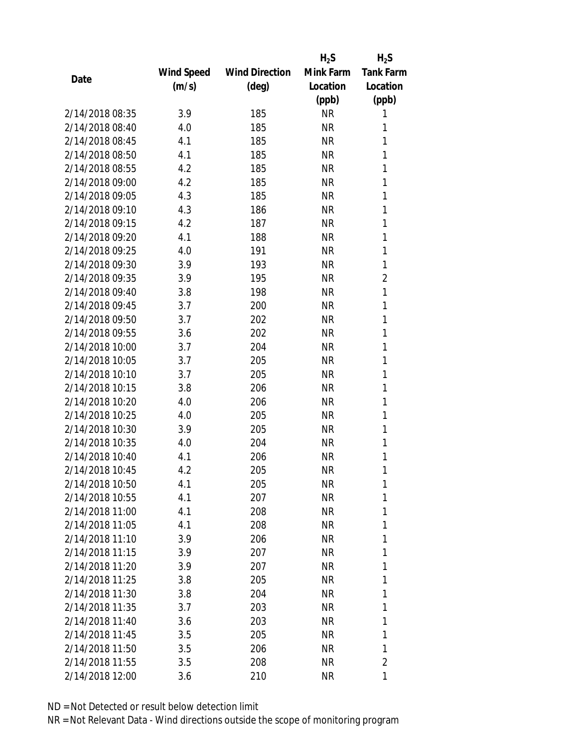| Date | Wind Speed (m/s) | Wind Direction (deg) | $H_2S$ Mink Farm Location (ppb) | $H_2S$ Tank Farm Location (ppb) |
|---|---|---|---|---|
| 2/14/2018 08:35 | 3.9 | 185 | NR | 1 |
| 2/14/2018 08:40 | 4.0 | 185 | NR | 1 |
| 2/14/2018 08:45 | 4.1 | 185 | NR | 1 |
| 2/14/2018 08:50 | 4.1 | 185 | NR | 1 |
| 2/14/2018 08:55 | 4.2 | 185 | NR | 1 |
| 2/14/2018 09:00 | 4.2 | 185 | NR | 1 |
| 2/14/2018 09:05 | 4.3 | 185 | NR | 1 |
| 2/14/2018 09:10 | 4.3 | 186 | NR | 1 |
| 2/14/2018 09:15 | 4.2 | 187 | NR | 1 |
| 2/14/2018 09:20 | 4.1 | 188 | NR | 1 |
| 2/14/2018 09:25 | 4.0 | 191 | NR | 1 |
| 2/14/2018 09:30 | 3.9 | 193 | NR | 1 |
| 2/14/2018 09:35 | 3.9 | 195 | NR | 2 |
| 2/14/2018 09:40 | 3.8 | 198 | NR | 1 |
| 2/14/2018 09:45 | 3.7 | 200 | NR | 1 |
| 2/14/2018 09:50 | 3.7 | 202 | NR | 1 |
| 2/14/2018 09:55 | 3.6 | 202 | NR | 1 |
| 2/14/2018 10:00 | 3.7 | 204 | NR | 1 |
| 2/14/2018 10:05 | 3.7 | 205 | NR | 1 |
| 2/14/2018 10:10 | 3.7 | 205 | NR | 1 |
| 2/14/2018 10:15 | 3.8 | 206 | NR | 1 |
| 2/14/2018 10:20 | 4.0 | 206 | NR | 1 |
| 2/14/2018 10:25 | 4.0 | 205 | NR | 1 |
| 2/14/2018 10:30 | 3.9 | 205 | NR | 1 |
| 2/14/2018 10:35 | 4.0 | 204 | NR | 1 |
| 2/14/2018 10:40 | 4.1 | 206 | NR | 1 |
| 2/14/2018 10:45 | 4.2 | 205 | NR | 1 |
| 2/14/2018 10:50 | 4.1 | 205 | NR | 1 |
| 2/14/2018 10:55 | 4.1 | 207 | NR | 1 |
| 2/14/2018 11:00 | 4.1 | 208 | NR | 1 |
| 2/14/2018 11:05 | 4.1 | 208 | NR | 1 |
| 2/14/2018 11:10 | 3.9 | 206 | NR | 1 |
| 2/14/2018 11:15 | 3.9 | 207 | NR | 1 |
| 2/14/2018 11:20 | 3.9 | 207 | NR | 1 |
| 2/14/2018 11:25 | 3.8 | 205 | NR | 1 |
| 2/14/2018 11:30 | 3.8 | 204 | NR | 1 |
| 2/14/2018 11:35 | 3.7 | 203 | NR | 1 |
| 2/14/2018 11:40 | 3.6 | 203 | NR | 1 |
| 2/14/2018 11:45 | 3.5 | 205 | NR | 1 |
| 2/14/2018 11:50 | 3.5 | 206 | NR | 1 |
| 2/14/2018 11:55 | 3.5 | 208 | NR | 2 |
| 2/14/2018 12:00 | 3.6 | 210 | NR | 1 |

ND = Not Detected or result below detection limit

NR = Not Relevant Data - Wind directions outside the scope of monitoring program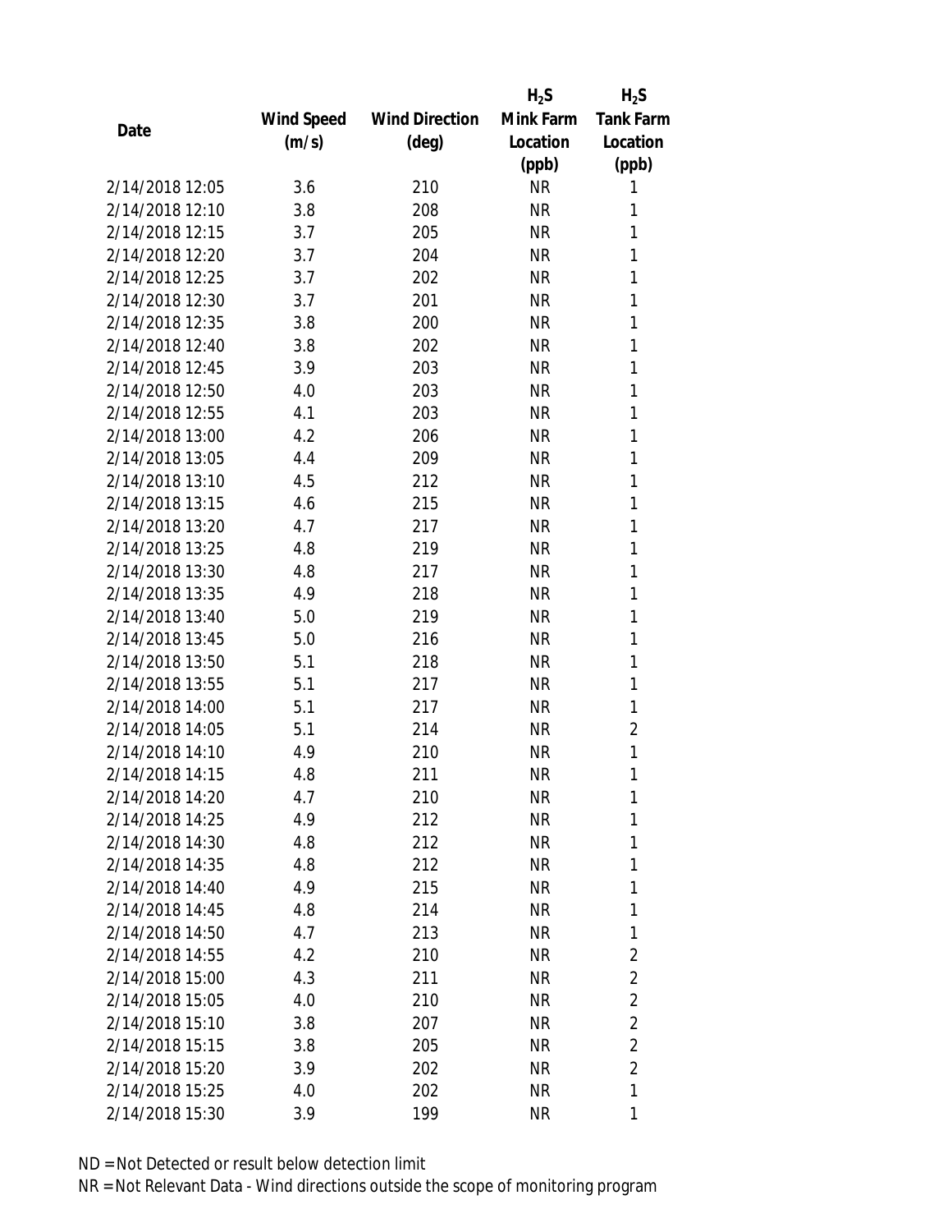| Date | Wind Speed (m/s) | Wind Direction (deg) | $H_2S$ Mink Farm Location (ppb) | $H_2S$ Tank Farm Location (ppb) |
|---|---|---|---|---|
| 2/14/2018 12:05 | 3.6 | 210 | NR | 1 |
| 2/14/2018 12:10 | 3.8 | 208 | NR | 1 |
| 2/14/2018 12:15 | 3.7 | 205 | NR | 1 |
| 2/14/2018 12:20 | 3.7 | 204 | NR | 1 |
| 2/14/2018 12:25 | 3.7 | 202 | NR | 1 |
| 2/14/2018 12:30 | 3.7 | 201 | NR | 1 |
| 2/14/2018 12:35 | 3.8 | 200 | NR | 1 |
| 2/14/2018 12:40 | 3.8 | 202 | NR | 1 |
| 2/14/2018 12:45 | 3.9 | 203 | NR | 1 |
| 2/14/2018 12:50 | 4.0 | 203 | NR | 1 |
| 2/14/2018 12:55 | 4.1 | 203 | NR | 1 |
| 2/14/2018 13:00 | 4.2 | 206 | NR | 1 |
| 2/14/2018 13:05 | 4.4 | 209 | NR | 1 |
| 2/14/2018 13:10 | 4.5 | 212 | NR | 1 |
| 2/14/2018 13:15 | 4.6 | 215 | NR | 1 |
| 2/14/2018 13:20 | 4.7 | 217 | NR | 1 |
| 2/14/2018 13:25 | 4.8 | 219 | NR | 1 |
| 2/14/2018 13:30 | 4.8 | 217 | NR | 1 |
| 2/14/2018 13:35 | 4.9 | 218 | NR | 1 |
| 2/14/2018 13:40 | 5.0 | 219 | NR | 1 |
| 2/14/2018 13:45 | 5.0 | 216 | NR | 1 |
| 2/14/2018 13:50 | 5.1 | 218 | NR | 1 |
| 2/14/2018 13:55 | 5.1 | 217 | NR | 1 |
| 2/14/2018 14:00 | 5.1 | 217 | NR | 1 |
| 2/14/2018 14:05 | 5.1 | 214 | NR | 2 |
| 2/14/2018 14:10 | 4.9 | 210 | NR | 1 |
| 2/14/2018 14:15 | 4.8 | 211 | NR | 1 |
| 2/14/2018 14:20 | 4.7 | 210 | NR | 1 |
| 2/14/2018 14:25 | 4.9 | 212 | NR | 1 |
| 2/14/2018 14:30 | 4.8 | 212 | NR | 1 |
| 2/14/2018 14:35 | 4.8 | 212 | NR | 1 |
| 2/14/2018 14:40 | 4.9 | 215 | NR | 1 |
| 2/14/2018 14:45 | 4.8 | 214 | NR | 1 |
| 2/14/2018 14:50 | 4.7 | 213 | NR | 1 |
| 2/14/2018 14:55 | 4.2 | 210 | NR | 2 |
| 2/14/2018 15:00 | 4.3 | 211 | NR | 2 |
| 2/14/2018 15:05 | 4.0 | 210 | NR | 2 |
| 2/14/2018 15:10 | 3.8 | 207 | NR | 2 |
| 2/14/2018 15:15 | 3.8 | 205 | NR | 2 |
| 2/14/2018 15:20 | 3.9 | 202 | NR | 2 |
| 2/14/2018 15:25 | 4.0 | 202 | NR | 1 |
| 2/14/2018 15:30 | 3.9 | 199 | NR | 1 |

ND = Not Detected or result below detection limit

NR = Not Relevant Data - Wind directions outside the scope of monitoring program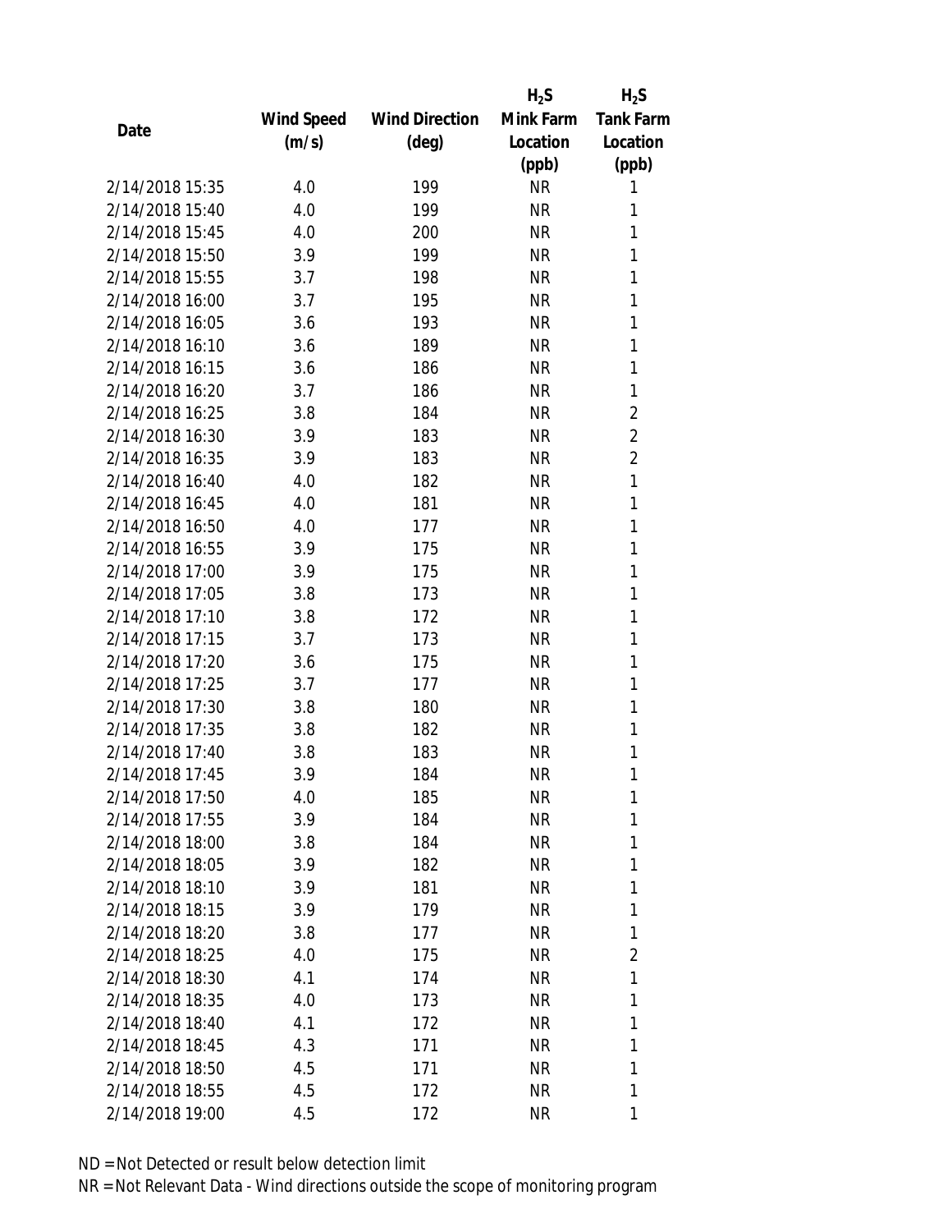| Date | Wind Speed (m/s) | Wind Direction (deg) | $H_2S$ Mink Farm Location (ppb) | $H_2S$ Tank Farm Location (ppb) |
|---|---|---|---|---|
| 2/14/2018 15:35 | 4.0 | 199 | NR | 1 |
| 2/14/2018 15:40 | 4.0 | 199 | NR | 1 |
| 2/14/2018 15:45 | 4.0 | 200 | NR | 1 |
| 2/14/2018 15:50 | 3.9 | 199 | NR | 1 |
| 2/14/2018 15:55 | 3.7 | 198 | NR | 1 |
| 2/14/2018 16:00 | 3.7 | 195 | NR | 1 |
| 2/14/2018 16:05 | 3.6 | 193 | NR | 1 |
| 2/14/2018 16:10 | 3.6 | 189 | NR | 1 |
| 2/14/2018 16:15 | 3.6 | 186 | NR | 1 |
| 2/14/2018 16:20 | 3.7 | 186 | NR | 1 |
| 2/14/2018 16:25 | 3.8 | 184 | NR | 2 |
| 2/14/2018 16:30 | 3.9 | 183 | NR | 2 |
| 2/14/2018 16:35 | 3.9 | 183 | NR | 2 |
| 2/14/2018 16:40 | 4.0 | 182 | NR | 1 |
| 2/14/2018 16:45 | 4.0 | 181 | NR | 1 |
| 2/14/2018 16:50 | 4.0 | 177 | NR | 1 |
| 2/14/2018 16:55 | 3.9 | 175 | NR | 1 |
| 2/14/2018 17:00 | 3.9 | 175 | NR | 1 |
| 2/14/2018 17:05 | 3.8 | 173 | NR | 1 |
| 2/14/2018 17:10 | 3.8 | 172 | NR | 1 |
| 2/14/2018 17:15 | 3.7 | 173 | NR | 1 |
| 2/14/2018 17:20 | 3.6 | 175 | NR | 1 |
| 2/14/2018 17:25 | 3.7 | 177 | NR | 1 |
| 2/14/2018 17:30 | 3.8 | 180 | NR | 1 |
| 2/14/2018 17:35 | 3.8 | 182 | NR | 1 |
| 2/14/2018 17:40 | 3.8 | 183 | NR | 1 |
| 2/14/2018 17:45 | 3.9 | 184 | NR | 1 |
| 2/14/2018 17:50 | 4.0 | 185 | NR | 1 |
| 2/14/2018 17:55 | 3.9 | 184 | NR | 1 |
| 2/14/2018 18:00 | 3.8 | 184 | NR | 1 |
| 2/14/2018 18:05 | 3.9 | 182 | NR | 1 |
| 2/14/2018 18:10 | 3.9 | 181 | NR | 1 |
| 2/14/2018 18:15 | 3.9 | 179 | NR | 1 |
| 2/14/2018 18:20 | 3.8 | 177 | NR | 1 |
| 2/14/2018 18:25 | 4.0 | 175 | NR | 2 |
| 2/14/2018 18:30 | 4.1 | 174 | NR | 1 |
| 2/14/2018 18:35 | 4.0 | 173 | NR | 1 |
| 2/14/2018 18:40 | 4.1 | 172 | NR | 1 |
| 2/14/2018 18:45 | 4.3 | 171 | NR | 1 |
| 2/14/2018 18:50 | 4.5 | 171 | NR | 1 |
| 2/14/2018 18:55 | 4.5 | 172 | NR | 1 |
| 2/14/2018 19:00 | 4.5 | 172 | NR | 1 |

ND = Not Detected or result below detection limit
NR = Not Relevant Data - Wind directions outside the scope of monitoring program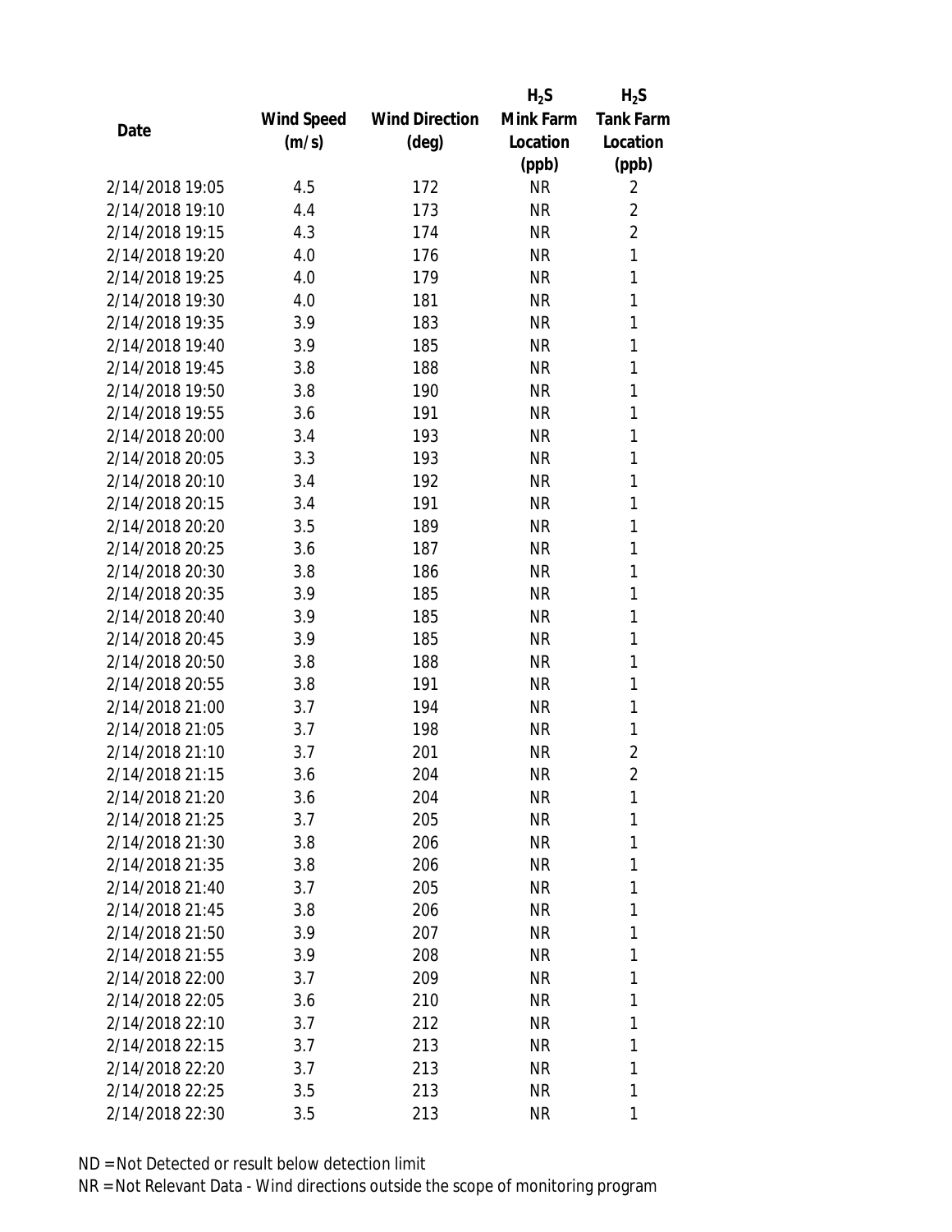| Date | Wind Speed (m/s) | Wind Direction (deg) | $H_2S$ Mink Farm Location (ppb) | $H_2S$ Tank Farm Location (ppb) |
|---|---|---|---|---|
| 2/14/2018 19:05 | 4.5 | 172 | NR | 2 |
| 2/14/2018 19:10 | 4.4 | 173 | NR | 2 |
| 2/14/2018 19:15 | 4.3 | 174 | NR | 2 |
| 2/14/2018 19:20 | 4.0 | 176 | NR | 1 |
| 2/14/2018 19:25 | 4.0 | 179 | NR | 1 |
| 2/14/2018 19:30 | 4.0 | 181 | NR | 1 |
| 2/14/2018 19:35 | 3.9 | 183 | NR | 1 |
| 2/14/2018 19:40 | 3.9 | 185 | NR | 1 |
| 2/14/2018 19:45 | 3.8 | 188 | NR | 1 |
| 2/14/2018 19:50 | 3.8 | 190 | NR | 1 |
| 2/14/2018 19:55 | 3.6 | 191 | NR | 1 |
| 2/14/2018 20:00 | 3.4 | 193 | NR | 1 |
| 2/14/2018 20:05 | 3.3 | 193 | NR | 1 |
| 2/14/2018 20:10 | 3.4 | 192 | NR | 1 |
| 2/14/2018 20:15 | 3.4 | 191 | NR | 1 |
| 2/14/2018 20:20 | 3.5 | 189 | NR | 1 |
| 2/14/2018 20:25 | 3.6 | 187 | NR | 1 |
| 2/14/2018 20:30 | 3.8 | 186 | NR | 1 |
| 2/14/2018 20:35 | 3.9 | 185 | NR | 1 |
| 2/14/2018 20:40 | 3.9 | 185 | NR | 1 |
| 2/14/2018 20:45 | 3.9 | 185 | NR | 1 |
| 2/14/2018 20:50 | 3.8 | 188 | NR | 1 |
| 2/14/2018 20:55 | 3.8 | 191 | NR | 1 |
| 2/14/2018 21:00 | 3.7 | 194 | NR | 1 |
| 2/14/2018 21:05 | 3.7 | 198 | NR | 1 |
| 2/14/2018 21:10 | 3.7 | 201 | NR | 2 |
| 2/14/2018 21:15 | 3.6 | 204 | NR | 2 |
| 2/14/2018 21:20 | 3.6 | 204 | NR | 1 |
| 2/14/2018 21:25 | 3.7 | 205 | NR | 1 |
| 2/14/2018 21:30 | 3.8 | 206 | NR | 1 |
| 2/14/2018 21:35 | 3.8 | 206 | NR | 1 |
| 2/14/2018 21:40 | 3.7 | 205 | NR | 1 |
| 2/14/2018 21:45 | 3.8 | 206 | NR | 1 |
| 2/14/2018 21:50 | 3.9 | 207 | NR | 1 |
| 2/14/2018 21:55 | 3.9 | 208 | NR | 1 |
| 2/14/2018 22:00 | 3.7 | 209 | NR | 1 |
| 2/14/2018 22:05 | 3.6 | 210 | NR | 1 |
| 2/14/2018 22:10 | 3.7 | 212 | NR | 1 |
| 2/14/2018 22:15 | 3.7 | 213 | NR | 1 |
| 2/14/2018 22:20 | 3.7 | 213 | NR | 1 |
| 2/14/2018 22:25 | 3.5 | 213 | NR | 1 |
| 2/14/2018 22:30 | 3.5 | 213 | NR | 1 |

ND = Not Detected or result below detection limit

NR = Not Relevant Data - Wind directions outside the scope of monitoring program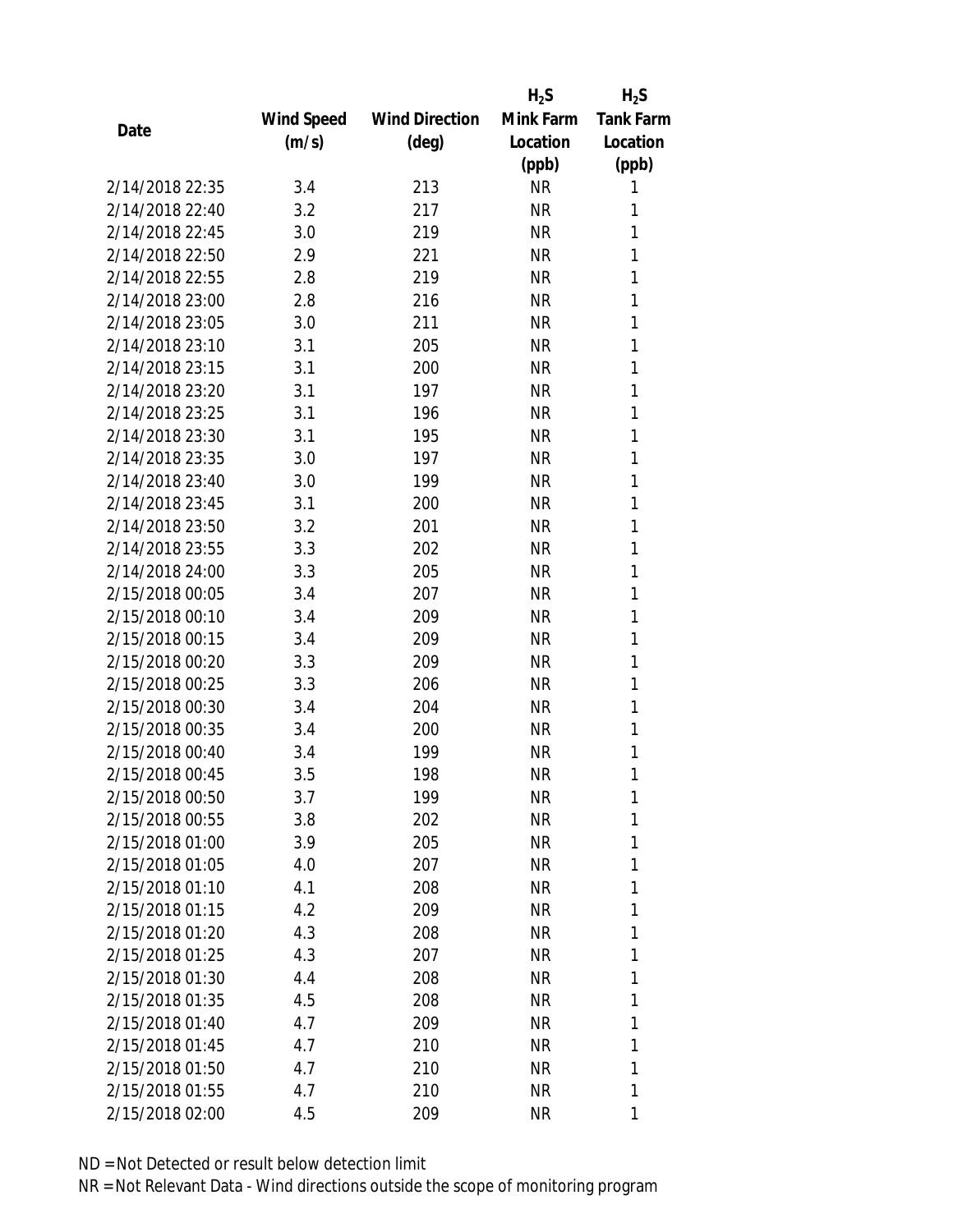| Date | Wind Speed (m/s) | Wind Direction (deg) | $H_2S$ Mink Farm Location (ppb) | $H_2S$ Tank Farm Location (ppb) |
|---|---|---|---|---|
| 2/14/2018 22:35 | 3.4 | 213 | NR | 1 |
| 2/14/2018 22:40 | 3.2 | 217 | NR | 1 |
| 2/14/2018 22:45 | 3.0 | 219 | NR | 1 |
| 2/14/2018 22:50 | 2.9 | 221 | NR | 1 |
| 2/14/2018 22:55 | 2.8 | 219 | NR | 1 |
| 2/14/2018 23:00 | 2.8 | 216 | NR | 1 |
| 2/14/2018 23:05 | 3.0 | 211 | NR | 1 |
| 2/14/2018 23:10 | 3.1 | 205 | NR | 1 |
| 2/14/2018 23:15 | 3.1 | 200 | NR | 1 |
| 2/14/2018 23:20 | 3.1 | 197 | NR | 1 |
| 2/14/2018 23:25 | 3.1 | 196 | NR | 1 |
| 2/14/2018 23:30 | 3.1 | 195 | NR | 1 |
| 2/14/2018 23:35 | 3.0 | 197 | NR | 1 |
| 2/14/2018 23:40 | 3.0 | 199 | NR | 1 |
| 2/14/2018 23:45 | 3.1 | 200 | NR | 1 |
| 2/14/2018 23:50 | 3.2 | 201 | NR | 1 |
| 2/14/2018 23:55 | 3.3 | 202 | NR | 1 |
| 2/14/2018 24:00 | 3.3 | 205 | NR | 1 |
| 2/15/2018 00:05 | 3.4 | 207 | NR | 1 |
| 2/15/2018 00:10 | 3.4 | 209 | NR | 1 |
| 2/15/2018 00:15 | 3.4 | 209 | NR | 1 |
| 2/15/2018 00:20 | 3.3 | 209 | NR | 1 |
| 2/15/2018 00:25 | 3.3 | 206 | NR | 1 |
| 2/15/2018 00:30 | 3.4 | 204 | NR | 1 |
| 2/15/2018 00:35 | 3.4 | 200 | NR | 1 |
| 2/15/2018 00:40 | 3.4 | 199 | NR | 1 |
| 2/15/2018 00:45 | 3.5 | 198 | NR | 1 |
| 2/15/2018 00:50 | 3.7 | 199 | NR | 1 |
| 2/15/2018 00:55 | 3.8 | 202 | NR | 1 |
| 2/15/2018 01:00 | 3.9 | 205 | NR | 1 |
| 2/15/2018 01:05 | 4.0 | 207 | NR | 1 |
| 2/15/2018 01:10 | 4.1 | 208 | NR | 1 |
| 2/15/2018 01:15 | 4.2 | 209 | NR | 1 |
| 2/15/2018 01:20 | 4.3 | 208 | NR | 1 |
| 2/15/2018 01:25 | 4.3 | 207 | NR | 1 |
| 2/15/2018 01:30 | 4.4 | 208 | NR | 1 |
| 2/15/2018 01:35 | 4.5 | 208 | NR | 1 |
| 2/15/2018 01:40 | 4.7 | 209 | NR | 1 |
| 2/15/2018 01:45 | 4.7 | 210 | NR | 1 |
| 2/15/2018 01:50 | 4.7 | 210 | NR | 1 |
| 2/15/2018 01:55 | 4.7 | 210 | NR | 1 |
| 2/15/2018 02:00 | 4.5 | 209 | NR | 1 |

ND = Not Detected or result below detection limit

NR = Not Relevant Data - Wind directions outside the scope of monitoring program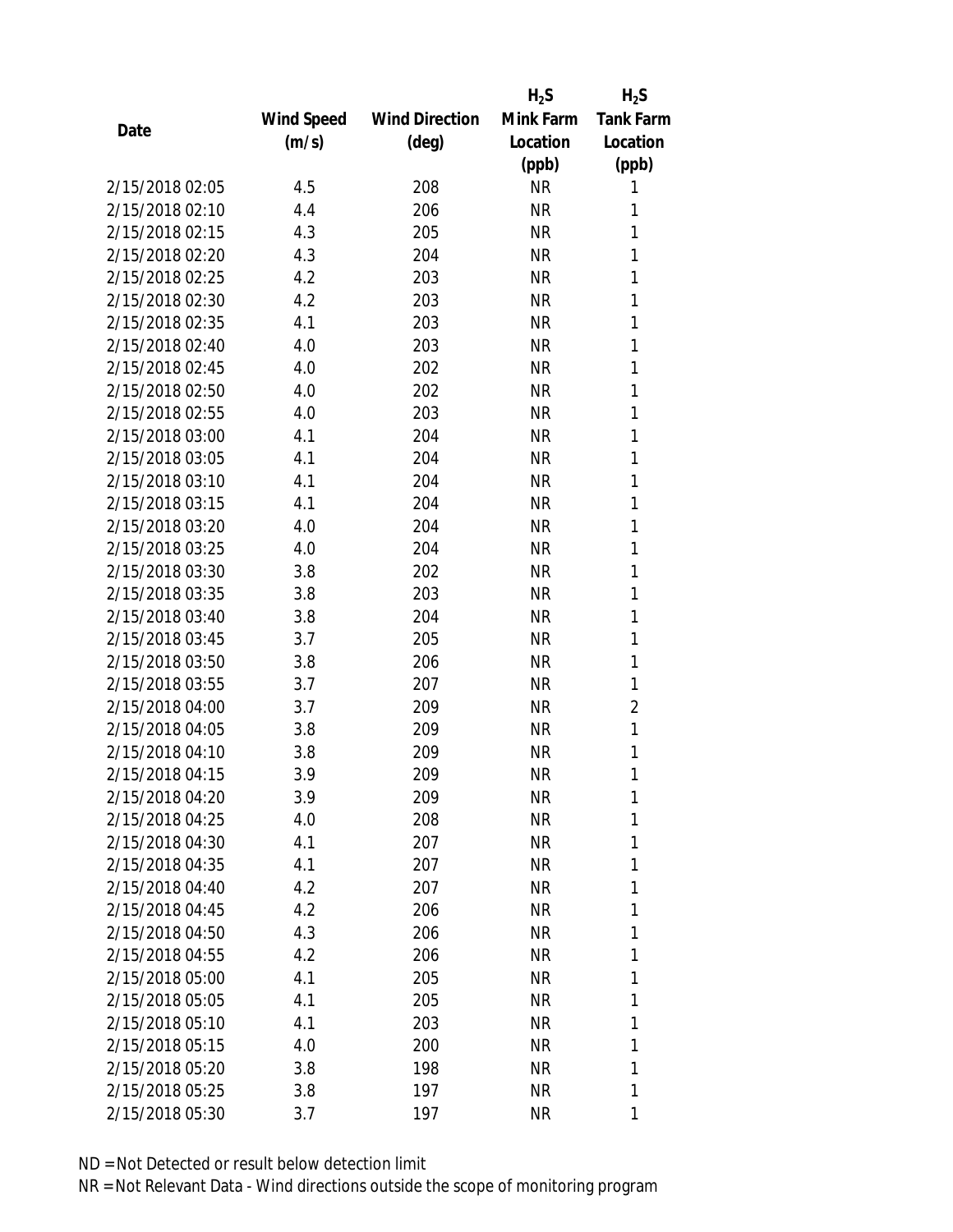| Date | Wind Speed (m/s) | Wind Direction (deg) | $H_2S$ Mink Farm Location (ppb) | $H_2S$ Tank Farm Location (ppb) |
|---|---|---|---|---|
| 2/15/2018 02:05 | 4.5 | 208 | NR | 1 |
| 2/15/2018 02:10 | 4.4 | 206 | NR | 1 |
| 2/15/2018 02:15 | 4.3 | 205 | NR | 1 |
| 2/15/2018 02:20 | 4.3 | 204 | NR | 1 |
| 2/15/2018 02:25 | 4.2 | 203 | NR | 1 |
| 2/15/2018 02:30 | 4.2 | 203 | NR | 1 |
| 2/15/2018 02:35 | 4.1 | 203 | NR | 1 |
| 2/15/2018 02:40 | 4.0 | 203 | NR | 1 |
| 2/15/2018 02:45 | 4.0 | 202 | NR | 1 |
| 2/15/2018 02:50 | 4.0 | 202 | NR | 1 |
| 2/15/2018 02:55 | 4.0 | 203 | NR | 1 |
| 2/15/2018 03:00 | 4.1 | 204 | NR | 1 |
| 2/15/2018 03:05 | 4.1 | 204 | NR | 1 |
| 2/15/2018 03:10 | 4.1 | 204 | NR | 1 |
| 2/15/2018 03:15 | 4.1 | 204 | NR | 1 |
| 2/15/2018 03:20 | 4.0 | 204 | NR | 1 |
| 2/15/2018 03:25 | 4.0 | 204 | NR | 1 |
| 2/15/2018 03:30 | 3.8 | 202 | NR | 1 |
| 2/15/2018 03:35 | 3.8 | 203 | NR | 1 |
| 2/15/2018 03:40 | 3.8 | 204 | NR | 1 |
| 2/15/2018 03:45 | 3.7 | 205 | NR | 1 |
| 2/15/2018 03:50 | 3.8 | 206 | NR | 1 |
| 2/15/2018 03:55 | 3.7 | 207 | NR | 1 |
| 2/15/2018 04:00 | 3.7 | 209 | NR | 2 |
| 2/15/2018 04:05 | 3.8 | 209 | NR | 1 |
| 2/15/2018 04:10 | 3.8 | 209 | NR | 1 |
| 2/15/2018 04:15 | 3.9 | 209 | NR | 1 |
| 2/15/2018 04:20 | 3.9 | 209 | NR | 1 |
| 2/15/2018 04:25 | 4.0 | 208 | NR | 1 |
| 2/15/2018 04:30 | 4.1 | 207 | NR | 1 |
| 2/15/2018 04:35 | 4.1 | 207 | NR | 1 |
| 2/15/2018 04:40 | 4.2 | 207 | NR | 1 |
| 2/15/2018 04:45 | 4.2 | 206 | NR | 1 |
| 2/15/2018 04:50 | 4.3 | 206 | NR | 1 |
| 2/15/2018 04:55 | 4.2 | 206 | NR | 1 |
| 2/15/2018 05:00 | 4.1 | 205 | NR | 1 |
| 2/15/2018 05:05 | 4.1 | 205 | NR | 1 |
| 2/15/2018 05:10 | 4.1 | 203 | NR | 1 |
| 2/15/2018 05:15 | 4.0 | 200 | NR | 1 |
| 2/15/2018 05:20 | 3.8 | 198 | NR | 1 |
| 2/15/2018 05:25 | 3.8 | 197 | NR | 1 |
| 2/15/2018 05:30 | 3.7 | 197 | NR | 1 |

ND = Not Detected or result below detection limit

NR = Not Relevant Data - Wind directions outside the scope of monitoring program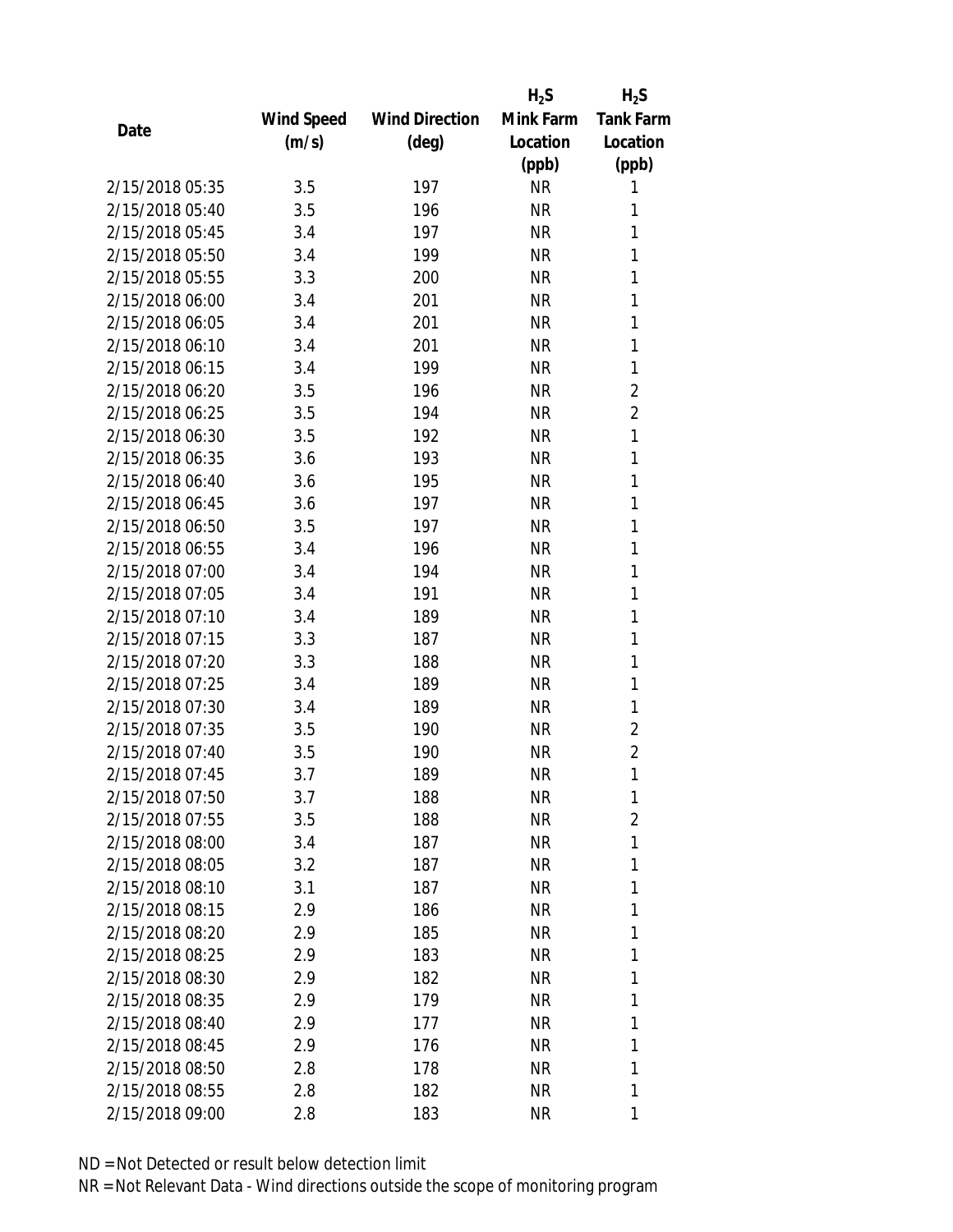| Date | Wind Speed (m/s) | Wind Direction (deg) | $H_2S$ Mink Farm Location (ppb) | $H_2S$ Tank Farm Location (ppb) |
|---|---|---|---|---|
| 2/15/2018 05:35 | 3.5 | 197 | NR | 1 |
| 2/15/2018 05:40 | 3.5 | 196 | NR | 1 |
| 2/15/2018 05:45 | 3.4 | 197 | NR | 1 |
| 2/15/2018 05:50 | 3.4 | 199 | NR | 1 |
| 2/15/2018 05:55 | 3.3 | 200 | NR | 1 |
| 2/15/2018 06:00 | 3.4 | 201 | NR | 1 |
| 2/15/2018 06:05 | 3.4 | 201 | NR | 1 |
| 2/15/2018 06:10 | 3.4 | 201 | NR | 1 |
| 2/15/2018 06:15 | 3.4 | 199 | NR | 1 |
| 2/15/2018 06:20 | 3.5 | 196 | NR | 2 |
| 2/15/2018 06:25 | 3.5 | 194 | NR | 2 |
| 2/15/2018 06:30 | 3.5 | 192 | NR | 1 |
| 2/15/2018 06:35 | 3.6 | 193 | NR | 1 |
| 2/15/2018 06:40 | 3.6 | 195 | NR | 1 |
| 2/15/2018 06:45 | 3.6 | 197 | NR | 1 |
| 2/15/2018 06:50 | 3.5 | 197 | NR | 1 |
| 2/15/2018 06:55 | 3.4 | 196 | NR | 1 |
| 2/15/2018 07:00 | 3.4 | 194 | NR | 1 |
| 2/15/2018 07:05 | 3.4 | 191 | NR | 1 |
| 2/15/2018 07:10 | 3.4 | 189 | NR | 1 |
| 2/15/2018 07:15 | 3.3 | 187 | NR | 1 |
| 2/15/2018 07:20 | 3.3 | 188 | NR | 1 |
| 2/15/2018 07:25 | 3.4 | 189 | NR | 1 |
| 2/15/2018 07:30 | 3.4 | 189 | NR | 1 |
| 2/15/2018 07:35 | 3.5 | 190 | NR | 2 |
| 2/15/2018 07:40 | 3.5 | 190 | NR | 2 |
| 2/15/2018 07:45 | 3.7 | 189 | NR | 1 |
| 2/15/2018 07:50 | 3.7 | 188 | NR | 1 |
| 2/15/2018 07:55 | 3.5 | 188 | NR | 2 |
| 2/15/2018 08:00 | 3.4 | 187 | NR | 1 |
| 2/15/2018 08:05 | 3.2 | 187 | NR | 1 |
| 2/15/2018 08:10 | 3.1 | 187 | NR | 1 |
| 2/15/2018 08:15 | 2.9 | 186 | NR | 1 |
| 2/15/2018 08:20 | 2.9 | 185 | NR | 1 |
| 2/15/2018 08:25 | 2.9 | 183 | NR | 1 |
| 2/15/2018 08:30 | 2.9 | 182 | NR | 1 |
| 2/15/2018 08:35 | 2.9 | 179 | NR | 1 |
| 2/15/2018 08:40 | 2.9 | 177 | NR | 1 |
| 2/15/2018 08:45 | 2.9 | 176 | NR | 1 |
| 2/15/2018 08:50 | 2.8 | 178 | NR | 1 |
| 2/15/2018 08:55 | 2.8 | 182 | NR | 1 |
| 2/15/2018 09:00 | 2.8 | 183 | NR | 1 |

ND = Not Detected or result below detection limit

NR = Not Relevant Data - Wind directions outside the scope of monitoring program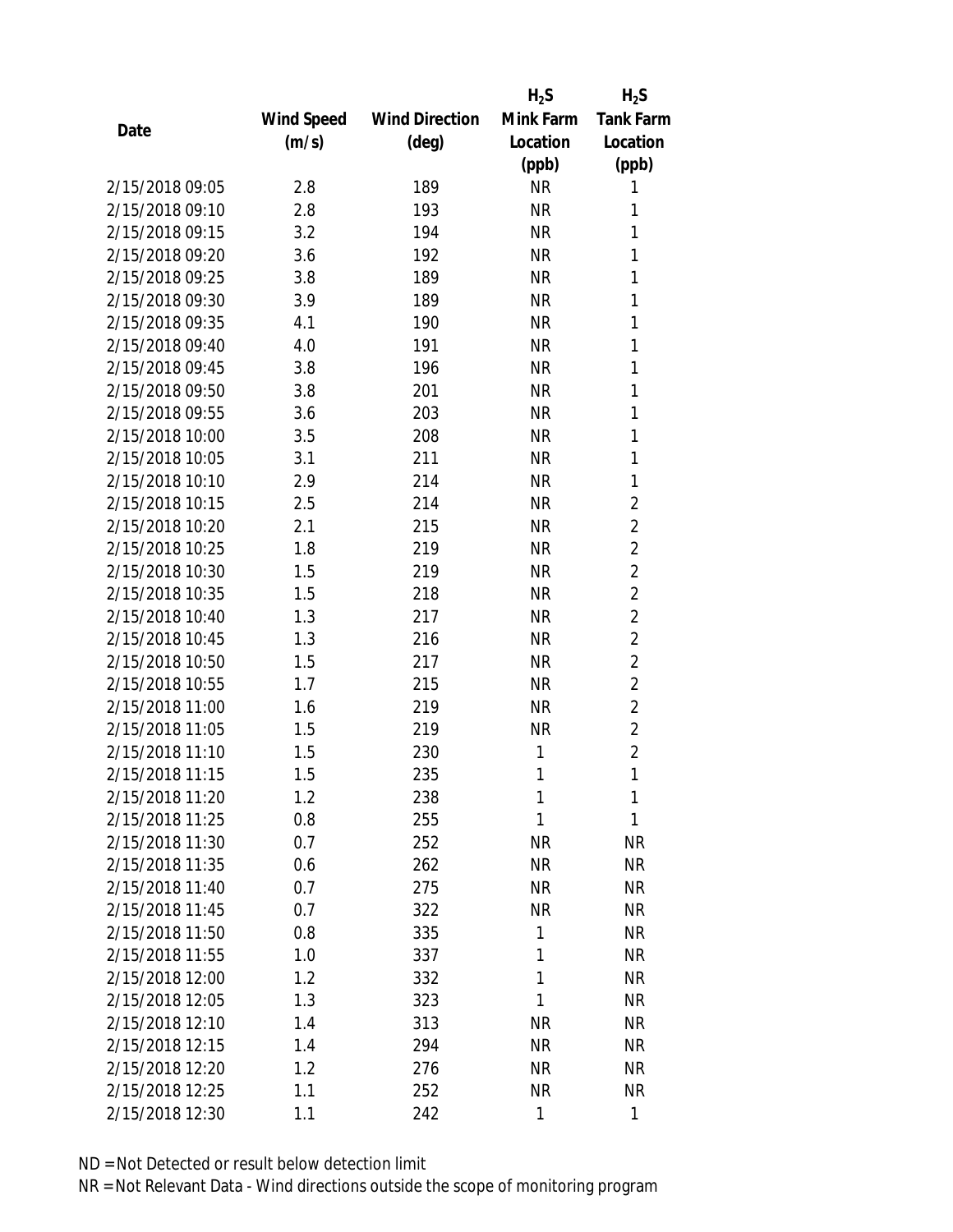| Date | Wind Speed (m/s) | Wind Direction (deg) | $H_2S$ Mink Farm Location (ppb) | $H_2S$ Tank Farm Location (ppb) |
|---|---|---|---|---|
| 2/15/2018 09:05 | 2.8 | 189 | NR | 1 |
| 2/15/2018 09:10 | 2.8 | 193 | NR | 1 |
| 2/15/2018 09:15 | 3.2 | 194 | NR | 1 |
| 2/15/2018 09:20 | 3.6 | 192 | NR | 1 |
| 2/15/2018 09:25 | 3.8 | 189 | NR | 1 |
| 2/15/2018 09:30 | 3.9 | 189 | NR | 1 |
| 2/15/2018 09:35 | 4.1 | 190 | NR | 1 |
| 2/15/2018 09:40 | 4.0 | 191 | NR | 1 |
| 2/15/2018 09:45 | 3.8 | 196 | NR | 1 |
| 2/15/2018 09:50 | 3.8 | 201 | NR | 1 |
| 2/15/2018 09:55 | 3.6 | 203 | NR | 1 |
| 2/15/2018 10:00 | 3.5 | 208 | NR | 1 |
| 2/15/2018 10:05 | 3.1 | 211 | NR | 1 |
| 2/15/2018 10:10 | 2.9 | 214 | NR | 1 |
| 2/15/2018 10:15 | 2.5 | 214 | NR | 2 |
| 2/15/2018 10:20 | 2.1 | 215 | NR | 2 |
| 2/15/2018 10:25 | 1.8 | 219 | NR | 2 |
| 2/15/2018 10:30 | 1.5 | 219 | NR | 2 |
| 2/15/2018 10:35 | 1.5 | 218 | NR | 2 |
| 2/15/2018 10:40 | 1.3 | 217 | NR | 2 |
| 2/15/2018 10:45 | 1.3 | 216 | NR | 2 |
| 2/15/2018 10:50 | 1.5 | 217 | NR | 2 |
| 2/15/2018 10:55 | 1.7 | 215 | NR | 2 |
| 2/15/2018 11:00 | 1.6 | 219 | NR | 2 |
| 2/15/2018 11:05 | 1.5 | 219 | NR | 2 |
| 2/15/2018 11:10 | 1.5 | 230 | 1 | 2 |
| 2/15/2018 11:15 | 1.5 | 235 | 1 | 1 |
| 2/15/2018 11:20 | 1.2 | 238 | 1 | 1 |
| 2/15/2018 11:25 | 0.8 | 255 | 1 | 1 |
| 2/15/2018 11:30 | 0.7 | 252 | NR | NR |
| 2/15/2018 11:35 | 0.6 | 262 | NR | NR |
| 2/15/2018 11:40 | 0.7 | 275 | NR | NR |
| 2/15/2018 11:45 | 0.7 | 322 | NR | NR |
| 2/15/2018 11:50 | 0.8 | 335 | 1 | NR |
| 2/15/2018 11:55 | 1.0 | 337 | 1 | NR |
| 2/15/2018 12:00 | 1.2 | 332 | 1 | NR |
| 2/15/2018 12:05 | 1.3 | 323 | 1 | NR |
| 2/15/2018 12:10 | 1.4 | 313 | NR | NR |
| 2/15/2018 12:15 | 1.4 | 294 | NR | NR |
| 2/15/2018 12:20 | 1.2 | 276 | NR | NR |
| 2/15/2018 12:25 | 1.1 | 252 | NR | NR |
| 2/15/2018 12:30 | 1.1 | 242 | 1 | 1 |

ND = Not Detected or result below detection limit

NR = Not Relevant Data - Wind directions outside the scope of monitoring program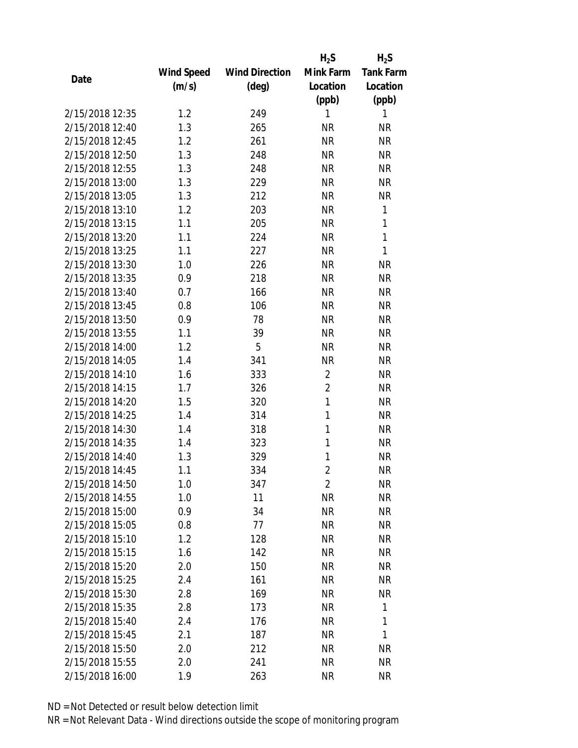| Date | Wind Speed (m/s) | Wind Direction (deg) | $H_2S$ Mink Farm Location (ppb) | $H_2S$ Tank Farm Location (ppb) |
|---|---|---|---|---|
| 2/15/2018 12:35 | 1.2 | 249 | 1 | 1 |
| 2/15/2018 12:40 | 1.3 | 265 | NR | NR |
| 2/15/2018 12:45 | 1.2 | 261 | NR | NR |
| 2/15/2018 12:50 | 1.3 | 248 | NR | NR |
| 2/15/2018 12:55 | 1.3 | 248 | NR | NR |
| 2/15/2018 13:00 | 1.3 | 229 | NR | NR |
| 2/15/2018 13:05 | 1.3 | 212 | NR | NR |
| 2/15/2018 13:10 | 1.2 | 203 | NR | 1 |
| 2/15/2018 13:15 | 1.1 | 205 | NR | 1 |
| 2/15/2018 13:20 | 1.1 | 224 | NR | 1 |
| 2/15/2018 13:25 | 1.1 | 227 | NR | 1 |
| 2/15/2018 13:30 | 1.0 | 226 | NR | NR |
| 2/15/2018 13:35 | 0.9 | 218 | NR | NR |
| 2/15/2018 13:40 | 0.7 | 166 | NR | NR |
| 2/15/2018 13:45 | 0.8 | 106 | NR | NR |
| 2/15/2018 13:50 | 0.9 | 78 | NR | NR |
| 2/15/2018 13:55 | 1.1 | 39 | NR | NR |
| 2/15/2018 14:00 | 1.2 | 5 | NR | NR |
| 2/15/2018 14:05 | 1.4 | 341 | NR | NR |
| 2/15/2018 14:10 | 1.6 | 333 | 2 | NR |
| 2/15/2018 14:15 | 1.7 | 326 | 2 | NR |
| 2/15/2018 14:20 | 1.5 | 320 | 1 | NR |
| 2/15/2018 14:25 | 1.4 | 314 | 1 | NR |
| 2/15/2018 14:30 | 1.4 | 318 | 1 | NR |
| 2/15/2018 14:35 | 1.4 | 323 | 1 | NR |
| 2/15/2018 14:40 | 1.3 | 329 | 1 | NR |
| 2/15/2018 14:45 | 1.1 | 334 | 2 | NR |
| 2/15/2018 14:50 | 1.0 | 347 | 2 | NR |
| 2/15/2018 14:55 | 1.0 | 11 | NR | NR |
| 2/15/2018 15:00 | 0.9 | 34 | NR | NR |
| 2/15/2018 15:05 | 0.8 | 77 | NR | NR |
| 2/15/2018 15:10 | 1.2 | 128 | NR | NR |
| 2/15/2018 15:15 | 1.6 | 142 | NR | NR |
| 2/15/2018 15:20 | 2.0 | 150 | NR | NR |
| 2/15/2018 15:25 | 2.4 | 161 | NR | NR |
| 2/15/2018 15:30 | 2.8 | 169 | NR | NR |
| 2/15/2018 15:35 | 2.8 | 173 | NR | 1 |
| 2/15/2018 15:40 | 2.4 | 176 | NR | 1 |
| 2/15/2018 15:45 | 2.1 | 187 | NR | 1 |
| 2/15/2018 15:50 | 2.0 | 212 | NR | NR |
| 2/15/2018 15:55 | 2.0 | 241 | NR | NR |
| 2/15/2018 16:00 | 1.9 | 263 | NR | NR |

ND = Not Detected or result below detection limit

NR = Not Relevant Data - Wind directions outside the scope of monitoring program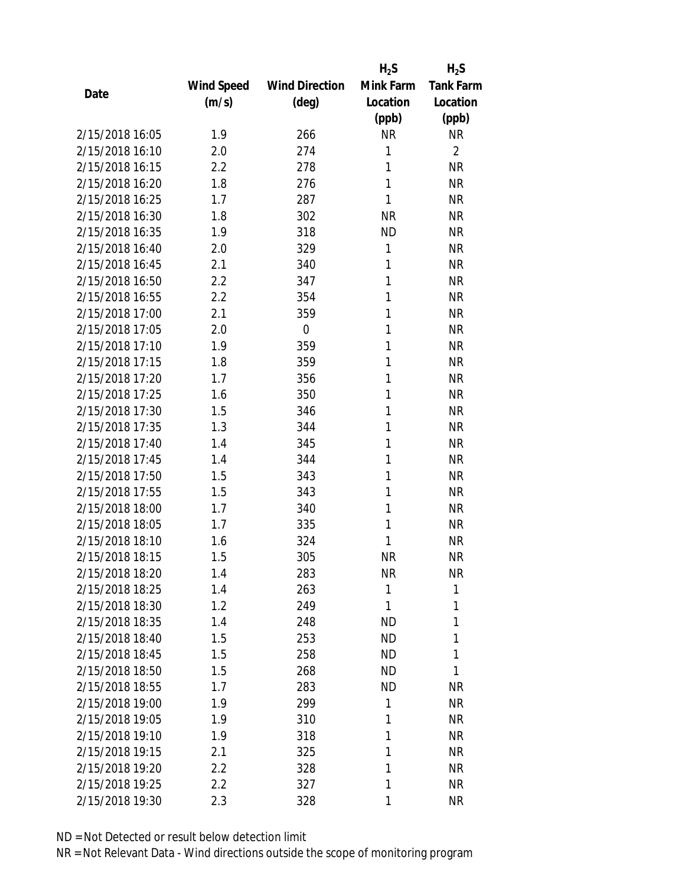| Date | Wind Speed (m/s) | Wind Direction (deg) | $H_2S$ Mink Farm Location (ppb) | $H_2S$ Tank Farm Location (ppb) |
|---|---|---|---|---|
| 2/15/2018 16:05 | 1.9 | 266 | NR | NR |
| 2/15/2018 16:10 | 2.0 | 274 | 1 | 2 |
| 2/15/2018 16:15 | 2.2 | 278 | 1 | NR |
| 2/15/2018 16:20 | 1.8 | 276 | 1 | NR |
| 2/15/2018 16:25 | 1.7 | 287 | 1 | NR |
| 2/15/2018 16:30 | 1.8 | 302 | NR | NR |
| 2/15/2018 16:35 | 1.9 | 318 | ND | NR |
| 2/15/2018 16:40 | 2.0 | 329 | 1 | NR |
| 2/15/2018 16:45 | 2.1 | 340 | 1 | NR |
| 2/15/2018 16:50 | 2.2 | 347 | 1 | NR |
| 2/15/2018 16:55 | 2.2 | 354 | 1 | NR |
| 2/15/2018 17:00 | 2.1 | 359 | 1 | NR |
| 2/15/2018 17:05 | 2.0 | 0 | 1 | NR |
| 2/15/2018 17:10 | 1.9 | 359 | 1 | NR |
| 2/15/2018 17:15 | 1.8 | 359 | 1 | NR |
| 2/15/2018 17:20 | 1.7 | 356 | 1 | NR |
| 2/15/2018 17:25 | 1.6 | 350 | 1 | NR |
| 2/15/2018 17:30 | 1.5 | 346 | 1 | NR |
| 2/15/2018 17:35 | 1.3 | 344 | 1 | NR |
| 2/15/2018 17:40 | 1.4 | 345 | 1 | NR |
| 2/15/2018 17:45 | 1.4 | 344 | 1 | NR |
| 2/15/2018 17:50 | 1.5 | 343 | 1 | NR |
| 2/15/2018 17:55 | 1.5 | 343 | 1 | NR |
| 2/15/2018 18:00 | 1.7 | 340 | 1 | NR |
| 2/15/2018 18:05 | 1.7 | 335 | 1 | NR |
| 2/15/2018 18:10 | 1.6 | 324 | 1 | NR |
| 2/15/2018 18:15 | 1.5 | 305 | NR | NR |
| 2/15/2018 18:20 | 1.4 | 283 | NR | NR |
| 2/15/2018 18:25 | 1.4 | 263 | 1 | 1 |
| 2/15/2018 18:30 | 1.2 | 249 | 1 | 1 |
| 2/15/2018 18:35 | 1.4 | 248 | ND | 1 |
| 2/15/2018 18:40 | 1.5 | 253 | ND | 1 |
| 2/15/2018 18:45 | 1.5 | 258 | ND | 1 |
| 2/15/2018 18:50 | 1.5 | 268 | ND | 1 |
| 2/15/2018 18:55 | 1.7 | 283 | ND | NR |
| 2/15/2018 19:00 | 1.9 | 299 | 1 | NR |
| 2/15/2018 19:05 | 1.9 | 310 | 1 | NR |
| 2/15/2018 19:10 | 1.9 | 318 | 1 | NR |
| 2/15/2018 19:15 | 2.1 | 325 | 1 | NR |
| 2/15/2018 19:20 | 2.2 | 328 | 1 | NR |
| 2/15/2018 19:25 | 2.2 | 327 | 1 | NR |
| 2/15/2018 19:30 | 2.3 | 328 | 1 | NR |

ND = Not Detected or result below detection limit

NR = Not Relevant Data - Wind directions outside the scope of monitoring program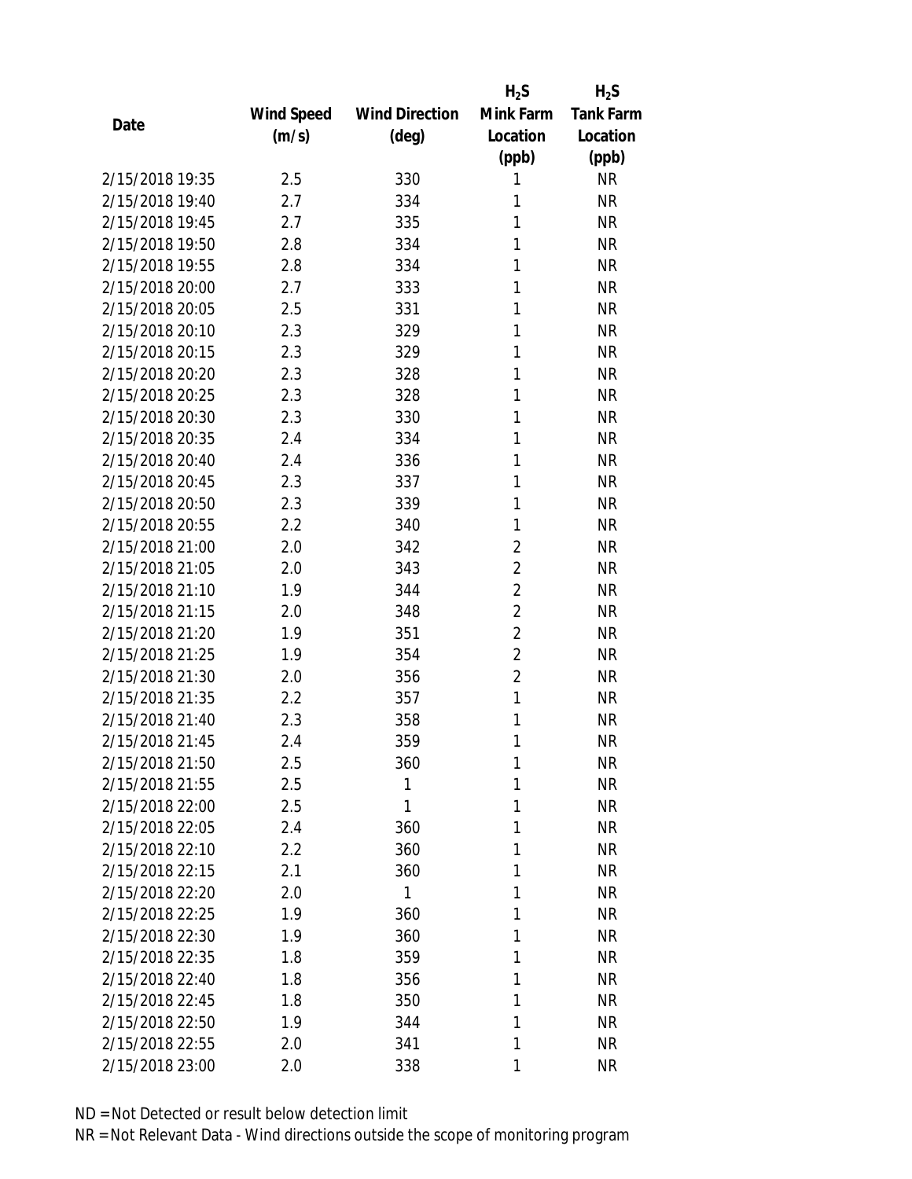| Date | Wind Speed (m/s) | Wind Direction (deg) | $H_2S$ Mink Farm Location (ppb) | $H_2S$ Tank Farm Location (ppb) |
|---|---|---|---|---|
| 2/15/2018 19:35 | 2.5 | 330 | 1 | NR |
| 2/15/2018 19:40 | 2.7 | 334 | 1 | NR |
| 2/15/2018 19:45 | 2.7 | 335 | 1 | NR |
| 2/15/2018 19:50 | 2.8 | 334 | 1 | NR |
| 2/15/2018 19:55 | 2.8 | 334 | 1 | NR |
| 2/15/2018 20:00 | 2.7 | 333 | 1 | NR |
| 2/15/2018 20:05 | 2.5 | 331 | 1 | NR |
| 2/15/2018 20:10 | 2.3 | 329 | 1 | NR |
| 2/15/2018 20:15 | 2.3 | 329 | 1 | NR |
| 2/15/2018 20:20 | 2.3 | 328 | 1 | NR |
| 2/15/2018 20:25 | 2.3 | 328 | 1 | NR |
| 2/15/2018 20:30 | 2.3 | 330 | 1 | NR |
| 2/15/2018 20:35 | 2.4 | 334 | 1 | NR |
| 2/15/2018 20:40 | 2.4 | 336 | 1 | NR |
| 2/15/2018 20:45 | 2.3 | 337 | 1 | NR |
| 2/15/2018 20:50 | 2.3 | 339 | 1 | NR |
| 2/15/2018 20:55 | 2.2 | 340 | 1 | NR |
| 2/15/2018 21:00 | 2.0 | 342 | 2 | NR |
| 2/15/2018 21:05 | 2.0 | 343 | 2 | NR |
| 2/15/2018 21:10 | 1.9 | 344 | 2 | NR |
| 2/15/2018 21:15 | 2.0 | 348 | 2 | NR |
| 2/15/2018 21:20 | 1.9 | 351 | 2 | NR |
| 2/15/2018 21:25 | 1.9 | 354 | 2 | NR |
| 2/15/2018 21:30 | 2.0 | 356 | 2 | NR |
| 2/15/2018 21:35 | 2.2 | 357 | 1 | NR |
| 2/15/2018 21:40 | 2.3 | 358 | 1 | NR |
| 2/15/2018 21:45 | 2.4 | 359 | 1 | NR |
| 2/15/2018 21:50 | 2.5 | 360 | 1 | NR |
| 2/15/2018 21:55 | 2.5 | 1 | 1 | NR |
| 2/15/2018 22:00 | 2.5 | 1 | 1 | NR |
| 2/15/2018 22:05 | 2.4 | 360 | 1 | NR |
| 2/15/2018 22:10 | 2.2 | 360 | 1 | NR |
| 2/15/2018 22:15 | 2.1 | 360 | 1 | NR |
| 2/15/2018 22:20 | 2.0 | 1 | 1 | NR |
| 2/15/2018 22:25 | 1.9 | 360 | 1 | NR |
| 2/15/2018 22:30 | 1.9 | 360 | 1 | NR |
| 2/15/2018 22:35 | 1.8 | 359 | 1 | NR |
| 2/15/2018 22:40 | 1.8 | 356 | 1 | NR |
| 2/15/2018 22:45 | 1.8 | 350 | 1 | NR |
| 2/15/2018 22:50 | 1.9 | 344 | 1 | NR |
| 2/15/2018 22:55 | 2.0 | 341 | 1 | NR |
| 2/15/2018 23:00 | 2.0 | 338 | 1 | NR |

ND = Not Detected or result below detection limit

NR = Not Relevant Data - Wind directions outside the scope of monitoring program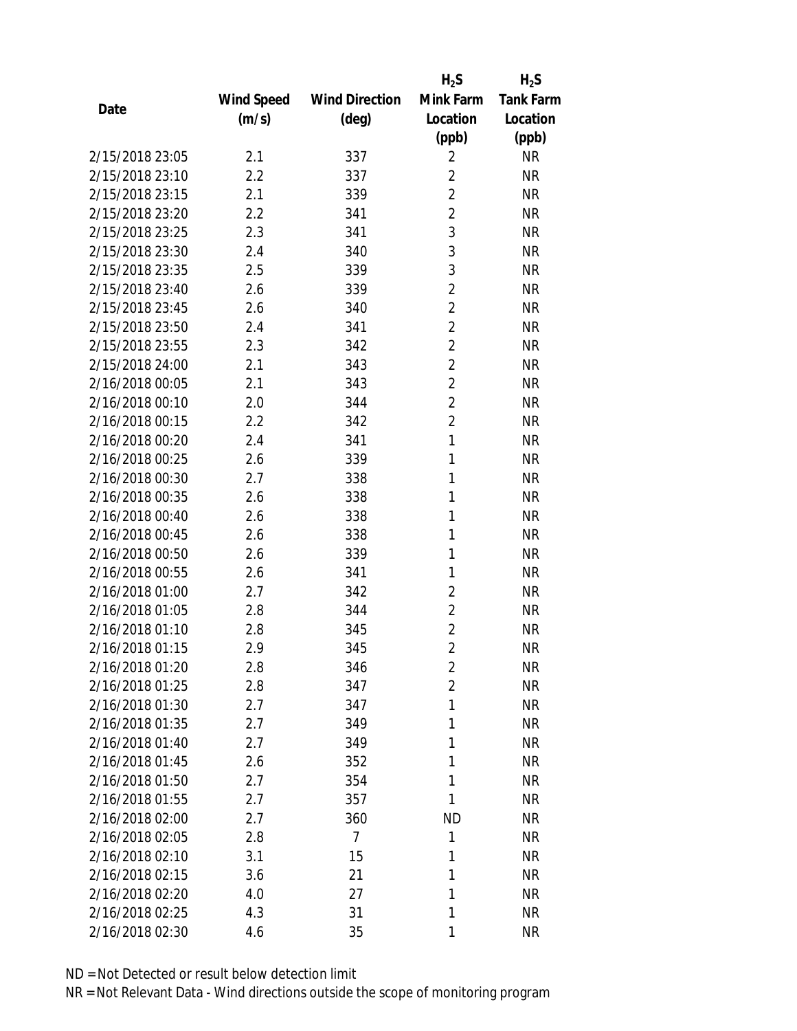| Date | Wind Speed (m/s) | Wind Direction (deg) | $H_2S$ Mink Farm Location (ppb) | $H_2S$ Tank Farm Location (ppb) |
|---|---|---|---|---|
| 2/15/2018 23:05 | 2.1 | 337 | 2 | NR |
| 2/15/2018 23:10 | 2.2 | 337 | 2 | NR |
| 2/15/2018 23:15 | 2.1 | 339 | 2 | NR |
| 2/15/2018 23:20 | 2.2 | 341 | 2 | NR |
| 2/15/2018 23:25 | 2.3 | 341 | 3 | NR |
| 2/15/2018 23:30 | 2.4 | 340 | 3 | NR |
| 2/15/2018 23:35 | 2.5 | 339 | 3 | NR |
| 2/15/2018 23:40 | 2.6 | 339 | 2 | NR |
| 2/15/2018 23:45 | 2.6 | 340 | 2 | NR |
| 2/15/2018 23:50 | 2.4 | 341 | 2 | NR |
| 2/15/2018 23:55 | 2.3 | 342 | 2 | NR |
| 2/15/2018 24:00 | 2.1 | 343 | 2 | NR |
| 2/16/2018 00:05 | 2.1 | 343 | 2 | NR |
| 2/16/2018 00:10 | 2.0 | 344 | 2 | NR |
| 2/16/2018 00:15 | 2.2 | 342 | 2 | NR |
| 2/16/2018 00:20 | 2.4 | 341 | 1 | NR |
| 2/16/2018 00:25 | 2.6 | 339 | 1 | NR |
| 2/16/2018 00:30 | 2.7 | 338 | 1 | NR |
| 2/16/2018 00:35 | 2.6 | 338 | 1 | NR |
| 2/16/2018 00:40 | 2.6 | 338 | 1 | NR |
| 2/16/2018 00:45 | 2.6 | 338 | 1 | NR |
| 2/16/2018 00:50 | 2.6 | 339 | 1 | NR |
| 2/16/2018 00:55 | 2.6 | 341 | 1 | NR |
| 2/16/2018 01:00 | 2.7 | 342 | 2 | NR |
| 2/16/2018 01:05 | 2.8 | 344 | 2 | NR |
| 2/16/2018 01:10 | 2.8 | 345 | 2 | NR |
| 2/16/2018 01:15 | 2.9 | 345 | 2 | NR |
| 2/16/2018 01:20 | 2.8 | 346 | 2 | NR |
| 2/16/2018 01:25 | 2.8 | 347 | 2 | NR |
| 2/16/2018 01:30 | 2.7 | 347 | 1 | NR |
| 2/16/2018 01:35 | 2.7 | 349 | 1 | NR |
| 2/16/2018 01:40 | 2.7 | 349 | 1 | NR |
| 2/16/2018 01:45 | 2.6 | 352 | 1 | NR |
| 2/16/2018 01:50 | 2.7 | 354 | 1 | NR |
| 2/16/2018 01:55 | 2.7 | 357 | 1 | NR |
| 2/16/2018 02:00 | 2.7 | 360 | ND | NR |
| 2/16/2018 02:05 | 2.8 | 7 | 1 | NR |
| 2/16/2018 02:10 | 3.1 | 15 | 1 | NR |
| 2/16/2018 02:15 | 3.6 | 21 | 1 | NR |
| 2/16/2018 02:20 | 4.0 | 27 | 1 | NR |
| 2/16/2018 02:25 | 4.3 | 31 | 1 | NR |
| 2/16/2018 02:30 | 4.6 | 35 | 1 | NR |

ND = Not Detected or result below detection limit

NR = Not Relevant Data - Wind directions outside the scope of monitoring program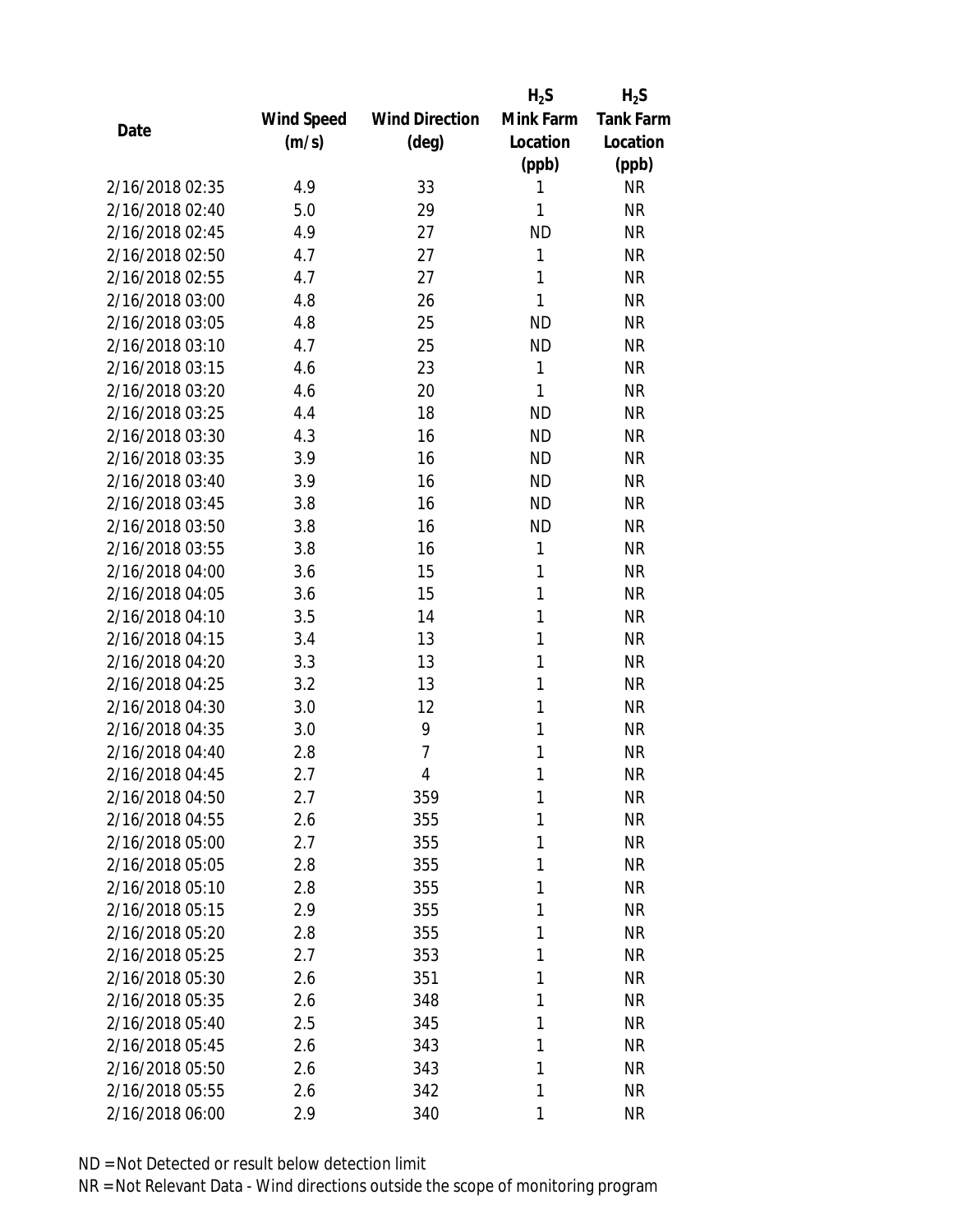| Date | Wind Speed (m/s) | Wind Direction (deg) | $H_2S$ Mink Farm Location (ppb) | $H_2S$ Tank Farm Location (ppb) |
|---|---|---|---|---|
| 2/16/2018 02:35 | 4.9 | 33 | 1 | NR |
| 2/16/2018 02:40 | 5.0 | 29 | 1 | NR |
| 2/16/2018 02:45 | 4.9 | 27 | ND | NR |
| 2/16/2018 02:50 | 4.7 | 27 | 1 | NR |
| 2/16/2018 02:55 | 4.7 | 27 | 1 | NR |
| 2/16/2018 03:00 | 4.8 | 26 | 1 | NR |
| 2/16/2018 03:05 | 4.8 | 25 | ND | NR |
| 2/16/2018 03:10 | 4.7 | 25 | ND | NR |
| 2/16/2018 03:15 | 4.6 | 23 | 1 | NR |
| 2/16/2018 03:20 | 4.6 | 20 | 1 | NR |
| 2/16/2018 03:25 | 4.4 | 18 | ND | NR |
| 2/16/2018 03:30 | 4.3 | 16 | ND | NR |
| 2/16/2018 03:35 | 3.9 | 16 | ND | NR |
| 2/16/2018 03:40 | 3.9 | 16 | ND | NR |
| 2/16/2018 03:45 | 3.8 | 16 | ND | NR |
| 2/16/2018 03:50 | 3.8 | 16 | ND | NR |
| 2/16/2018 03:55 | 3.8 | 16 | 1 | NR |
| 2/16/2018 04:00 | 3.6 | 15 | 1 | NR |
| 2/16/2018 04:05 | 3.6 | 15 | 1 | NR |
| 2/16/2018 04:10 | 3.5 | 14 | 1 | NR |
| 2/16/2018 04:15 | 3.4 | 13 | 1 | NR |
| 2/16/2018 04:20 | 3.3 | 13 | 1 | NR |
| 2/16/2018 04:25 | 3.2 | 13 | 1 | NR |
| 2/16/2018 04:30 | 3.0 | 12 | 1 | NR |
| 2/16/2018 04:35 | 3.0 | 9 | 1 | NR |
| 2/16/2018 04:40 | 2.8 | 7 | 1 | NR |
| 2/16/2018 04:45 | 2.7 | 4 | 1 | NR |
| 2/16/2018 04:50 | 2.7 | 359 | 1 | NR |
| 2/16/2018 04:55 | 2.6 | 355 | 1 | NR |
| 2/16/2018 05:00 | 2.7 | 355 | 1 | NR |
| 2/16/2018 05:05 | 2.8 | 355 | 1 | NR |
| 2/16/2018 05:10 | 2.8 | 355 | 1 | NR |
| 2/16/2018 05:15 | 2.9 | 355 | 1 | NR |
| 2/16/2018 05:20 | 2.8 | 355 | 1 | NR |
| 2/16/2018 05:25 | 2.7 | 353 | 1 | NR |
| 2/16/2018 05:30 | 2.6 | 351 | 1 | NR |
| 2/16/2018 05:35 | 2.6 | 348 | 1 | NR |
| 2/16/2018 05:40 | 2.5 | 345 | 1 | NR |
| 2/16/2018 05:45 | 2.6 | 343 | 1 | NR |
| 2/16/2018 05:50 | 2.6 | 343 | 1 | NR |
| 2/16/2018 05:55 | 2.6 | 342 | 1 | NR |
| 2/16/2018 06:00 | 2.9 | 340 | 1 | NR |

ND = Not Detected or result below detection limit

NR = Not Relevant Data - Wind directions outside the scope of monitoring program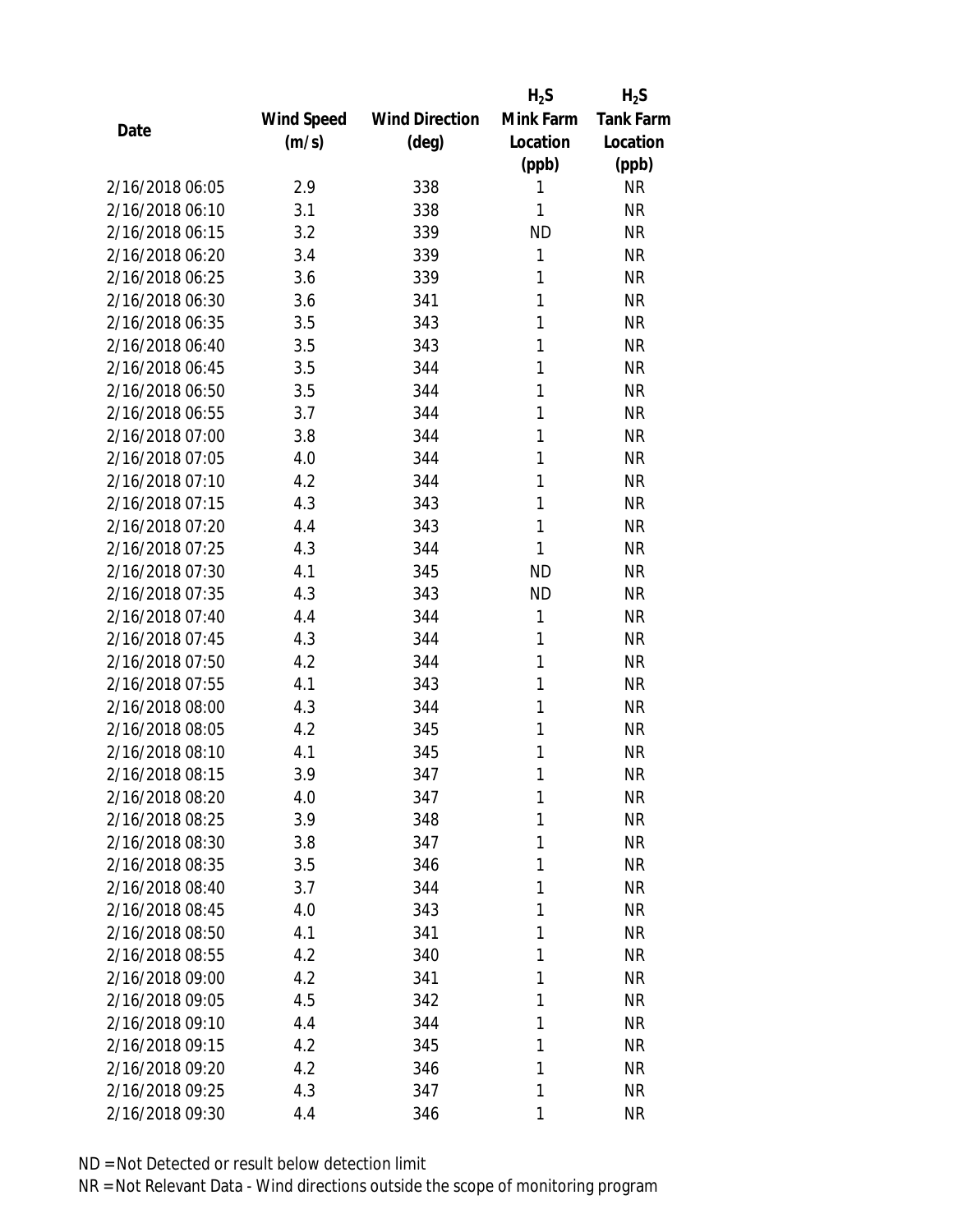| Date | Wind Speed (m/s) | Wind Direction (deg) | $H_2S$ Mink Farm Location (ppb) | $H_2S$ Tank Farm Location (ppb) |
|---|---|---|---|---|
| 2/16/2018 06:05 | 2.9 | 338 | 1 | NR |
| 2/16/2018 06:10 | 3.1 | 338 | 1 | NR |
| 2/16/2018 06:15 | 3.2 | 339 | ND | NR |
| 2/16/2018 06:20 | 3.4 | 339 | 1 | NR |
| 2/16/2018 06:25 | 3.6 | 339 | 1 | NR |
| 2/16/2018 06:30 | 3.6 | 341 | 1 | NR |
| 2/16/2018 06:35 | 3.5 | 343 | 1 | NR |
| 2/16/2018 06:40 | 3.5 | 343 | 1 | NR |
| 2/16/2018 06:45 | 3.5 | 344 | 1 | NR |
| 2/16/2018 06:50 | 3.5 | 344 | 1 | NR |
| 2/16/2018 06:55 | 3.7 | 344 | 1 | NR |
| 2/16/2018 07:00 | 3.8 | 344 | 1 | NR |
| 2/16/2018 07:05 | 4.0 | 344 | 1 | NR |
| 2/16/2018 07:10 | 4.2 | 344 | 1 | NR |
| 2/16/2018 07:15 | 4.3 | 343 | 1 | NR |
| 2/16/2018 07:20 | 4.4 | 343 | 1 | NR |
| 2/16/2018 07:25 | 4.3 | 344 | 1 | NR |
| 2/16/2018 07:30 | 4.1 | 345 | ND | NR |
| 2/16/2018 07:35 | 4.3 | 343 | ND | NR |
| 2/16/2018 07:40 | 4.4 | 344 | 1 | NR |
| 2/16/2018 07:45 | 4.3 | 344 | 1 | NR |
| 2/16/2018 07:50 | 4.2 | 344 | 1 | NR |
| 2/16/2018 07:55 | 4.1 | 343 | 1 | NR |
| 2/16/2018 08:00 | 4.3 | 344 | 1 | NR |
| 2/16/2018 08:05 | 4.2 | 345 | 1 | NR |
| 2/16/2018 08:10 | 4.1 | 345 | 1 | NR |
| 2/16/2018 08:15 | 3.9 | 347 | 1 | NR |
| 2/16/2018 08:20 | 4.0 | 347 | 1 | NR |
| 2/16/2018 08:25 | 3.9 | 348 | 1 | NR |
| 2/16/2018 08:30 | 3.8 | 347 | 1 | NR |
| 2/16/2018 08:35 | 3.5 | 346 | 1 | NR |
| 2/16/2018 08:40 | 3.7 | 344 | 1 | NR |
| 2/16/2018 08:45 | 4.0 | 343 | 1 | NR |
| 2/16/2018 08:50 | 4.1 | 341 | 1 | NR |
| 2/16/2018 08:55 | 4.2 | 340 | 1 | NR |
| 2/16/2018 09:00 | 4.2 | 341 | 1 | NR |
| 2/16/2018 09:05 | 4.5 | 342 | 1 | NR |
| 2/16/2018 09:10 | 4.4 | 344 | 1 | NR |
| 2/16/2018 09:15 | 4.2 | 345 | 1 | NR |
| 2/16/2018 09:20 | 4.2 | 346 | 1 | NR |
| 2/16/2018 09:25 | 4.3 | 347 | 1 | NR |
| 2/16/2018 09:30 | 4.4 | 346 | 1 | NR |

ND = Not Detected or result below detection limit

NR = Not Relevant Data - Wind directions outside the scope of monitoring program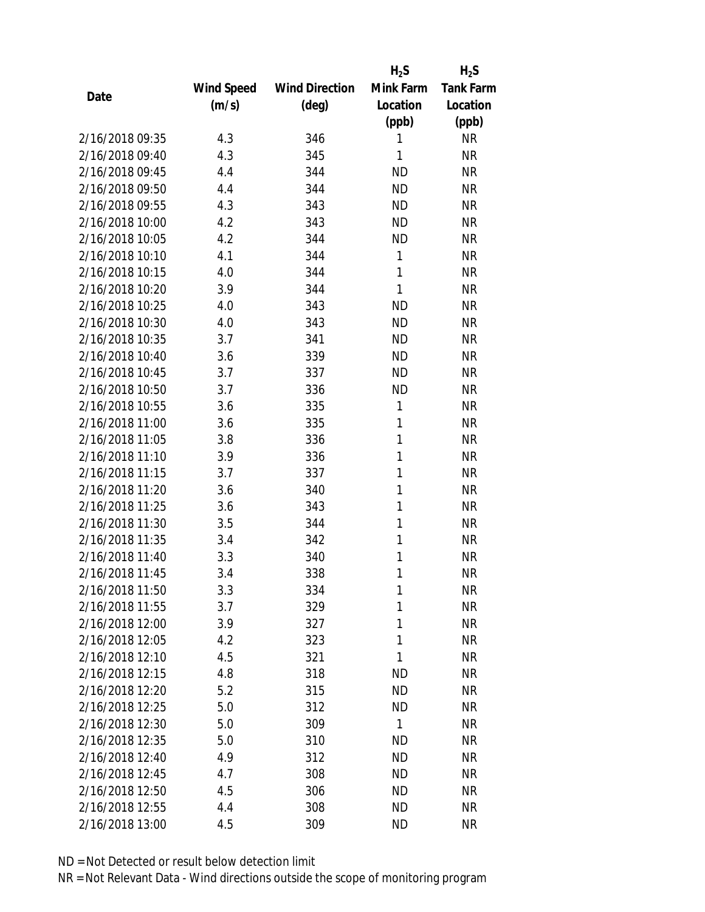| Date | Wind Speed (m/s) | Wind Direction (deg) | $H_2S$ Mink Farm Location (ppb) | $H_2S$ Tank Farm Location (ppb) |
|---|---|---|---|---|
| 2/16/2018 09:35 | 4.3 | 346 | 1 | NR |
| 2/16/2018 09:40 | 4.3 | 345 | 1 | NR |
| 2/16/2018 09:45 | 4.4 | 344 | ND | NR |
| 2/16/2018 09:50 | 4.4 | 344 | ND | NR |
| 2/16/2018 09:55 | 4.3 | 343 | ND | NR |
| 2/16/2018 10:00 | 4.2 | 343 | ND | NR |
| 2/16/2018 10:05 | 4.2 | 344 | ND | NR |
| 2/16/2018 10:10 | 4.1 | 344 | 1 | NR |
| 2/16/2018 10:15 | 4.0 | 344 | 1 | NR |
| 2/16/2018 10:20 | 3.9 | 344 | 1 | NR |
| 2/16/2018 10:25 | 4.0 | 343 | ND | NR |
| 2/16/2018 10:30 | 4.0 | 343 | ND | NR |
| 2/16/2018 10:35 | 3.7 | 341 | ND | NR |
| 2/16/2018 10:40 | 3.6 | 339 | ND | NR |
| 2/16/2018 10:45 | 3.7 | 337 | ND | NR |
| 2/16/2018 10:50 | 3.7 | 336 | ND | NR |
| 2/16/2018 10:55 | 3.6 | 335 | 1 | NR |
| 2/16/2018 11:00 | 3.6 | 335 | 1 | NR |
| 2/16/2018 11:05 | 3.8 | 336 | 1 | NR |
| 2/16/2018 11:10 | 3.9 | 336 | 1 | NR |
| 2/16/2018 11:15 | 3.7 | 337 | 1 | NR |
| 2/16/2018 11:20 | 3.6 | 340 | 1 | NR |
| 2/16/2018 11:25 | 3.6 | 343 | 1 | NR |
| 2/16/2018 11:30 | 3.5 | 344 | 1 | NR |
| 2/16/2018 11:35 | 3.4 | 342 | 1 | NR |
| 2/16/2018 11:40 | 3.3 | 340 | 1 | NR |
| 2/16/2018 11:45 | 3.4 | 338 | 1 | NR |
| 2/16/2018 11:50 | 3.3 | 334 | 1 | NR |
| 2/16/2018 11:55 | 3.7 | 329 | 1 | NR |
| 2/16/2018 12:00 | 3.9 | 327 | 1 | NR |
| 2/16/2018 12:05 | 4.2 | 323 | 1 | NR |
| 2/16/2018 12:10 | 4.5 | 321 | 1 | NR |
| 2/16/2018 12:15 | 4.8 | 318 | ND | NR |
| 2/16/2018 12:20 | 5.2 | 315 | ND | NR |
| 2/16/2018 12:25 | 5.0 | 312 | ND | NR |
| 2/16/2018 12:30 | 5.0 | 309 | 1 | NR |
| 2/16/2018 12:35 | 5.0 | 310 | ND | NR |
| 2/16/2018 12:40 | 4.9 | 312 | ND | NR |
| 2/16/2018 12:45 | 4.7 | 308 | ND | NR |
| 2/16/2018 12:50 | 4.5 | 306 | ND | NR |
| 2/16/2018 12:55 | 4.4 | 308 | ND | NR |
| 2/16/2018 13:00 | 4.5 | 309 | ND | NR |

ND = Not Detected or result below detection limit

NR = Not Relevant Data - Wind directions outside the scope of monitoring program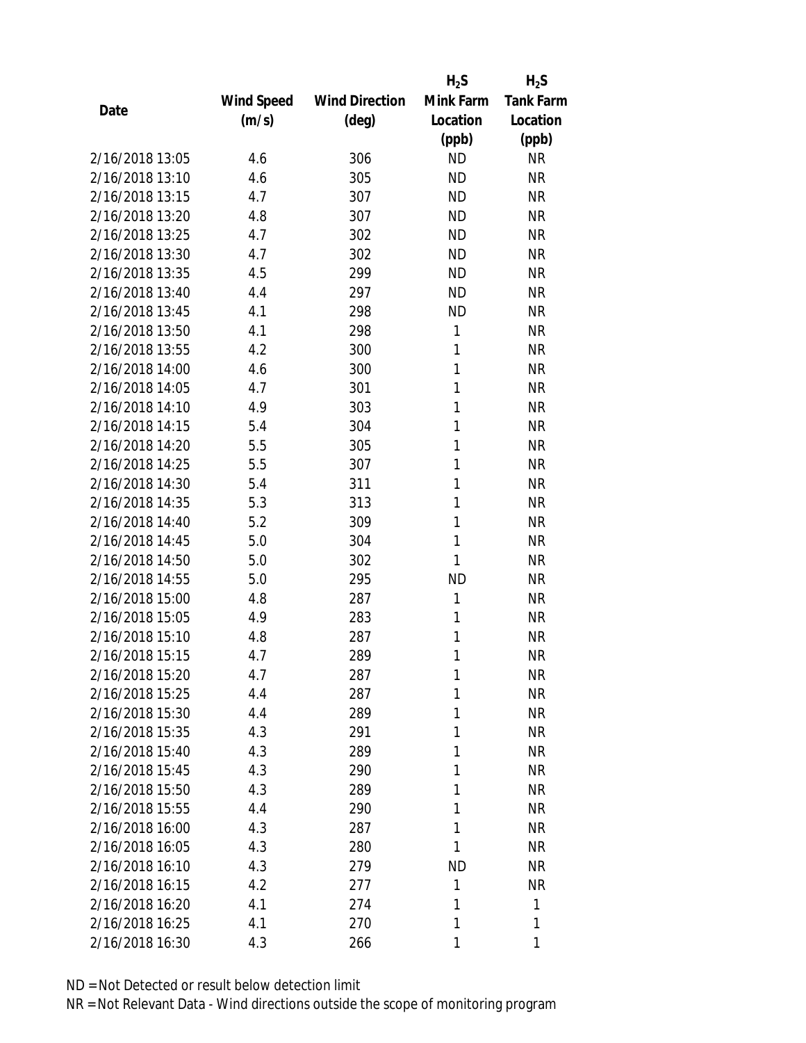| Date | Wind Speed (m/s) | Wind Direction (deg) | $H_2S$ Mink Farm Location (ppb) | $H_2S$ Tank Farm Location (ppb) |
|---|---|---|---|---|
| 2/16/2018 13:05 | 4.6 | 306 | ND | NR |
| 2/16/2018 13:10 | 4.6 | 305 | ND | NR |
| 2/16/2018 13:15 | 4.7 | 307 | ND | NR |
| 2/16/2018 13:20 | 4.8 | 307 | ND | NR |
| 2/16/2018 13:25 | 4.7 | 302 | ND | NR |
| 2/16/2018 13:30 | 4.7 | 302 | ND | NR |
| 2/16/2018 13:35 | 4.5 | 299 | ND | NR |
| 2/16/2018 13:40 | 4.4 | 297 | ND | NR |
| 2/16/2018 13:45 | 4.1 | 298 | ND | NR |
| 2/16/2018 13:50 | 4.1 | 298 | 1 | NR |
| 2/16/2018 13:55 | 4.2 | 300 | 1 | NR |
| 2/16/2018 14:00 | 4.6 | 300 | 1 | NR |
| 2/16/2018 14:05 | 4.7 | 301 | 1 | NR |
| 2/16/2018 14:10 | 4.9 | 303 | 1 | NR |
| 2/16/2018 14:15 | 5.4 | 304 | 1 | NR |
| 2/16/2018 14:20 | 5.5 | 305 | 1 | NR |
| 2/16/2018 14:25 | 5.5 | 307 | 1 | NR |
| 2/16/2018 14:30 | 5.4 | 311 | 1 | NR |
| 2/16/2018 14:35 | 5.3 | 313 | 1 | NR |
| 2/16/2018 14:40 | 5.2 | 309 | 1 | NR |
| 2/16/2018 14:45 | 5.0 | 304 | 1 | NR |
| 2/16/2018 14:50 | 5.0 | 302 | 1 | NR |
| 2/16/2018 14:55 | 5.0 | 295 | ND | NR |
| 2/16/2018 15:00 | 4.8 | 287 | 1 | NR |
| 2/16/2018 15:05 | 4.9 | 283 | 1 | NR |
| 2/16/2018 15:10 | 4.8 | 287 | 1 | NR |
| 2/16/2018 15:15 | 4.7 | 289 | 1 | NR |
| 2/16/2018 15:20 | 4.7 | 287 | 1 | NR |
| 2/16/2018 15:25 | 4.4 | 287 | 1 | NR |
| 2/16/2018 15:30 | 4.4 | 289 | 1 | NR |
| 2/16/2018 15:35 | 4.3 | 291 | 1 | NR |
| 2/16/2018 15:40 | 4.3 | 289 | 1 | NR |
| 2/16/2018 15:45 | 4.3 | 290 | 1 | NR |
| 2/16/2018 15:50 | 4.3 | 289 | 1 | NR |
| 2/16/2018 15:55 | 4.4 | 290 | 1 | NR |
| 2/16/2018 16:00 | 4.3 | 287 | 1 | NR |
| 2/16/2018 16:05 | 4.3 | 280 | 1 | NR |
| 2/16/2018 16:10 | 4.3 | 279 | ND | NR |
| 2/16/2018 16:15 | 4.2 | 277 | 1 | NR |
| 2/16/2018 16:20 | 4.1 | 274 | 1 | 1 |
| 2/16/2018 16:25 | 4.1 | 270 | 1 | 1 |
| 2/16/2018 16:30 | 4.3 | 266 | 1 | 1 |

ND = Not Detected or result below detection limit

NR = Not Relevant Data - Wind directions outside the scope of monitoring program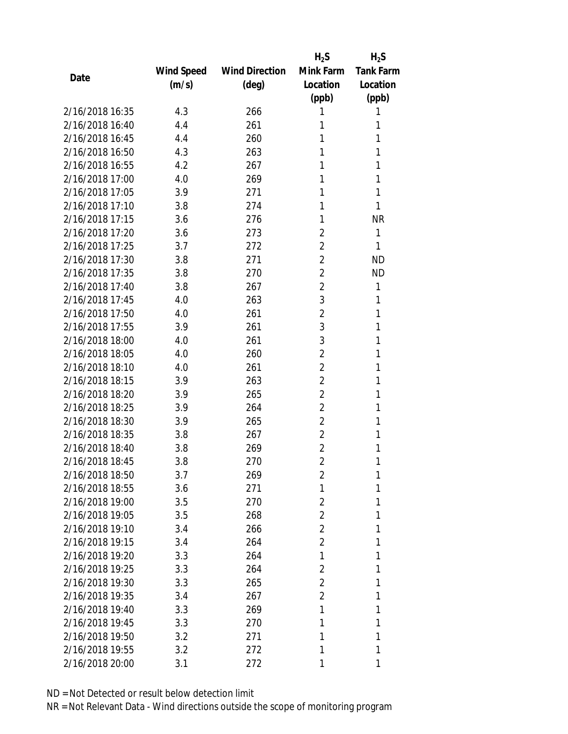| Date | Wind Speed (m/s) | Wind Direction (deg) | $H_2S$ Mink Farm Location (ppb) | $H_2S$ Tank Farm Location (ppb) |
|---|---|---|---|---|
| 2/16/2018 16:35 | 4.3 | 266 | 1 | 1 |
| 2/16/2018 16:40 | 4.4 | 261 | 1 | 1 |
| 2/16/2018 16:45 | 4.4 | 260 | 1 | 1 |
| 2/16/2018 16:50 | 4.3 | 263 | 1 | 1 |
| 2/16/2018 16:55 | 4.2 | 267 | 1 | 1 |
| 2/16/2018 17:00 | 4.0 | 269 | 1 | 1 |
| 2/16/2018 17:05 | 3.9 | 271 | 1 | 1 |
| 2/16/2018 17:10 | 3.8 | 274 | 1 | 1 |
| 2/16/2018 17:15 | 3.6 | 276 | 1 | NR |
| 2/16/2018 17:20 | 3.6 | 273 | 2 | 1 |
| 2/16/2018 17:25 | 3.7 | 272 | 2 | 1 |
| 2/16/2018 17:30 | 3.8 | 271 | 2 | ND |
| 2/16/2018 17:35 | 3.8 | 270 | 2 | ND |
| 2/16/2018 17:40 | 3.8 | 267 | 2 | 1 |
| 2/16/2018 17:45 | 4.0 | 263 | 3 | 1 |
| 2/16/2018 17:50 | 4.0 | 261 | 2 | 1 |
| 2/16/2018 17:55 | 3.9 | 261 | 3 | 1 |
| 2/16/2018 18:00 | 4.0 | 261 | 3 | 1 |
| 2/16/2018 18:05 | 4.0 | 260 | 2 | 1 |
| 2/16/2018 18:10 | 4.0 | 261 | 2 | 1 |
| 2/16/2018 18:15 | 3.9 | 263 | 2 | 1 |
| 2/16/2018 18:20 | 3.9 | 265 | 2 | 1 |
| 2/16/2018 18:25 | 3.9 | 264 | 2 | 1 |
| 2/16/2018 18:30 | 3.9 | 265 | 2 | 1 |
| 2/16/2018 18:35 | 3.8 | 267 | 2 | 1 |
| 2/16/2018 18:40 | 3.8 | 269 | 2 | 1 |
| 2/16/2018 18:45 | 3.8 | 270 | 2 | 1 |
| 2/16/2018 18:50 | 3.7 | 269 | 2 | 1 |
| 2/16/2018 18:55 | 3.6 | 271 | 1 | 1 |
| 2/16/2018 19:00 | 3.5 | 270 | 2 | 1 |
| 2/16/2018 19:05 | 3.5 | 268 | 2 | 1 |
| 2/16/2018 19:10 | 3.4 | 266 | 2 | 1 |
| 2/16/2018 19:15 | 3.4 | 264 | 2 | 1 |
| 2/16/2018 19:20 | 3.3 | 264 | 1 | 1 |
| 2/16/2018 19:25 | 3.3 | 264 | 2 | 1 |
| 2/16/2018 19:30 | 3.3 | 265 | 2 | 1 |
| 2/16/2018 19:35 | 3.4 | 267 | 2 | 1 |
| 2/16/2018 19:40 | 3.3 | 269 | 1 | 1 |
| 2/16/2018 19:45 | 3.3 | 270 | 1 | 1 |
| 2/16/2018 19:50 | 3.2 | 271 | 1 | 1 |
| 2/16/2018 19:55 | 3.2 | 272 | 1 | 1 |
| 2/16/2018 20:00 | 3.1 | 272 | 1 | 1 |

ND = Not Detected or result below detection limit

NR = Not Relevant Data - Wind directions outside the scope of monitoring program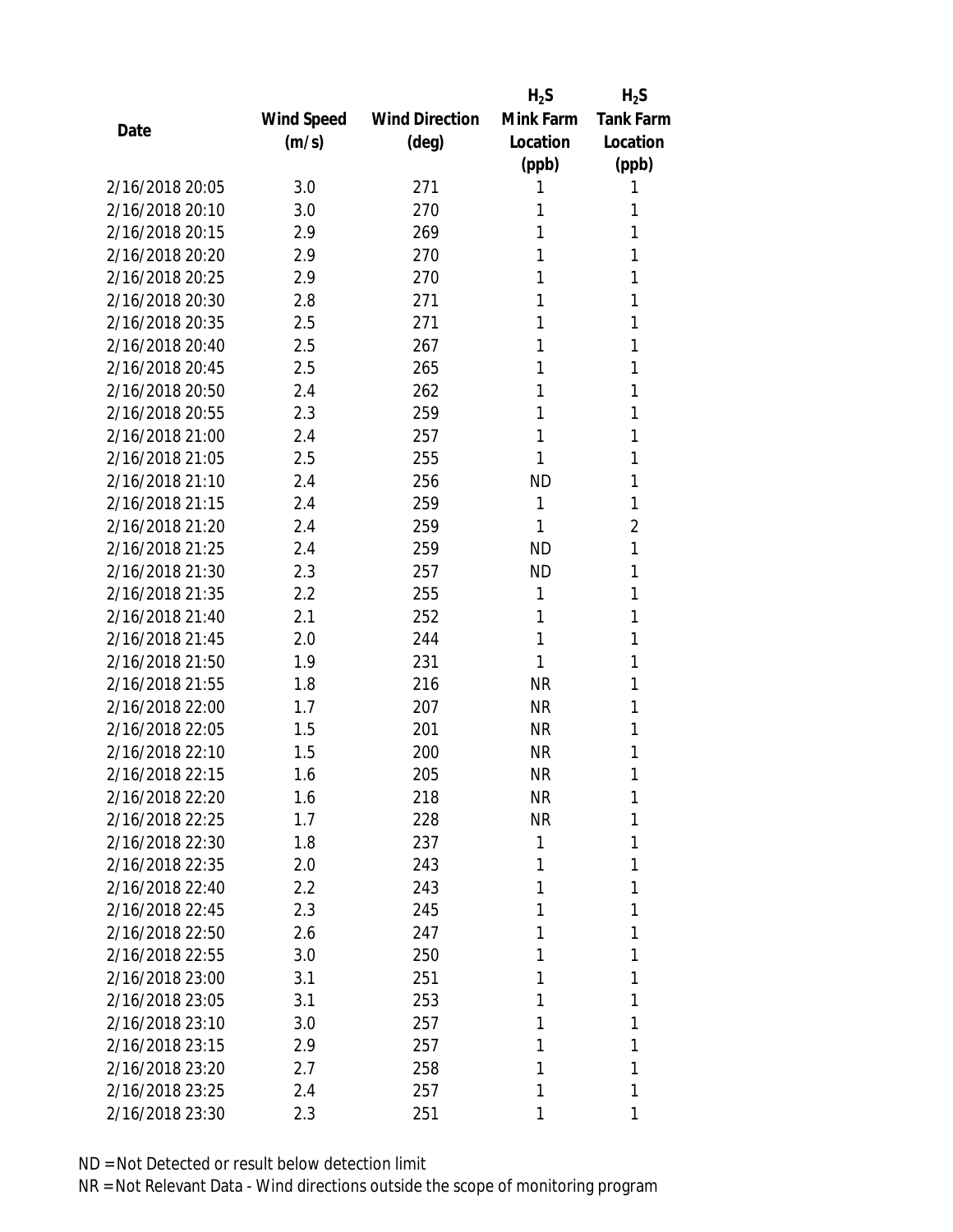| Date | Wind Speed (m/s) | Wind Direction (deg) | $H_2S$ Mink Farm Location (ppb) | $H_2S$ Tank Farm Location (ppb) |
|---|---|---|---|---|
| 2/16/2018 20:05 | 3.0 | 271 | 1 | 1 |
| 2/16/2018 20:10 | 3.0 | 270 | 1 | 1 |
| 2/16/2018 20:15 | 2.9 | 269 | 1 | 1 |
| 2/16/2018 20:20 | 2.9 | 270 | 1 | 1 |
| 2/16/2018 20:25 | 2.9 | 270 | 1 | 1 |
| 2/16/2018 20:30 | 2.8 | 271 | 1 | 1 |
| 2/16/2018 20:35 | 2.5 | 271 | 1 | 1 |
| 2/16/2018 20:40 | 2.5 | 267 | 1 | 1 |
| 2/16/2018 20:45 | 2.5 | 265 | 1 | 1 |
| 2/16/2018 20:50 | 2.4 | 262 | 1 | 1 |
| 2/16/2018 20:55 | 2.3 | 259 | 1 | 1 |
| 2/16/2018 21:00 | 2.4 | 257 | 1 | 1 |
| 2/16/2018 21:05 | 2.5 | 255 | 1 | 1 |
| 2/16/2018 21:10 | 2.4 | 256 | ND | 1 |
| 2/16/2018 21:15 | 2.4 | 259 | 1 | 1 |
| 2/16/2018 21:20 | 2.4 | 259 | 1 | 2 |
| 2/16/2018 21:25 | 2.4 | 259 | ND | 1 |
| 2/16/2018 21:30 | 2.3 | 257 | ND | 1 |
| 2/16/2018 21:35 | 2.2 | 255 | 1 | 1 |
| 2/16/2018 21:40 | 2.1 | 252 | 1 | 1 |
| 2/16/2018 21:45 | 2.0 | 244 | 1 | 1 |
| 2/16/2018 21:50 | 1.9 | 231 | 1 | 1 |
| 2/16/2018 21:55 | 1.8 | 216 | NR | 1 |
| 2/16/2018 22:00 | 1.7 | 207 | NR | 1 |
| 2/16/2018 22:05 | 1.5 | 201 | NR | 1 |
| 2/16/2018 22:10 | 1.5 | 200 | NR | 1 |
| 2/16/2018 22:15 | 1.6 | 205 | NR | 1 |
| 2/16/2018 22:20 | 1.6 | 218 | NR | 1 |
| 2/16/2018 22:25 | 1.7 | 228 | NR | 1 |
| 2/16/2018 22:30 | 1.8 | 237 | 1 | 1 |
| 2/16/2018 22:35 | 2.0 | 243 | 1 | 1 |
| 2/16/2018 22:40 | 2.2 | 243 | 1 | 1 |
| 2/16/2018 22:45 | 2.3 | 245 | 1 | 1 |
| 2/16/2018 22:50 | 2.6 | 247 | 1 | 1 |
| 2/16/2018 22:55 | 3.0 | 250 | 1 | 1 |
| 2/16/2018 23:00 | 3.1 | 251 | 1 | 1 |
| 2/16/2018 23:05 | 3.1 | 253 | 1 | 1 |
| 2/16/2018 23:10 | 3.0 | 257 | 1 | 1 |
| 2/16/2018 23:15 | 2.9 | 257 | 1 | 1 |
| 2/16/2018 23:20 | 2.7 | 258 | 1 | 1 |
| 2/16/2018 23:25 | 2.4 | 257 | 1 | 1 |
| 2/16/2018 23:30 | 2.3 | 251 | 1 | 1 |

ND = Not Detected or result below detection limit

NR = Not Relevant Data - Wind directions outside the scope of monitoring program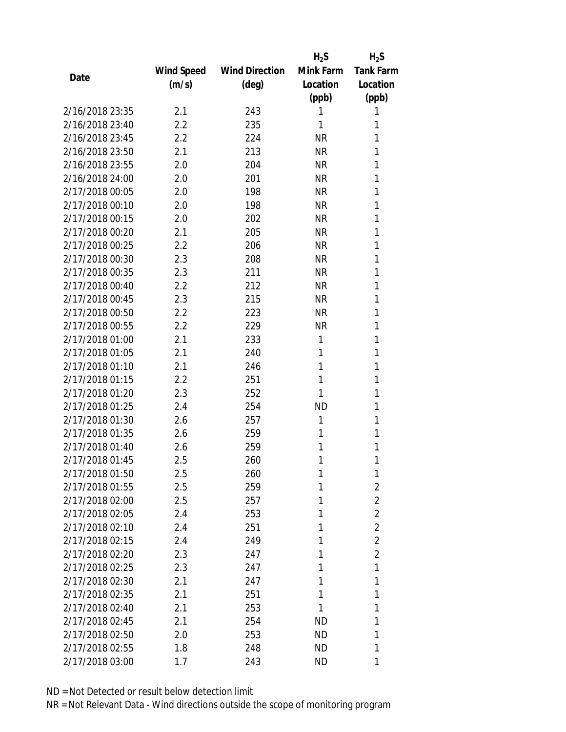| Date | Wind Speed (m/s) | Wind Direction (deg) | $H_2S$ Mink Farm Location (ppb) | $H_2S$ Tank Farm Location (ppb) |
|---|---|---|---|---|
| 2/16/2018 23:35 | 2.1 | 243 | 1 | 1 |
| 2/16/2018 23:40 | 2.2 | 235 | 1 | 1 |
| 2/16/2018 23:45 | 2.2 | 224 | NR | 1 |
| 2/16/2018 23:50 | 2.1 | 213 | NR | 1 |
| 2/16/2018 23:55 | 2.0 | 204 | NR | 1 |
| 2/16/2018 24:00 | 2.0 | 201 | NR | 1 |
| 2/17/2018 00:05 | 2.0 | 198 | NR | 1 |
| 2/17/2018 00:10 | 2.0 | 198 | NR | 1 |
| 2/17/2018 00:15 | 2.0 | 202 | NR | 1 |
| 2/17/2018 00:20 | 2.1 | 205 | NR | 1 |
| 2/17/2018 00:25 | 2.2 | 206 | NR | 1 |
| 2/17/2018 00:30 | 2.3 | 208 | NR | 1 |
| 2/17/2018 00:35 | 2.3 | 211 | NR | 1 |
| 2/17/2018 00:40 | 2.2 | 212 | NR | 1 |
| 2/17/2018 00:45 | 2.3 | 215 | NR | 1 |
| 2/17/2018 00:50 | 2.2 | 223 | NR | 1 |
| 2/17/2018 00:55 | 2.2 | 229 | NR | 1 |
| 2/17/2018 01:00 | 2.1 | 233 | 1 | 1 |
| 2/17/2018 01:05 | 2.1 | 240 | 1 | 1 |
| 2/17/2018 01:10 | 2.1 | 246 | 1 | 1 |
| 2/17/2018 01:15 | 2.2 | 251 | 1 | 1 |
| 2/17/2018 01:20 | 2.3 | 252 | 1 | 1 |
| 2/17/2018 01:25 | 2.4 | 254 | ND | 1 |
| 2/17/2018 01:30 | 2.6 | 257 | 1 | 1 |
| 2/17/2018 01:35 | 2.6 | 259 | 1 | 1 |
| 2/17/2018 01:40 | 2.6 | 259 | 1 | 1 |
| 2/17/2018 01:45 | 2.5 | 260 | 1 | 1 |
| 2/17/2018 01:50 | 2.5 | 260 | 1 | 1 |
| 2/17/2018 01:55 | 2.5 | 259 | 1 | 2 |
| 2/17/2018 02:00 | 2.5 | 257 | 1 | 2 |
| 2/17/2018 02:05 | 2.4 | 253 | 1 | 2 |
| 2/17/2018 02:10 | 2.4 | 251 | 1 | 2 |
| 2/17/2018 02:15 | 2.4 | 249 | 1 | 2 |
| 2/17/2018 02:20 | 2.3 | 247 | 1 | 2 |
| 2/17/2018 02:25 | 2.3 | 247 | 1 | 1 |
| 2/17/2018 02:30 | 2.1 | 247 | 1 | 1 |
| 2/17/2018 02:35 | 2.1 | 251 | 1 | 1 |
| 2/17/2018 02:40 | 2.1 | 253 | 1 | 1 |
| 2/17/2018 02:45 | 2.1 | 254 | ND | 1 |
| 2/17/2018 02:50 | 2.0 | 253 | ND | 1 |
| 2/17/2018 02:55 | 1.8 | 248 | ND | 1 |
| 2/17/2018 03:00 | 1.7 | 243 | ND | 1 |

ND = Not Detected or result below detection limit

NR = Not Relevant Data - Wind directions outside the scope of monitoring program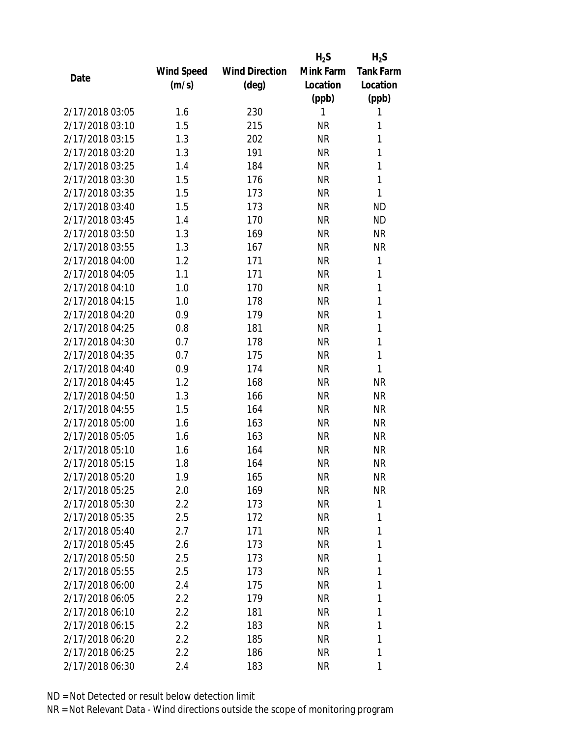| Date | Wind Speed (m/s) | Wind Direction (deg) | $H_2S$ Mink Farm Location (ppb) | $H_2S$ Tank Farm Location (ppb) |
|---|---|---|---|---|
| 2/17/2018 03:05 | 1.6 | 230 | 1 | 1 |
| 2/17/2018 03:10 | 1.5 | 215 | NR | 1 |
| 2/17/2018 03:15 | 1.3 | 202 | NR | 1 |
| 2/17/2018 03:20 | 1.3 | 191 | NR | 1 |
| 2/17/2018 03:25 | 1.4 | 184 | NR | 1 |
| 2/17/2018 03:30 | 1.5 | 176 | NR | 1 |
| 2/17/2018 03:35 | 1.5 | 173 | NR | 1 |
| 2/17/2018 03:40 | 1.5 | 173 | NR | ND |
| 2/17/2018 03:45 | 1.4 | 170 | NR | ND |
| 2/17/2018 03:50 | 1.3 | 169 | NR | NR |
| 2/17/2018 03:55 | 1.3 | 167 | NR | NR |
| 2/17/2018 04:00 | 1.2 | 171 | NR | 1 |
| 2/17/2018 04:05 | 1.1 | 171 | NR | 1 |
| 2/17/2018 04:10 | 1.0 | 170 | NR | 1 |
| 2/17/2018 04:15 | 1.0 | 178 | NR | 1 |
| 2/17/2018 04:20 | 0.9 | 179 | NR | 1 |
| 2/17/2018 04:25 | 0.8 | 181 | NR | 1 |
| 2/17/2018 04:30 | 0.7 | 178 | NR | 1 |
| 2/17/2018 04:35 | 0.7 | 175 | NR | 1 |
| 2/17/2018 04:40 | 0.9 | 174 | NR | 1 |
| 2/17/2018 04:45 | 1.2 | 168 | NR | NR |
| 2/17/2018 04:50 | 1.3 | 166 | NR | NR |
| 2/17/2018 04:55 | 1.5 | 164 | NR | NR |
| 2/17/2018 05:00 | 1.6 | 163 | NR | NR |
| 2/17/2018 05:05 | 1.6 | 163 | NR | NR |
| 2/17/2018 05:10 | 1.6 | 164 | NR | NR |
| 2/17/2018 05:15 | 1.8 | 164 | NR | NR |
| 2/17/2018 05:20 | 1.9 | 165 | NR | NR |
| 2/17/2018 05:25 | 2.0 | 169 | NR | NR |
| 2/17/2018 05:30 | 2.2 | 173 | NR | 1 |
| 2/17/2018 05:35 | 2.5 | 172 | NR | 1 |
| 2/17/2018 05:40 | 2.7 | 171 | NR | 1 |
| 2/17/2018 05:45 | 2.6 | 173 | NR | 1 |
| 2/17/2018 05:50 | 2.5 | 173 | NR | 1 |
| 2/17/2018 05:55 | 2.5 | 173 | NR | 1 |
| 2/17/2018 06:00 | 2.4 | 175 | NR | 1 |
| 2/17/2018 06:05 | 2.2 | 179 | NR | 1 |
| 2/17/2018 06:10 | 2.2 | 181 | NR | 1 |
| 2/17/2018 06:15 | 2.2 | 183 | NR | 1 |
| 2/17/2018 06:20 | 2.2 | 185 | NR | 1 |
| 2/17/2018 06:25 | 2.2 | 186 | NR | 1 |
| 2/17/2018 06:30 | 2.4 | 183 | NR | 1 |

ND = Not Detected or result below detection limit

NR = Not Relevant Data - Wind directions outside the scope of monitoring program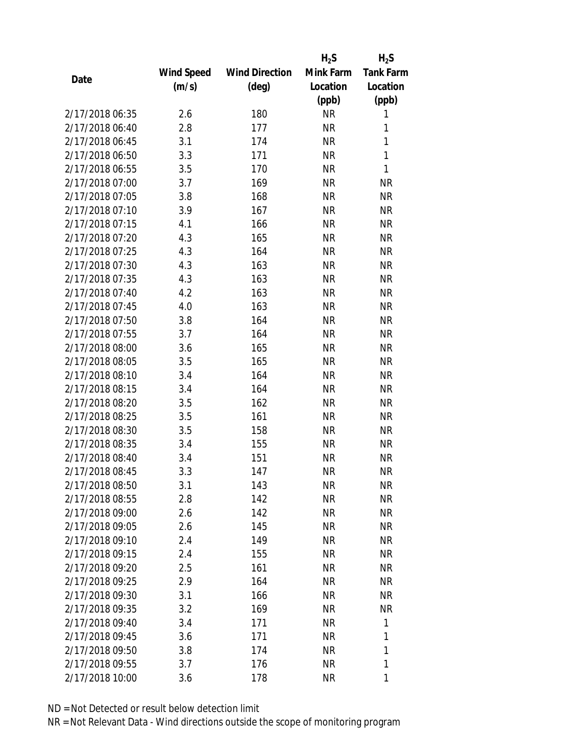| Date | Wind Speed (m/s) | Wind Direction (deg) | $H_2S$ Mink Farm Location (ppb) | $H_2S$ Tank Farm Location (ppb) |
|---|---|---|---|---|
| 2/17/2018 06:35 | 2.6 | 180 | NR | 1 |
| 2/17/2018 06:40 | 2.8 | 177 | NR | 1 |
| 2/17/2018 06:45 | 3.1 | 174 | NR | 1 |
| 2/17/2018 06:50 | 3.3 | 171 | NR | 1 |
| 2/17/2018 06:55 | 3.5 | 170 | NR | 1 |
| 2/17/2018 07:00 | 3.7 | 169 | NR | NR |
| 2/17/2018 07:05 | 3.8 | 168 | NR | NR |
| 2/17/2018 07:10 | 3.9 | 167 | NR | NR |
| 2/17/2018 07:15 | 4.1 | 166 | NR | NR |
| 2/17/2018 07:20 | 4.3 | 165 | NR | NR |
| 2/17/2018 07:25 | 4.3 | 164 | NR | NR |
| 2/17/2018 07:30 | 4.3 | 163 | NR | NR |
| 2/17/2018 07:35 | 4.3 | 163 | NR | NR |
| 2/17/2018 07:40 | 4.2 | 163 | NR | NR |
| 2/17/2018 07:45 | 4.0 | 163 | NR | NR |
| 2/17/2018 07:50 | 3.8 | 164 | NR | NR |
| 2/17/2018 07:55 | 3.7 | 164 | NR | NR |
| 2/17/2018 08:00 | 3.6 | 165 | NR | NR |
| 2/17/2018 08:05 | 3.5 | 165 | NR | NR |
| 2/17/2018 08:10 | 3.4 | 164 | NR | NR |
| 2/17/2018 08:15 | 3.4 | 164 | NR | NR |
| 2/17/2018 08:20 | 3.5 | 162 | NR | NR |
| 2/17/2018 08:25 | 3.5 | 161 | NR | NR |
| 2/17/2018 08:30 | 3.5 | 158 | NR | NR |
| 2/17/2018 08:35 | 3.4 | 155 | NR | NR |
| 2/17/2018 08:40 | 3.4 | 151 | NR | NR |
| 2/17/2018 08:45 | 3.3 | 147 | NR | NR |
| 2/17/2018 08:50 | 3.1 | 143 | NR | NR |
| 2/17/2018 08:55 | 2.8 | 142 | NR | NR |
| 2/17/2018 09:00 | 2.6 | 142 | NR | NR |
| 2/17/2018 09:05 | 2.6 | 145 | NR | NR |
| 2/17/2018 09:10 | 2.4 | 149 | NR | NR |
| 2/17/2018 09:15 | 2.4 | 155 | NR | NR |
| 2/17/2018 09:20 | 2.5 | 161 | NR | NR |
| 2/17/2018 09:25 | 2.9 | 164 | NR | NR |
| 2/17/2018 09:30 | 3.1 | 166 | NR | NR |
| 2/17/2018 09:35 | 3.2 | 169 | NR | NR |
| 2/17/2018 09:40 | 3.4 | 171 | NR | 1 |
| 2/17/2018 09:45 | 3.6 | 171 | NR | 1 |
| 2/17/2018 09:50 | 3.8 | 174 | NR | 1 |
| 2/17/2018 09:55 | 3.7 | 176 | NR | 1 |
| 2/17/2018 10:00 | 3.6 | 178 | NR | 1 |

ND = Not Detected or result below detection limit

NR = Not Relevant Data - Wind directions outside the scope of monitoring program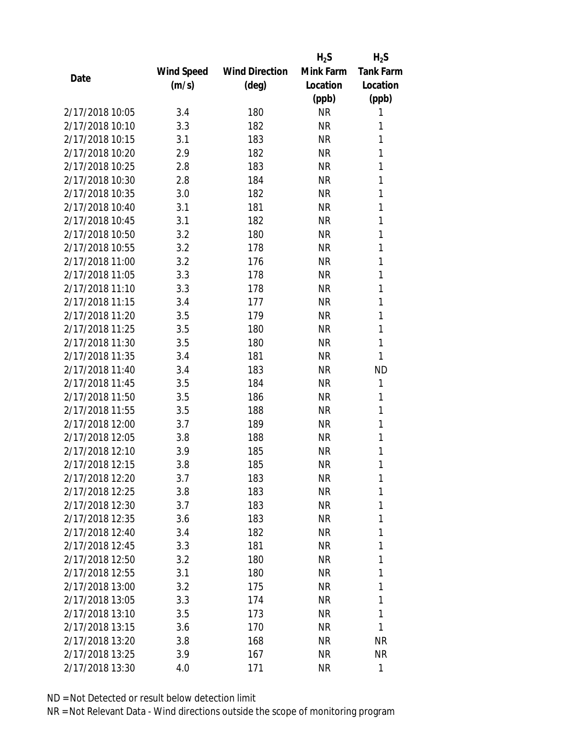| Date | Wind Speed (m/s) | Wind Direction (deg) | $H_2S$ Mink Farm Location (ppb) | $H_2S$ Tank Farm Location (ppb) |
|---|---|---|---|---|
| 2/17/2018 10:05 | 3.4 | 180 | NR | 1 |
| 2/17/2018 10:10 | 3.3 | 182 | NR | 1 |
| 2/17/2018 10:15 | 3.1 | 183 | NR | 1 |
| 2/17/2018 10:20 | 2.9 | 182 | NR | 1 |
| 2/17/2018 10:25 | 2.8 | 183 | NR | 1 |
| 2/17/2018 10:30 | 2.8 | 184 | NR | 1 |
| 2/17/2018 10:35 | 3.0 | 182 | NR | 1 |
| 2/17/2018 10:40 | 3.1 | 181 | NR | 1 |
| 2/17/2018 10:45 | 3.1 | 182 | NR | 1 |
| 2/17/2018 10:50 | 3.2 | 180 | NR | 1 |
| 2/17/2018 10:55 | 3.2 | 178 | NR | 1 |
| 2/17/2018 11:00 | 3.2 | 176 | NR | 1 |
| 2/17/2018 11:05 | 3.3 | 178 | NR | 1 |
| 2/17/2018 11:10 | 3.3 | 178 | NR | 1 |
| 2/17/2018 11:15 | 3.4 | 177 | NR | 1 |
| 2/17/2018 11:20 | 3.5 | 179 | NR | 1 |
| 2/17/2018 11:25 | 3.5 | 180 | NR | 1 |
| 2/17/2018 11:30 | 3.5 | 180 | NR | 1 |
| 2/17/2018 11:35 | 3.4 | 181 | NR | 1 |
| 2/17/2018 11:40 | 3.4 | 183 | NR | ND |
| 2/17/2018 11:45 | 3.5 | 184 | NR | 1 |
| 2/17/2018 11:50 | 3.5 | 186 | NR | 1 |
| 2/17/2018 11:55 | 3.5 | 188 | NR | 1 |
| 2/17/2018 12:00 | 3.7 | 189 | NR | 1 |
| 2/17/2018 12:05 | 3.8 | 188 | NR | 1 |
| 2/17/2018 12:10 | 3.9 | 185 | NR | 1 |
| 2/17/2018 12:15 | 3.8 | 185 | NR | 1 |
| 2/17/2018 12:20 | 3.7 | 183 | NR | 1 |
| 2/17/2018 12:25 | 3.8 | 183 | NR | 1 |
| 2/17/2018 12:30 | 3.7 | 183 | NR | 1 |
| 2/17/2018 12:35 | 3.6 | 183 | NR | 1 |
| 2/17/2018 12:40 | 3.4 | 182 | NR | 1 |
| 2/17/2018 12:45 | 3.3 | 181 | NR | 1 |
| 2/17/2018 12:50 | 3.2 | 180 | NR | 1 |
| 2/17/2018 12:55 | 3.1 | 180 | NR | 1 |
| 2/17/2018 13:00 | 3.2 | 175 | NR | 1 |
| 2/17/2018 13:05 | 3.3 | 174 | NR | 1 |
| 2/17/2018 13:10 | 3.5 | 173 | NR | 1 |
| 2/17/2018 13:15 | 3.6 | 170 | NR | 1 |
| 2/17/2018 13:20 | 3.8 | 168 | NR | NR |
| 2/17/2018 13:25 | 3.9 | 167 | NR | NR |
| 2/17/2018 13:30 | 4.0 | 171 | NR | 1 |

ND = Not Detected or result below detection limit

NR = Not Relevant Data - Wind directions outside the scope of monitoring program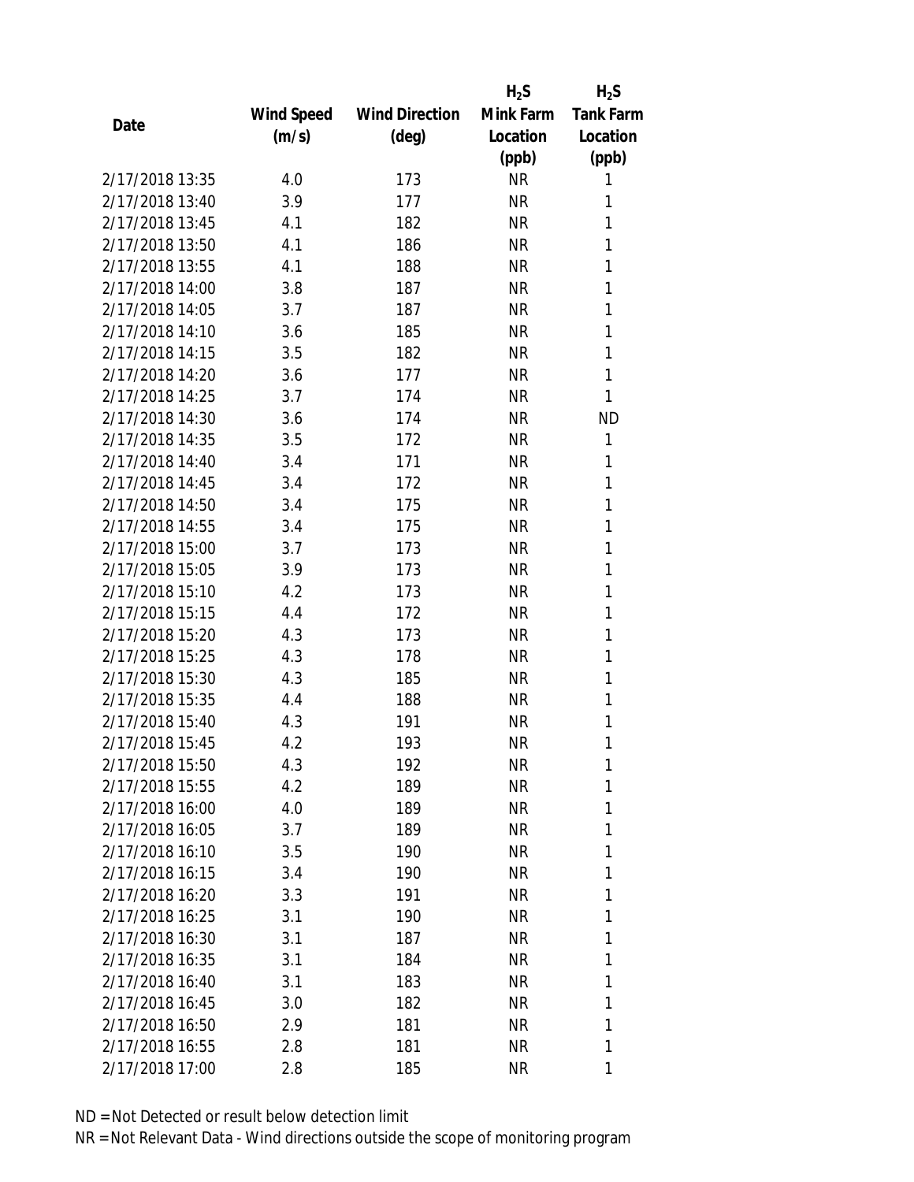| Date | Wind Speed (m/s) | Wind Direction (deg) | $H_2S$ Mink Farm Location (ppb) | $H_2S$ Tank Farm Location (ppb) |
|---|---|---|---|---|
| 2/17/2018 13:35 | 4.0 | 173 | NR | 1 |
| 2/17/2018 13:40 | 3.9 | 177 | NR | 1 |
| 2/17/2018 13:45 | 4.1 | 182 | NR | 1 |
| 2/17/2018 13:50 | 4.1 | 186 | NR | 1 |
| 2/17/2018 13:55 | 4.1 | 188 | NR | 1 |
| 2/17/2018 14:00 | 3.8 | 187 | NR | 1 |
| 2/17/2018 14:05 | 3.7 | 187 | NR | 1 |
| 2/17/2018 14:10 | 3.6 | 185 | NR | 1 |
| 2/17/2018 14:15 | 3.5 | 182 | NR | 1 |
| 2/17/2018 14:20 | 3.6 | 177 | NR | 1 |
| 2/17/2018 14:25 | 3.7 | 174 | NR | 1 |
| 2/17/2018 14:30 | 3.6 | 174 | NR | ND |
| 2/17/2018 14:35 | 3.5 | 172 | NR | 1 |
| 2/17/2018 14:40 | 3.4 | 171 | NR | 1 |
| 2/17/2018 14:45 | 3.4 | 172 | NR | 1 |
| 2/17/2018 14:50 | 3.4 | 175 | NR | 1 |
| 2/17/2018 14:55 | 3.4 | 175 | NR | 1 |
| 2/17/2018 15:00 | 3.7 | 173 | NR | 1 |
| 2/17/2018 15:05 | 3.9 | 173 | NR | 1 |
| 2/17/2018 15:10 | 4.2 | 173 | NR | 1 |
| 2/17/2018 15:15 | 4.4 | 172 | NR | 1 |
| 2/17/2018 15:20 | 4.3 | 173 | NR | 1 |
| 2/17/2018 15:25 | 4.3 | 178 | NR | 1 |
| 2/17/2018 15:30 | 4.3 | 185 | NR | 1 |
| 2/17/2018 15:35 | 4.4 | 188 | NR | 1 |
| 2/17/2018 15:40 | 4.3 | 191 | NR | 1 |
| 2/17/2018 15:45 | 4.2 | 193 | NR | 1 |
| 2/17/2018 15:50 | 4.3 | 192 | NR | 1 |
| 2/17/2018 15:55 | 4.2 | 189 | NR | 1 |
| 2/17/2018 16:00 | 4.0 | 189 | NR | 1 |
| 2/17/2018 16:05 | 3.7 | 189 | NR | 1 |
| 2/17/2018 16:10 | 3.5 | 190 | NR | 1 |
| 2/17/2018 16:15 | 3.4 | 190 | NR | 1 |
| 2/17/2018 16:20 | 3.3 | 191 | NR | 1 |
| 2/17/2018 16:25 | 3.1 | 190 | NR | 1 |
| 2/17/2018 16:30 | 3.1 | 187 | NR | 1 |
| 2/17/2018 16:35 | 3.1 | 184 | NR | 1 |
| 2/17/2018 16:40 | 3.1 | 183 | NR | 1 |
| 2/17/2018 16:45 | 3.0 | 182 | NR | 1 |
| 2/17/2018 16:50 | 2.9 | 181 | NR | 1 |
| 2/17/2018 16:55 | 2.8 | 181 | NR | 1 |
| 2/17/2018 17:00 | 2.8 | 185 | NR | 1 |

ND = Not Detected or result below detection limit

NR = Not Relevant Data - Wind directions outside the scope of monitoring program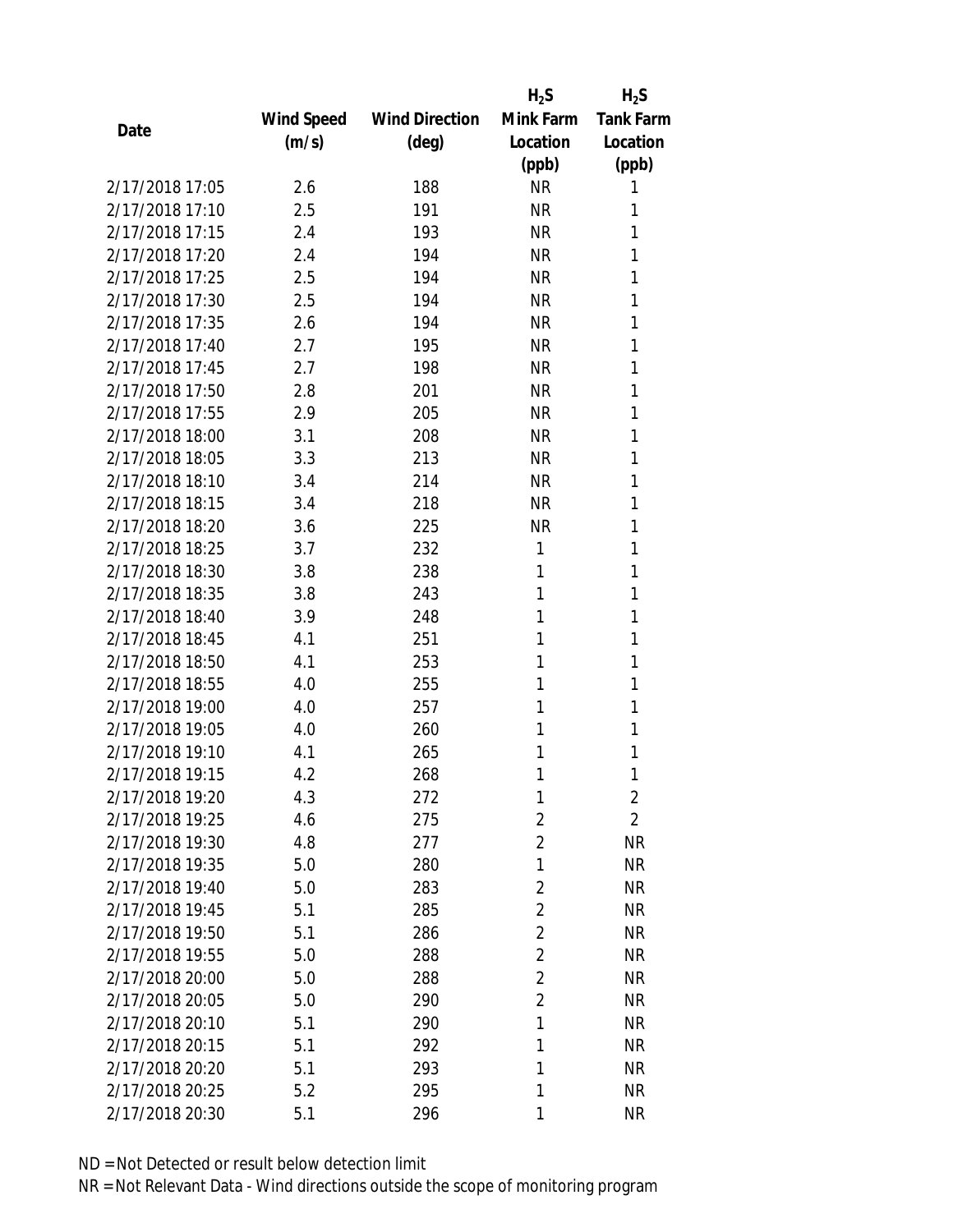| Date | Wind Speed (m/s) | Wind Direction (deg) | $H_2S$ Mink Farm Location (ppb) | $H_2S$ Tank Farm Location (ppb) |
|---|---|---|---|---|
| 2/17/2018 17:05 | 2.6 | 188 | NR | 1 |
| 2/17/2018 17:10 | 2.5 | 191 | NR | 1 |
| 2/17/2018 17:15 | 2.4 | 193 | NR | 1 |
| 2/17/2018 17:20 | 2.4 | 194 | NR | 1 |
| 2/17/2018 17:25 | 2.5 | 194 | NR | 1 |
| 2/17/2018 17:30 | 2.5 | 194 | NR | 1 |
| 2/17/2018 17:35 | 2.6 | 194 | NR | 1 |
| 2/17/2018 17:40 | 2.7 | 195 | NR | 1 |
| 2/17/2018 17:45 | 2.7 | 198 | NR | 1 |
| 2/17/2018 17:50 | 2.8 | 201 | NR | 1 |
| 2/17/2018 17:55 | 2.9 | 205 | NR | 1 |
| 2/17/2018 18:00 | 3.1 | 208 | NR | 1 |
| 2/17/2018 18:05 | 3.3 | 213 | NR | 1 |
| 2/17/2018 18:10 | 3.4 | 214 | NR | 1 |
| 2/17/2018 18:15 | 3.4 | 218 | NR | 1 |
| 2/17/2018 18:20 | 3.6 | 225 | NR | 1 |
| 2/17/2018 18:25 | 3.7 | 232 | 1 | 1 |
| 2/17/2018 18:30 | 3.8 | 238 | 1 | 1 |
| 2/17/2018 18:35 | 3.8 | 243 | 1 | 1 |
| 2/17/2018 18:40 | 3.9 | 248 | 1 | 1 |
| 2/17/2018 18:45 | 4.1 | 251 | 1 | 1 |
| 2/17/2018 18:50 | 4.1 | 253 | 1 | 1 |
| 2/17/2018 18:55 | 4.0 | 255 | 1 | 1 |
| 2/17/2018 19:00 | 4.0 | 257 | 1 | 1 |
| 2/17/2018 19:05 | 4.0 | 260 | 1 | 1 |
| 2/17/2018 19:10 | 4.1 | 265 | 1 | 1 |
| 2/17/2018 19:15 | 4.2 | 268 | 1 | 1 |
| 2/17/2018 19:20 | 4.3 | 272 | 1 | 2 |
| 2/17/2018 19:25 | 4.6 | 275 | 2 | 2 |
| 2/17/2018 19:30 | 4.8 | 277 | 2 | NR |
| 2/17/2018 19:35 | 5.0 | 280 | 1 | NR |
| 2/17/2018 19:40 | 5.0 | 283 | 2 | NR |
| 2/17/2018 19:45 | 5.1 | 285 | 2 | NR |
| 2/17/2018 19:50 | 5.1 | 286 | 2 | NR |
| 2/17/2018 19:55 | 5.0 | 288 | 2 | NR |
| 2/17/2018 20:00 | 5.0 | 288 | 2 | NR |
| 2/17/2018 20:05 | 5.0 | 290 | 2 | NR |
| 2/17/2018 20:10 | 5.1 | 290 | 1 | NR |
| 2/17/2018 20:15 | 5.1 | 292 | 1 | NR |
| 2/17/2018 20:20 | 5.1 | 293 | 1 | NR |
| 2/17/2018 20:25 | 5.2 | 295 | 1 | NR |
| 2/17/2018 20:30 | 5.1 | 296 | 1 | NR |

ND = Not Detected or result below detection limit

NR = Not Relevant Data - Wind directions outside the scope of monitoring program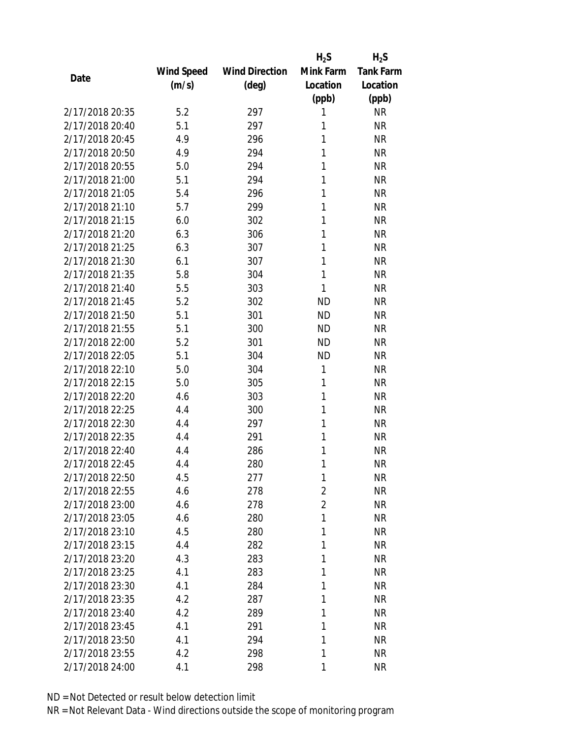| Date | Wind Speed (m/s) | Wind Direction (deg) | $H_2S$ Mink Farm Location (ppb) | $H_2S$ Tank Farm Location (ppb) |
|---|---|---|---|---|
| 2/17/2018 20:35 | 5.2 | 297 | 1 | NR |
| 2/17/2018 20:40 | 5.1 | 297 | 1 | NR |
| 2/17/2018 20:45 | 4.9 | 296 | 1 | NR |
| 2/17/2018 20:50 | 4.9 | 294 | 1 | NR |
| 2/17/2018 20:55 | 5.0 | 294 | 1 | NR |
| 2/17/2018 21:00 | 5.1 | 294 | 1 | NR |
| 2/17/2018 21:05 | 5.4 | 296 | 1 | NR |
| 2/17/2018 21:10 | 5.7 | 299 | 1 | NR |
| 2/17/2018 21:15 | 6.0 | 302 | 1 | NR |
| 2/17/2018 21:20 | 6.3 | 306 | 1 | NR |
| 2/17/2018 21:25 | 6.3 | 307 | 1 | NR |
| 2/17/2018 21:30 | 6.1 | 307 | 1 | NR |
| 2/17/2018 21:35 | 5.8 | 304 | 1 | NR |
| 2/17/2018 21:40 | 5.5 | 303 | 1 | NR |
| 2/17/2018 21:45 | 5.2 | 302 | ND | NR |
| 2/17/2018 21:50 | 5.1 | 301 | ND | NR |
| 2/17/2018 21:55 | 5.1 | 300 | ND | NR |
| 2/17/2018 22:00 | 5.2 | 301 | ND | NR |
| 2/17/2018 22:05 | 5.1 | 304 | ND | NR |
| 2/17/2018 22:10 | 5.0 | 304 | 1 | NR |
| 2/17/2018 22:15 | 5.0 | 305 | 1 | NR |
| 2/17/2018 22:20 | 4.6 | 303 | 1 | NR |
| 2/17/2018 22:25 | 4.4 | 300 | 1 | NR |
| 2/17/2018 22:30 | 4.4 | 297 | 1 | NR |
| 2/17/2018 22:35 | 4.4 | 291 | 1 | NR |
| 2/17/2018 22:40 | 4.4 | 286 | 1 | NR |
| 2/17/2018 22:45 | 4.4 | 280 | 1 | NR |
| 2/17/2018 22:50 | 4.5 | 277 | 1 | NR |
| 2/17/2018 22:55 | 4.6 | 278 | 2 | NR |
| 2/17/2018 23:00 | 4.6 | 278 | 2 | NR |
| 2/17/2018 23:05 | 4.6 | 280 | 1 | NR |
| 2/17/2018 23:10 | 4.5 | 280 | 1 | NR |
| 2/17/2018 23:15 | 4.4 | 282 | 1 | NR |
| 2/17/2018 23:20 | 4.3 | 283 | 1 | NR |
| 2/17/2018 23:25 | 4.1 | 283 | 1 | NR |
| 2/17/2018 23:30 | 4.1 | 284 | 1 | NR |
| 2/17/2018 23:35 | 4.2 | 287 | 1 | NR |
| 2/17/2018 23:40 | 4.2 | 289 | 1 | NR |
| 2/17/2018 23:45 | 4.1 | 291 | 1 | NR |
| 2/17/2018 23:50 | 4.1 | 294 | 1 | NR |
| 2/17/2018 23:55 | 4.2 | 298 | 1 | NR |
| 2/17/2018 24:00 | 4.1 | 298 | 1 | NR |

ND = Not Detected or result below detection limit

NR = Not Relevant Data - Wind directions outside the scope of monitoring program